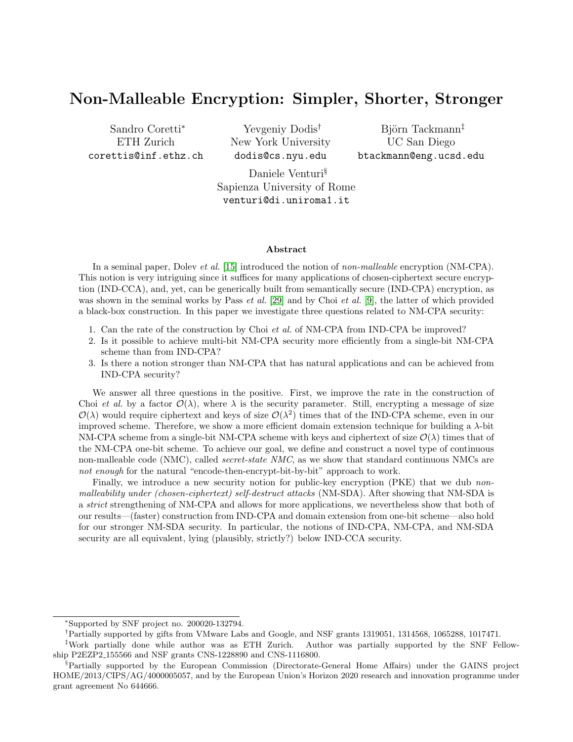# Non-Malleable Encryption: Simpler, Shorter, Stronger

Sandro Coretti[*]
ETH Zurich
corettis@inf.ethz.ch

Yevgeniy Dodis[†]
New York University
dodis@cs.nyu.edu

Björn Tackmann[‡]
UC San Diego
btackmann@eng.ucsd.edu

Daniele Venturi[§]
Sapienza University of Rome
venturi@di.uniroma1.it

### Abstract

In a seminal paper, Dolev *et al.* [15] introduced the notion of *non-malleable* encryption (NM-CPA). This notion is very intriguing since it suffices for many applications of chosen-ciphertext secure encryption (IND-CCA), and, yet, can be generically built from semantically secure (IND-CPA) encryption, as was shown in the seminal works by Pass *et al.* [29] and by Choi *et al.* [9], the latter of which provided a black-box construction. In this paper we investigate three questions related to NM-CPA security:

1. Can the rate of the construction by Choi *et al.* of NM-CPA from IND-CPA be improved?
2. Is it possible to achieve multi-bit NM-CPA security more efficiently from a single-bit NM-CPA scheme than from IND-CPA?
3. Is there a notion stronger than NM-CPA that has natural applications and can be achieved from IND-CPA security?

We answer all three questions in the positive. First, we improve the rate in the construction of Choi *et al.* by a factor $\mathcal{O}(\lambda)$, where $\lambda$ is the security parameter. Still, encrypting a message of size $\mathcal{O}(\lambda)$ would require ciphertext and keys of size $\mathcal{O}(\lambda^2)$ times that of the IND-CPA scheme, even in our improved scheme. Therefore, we show a more efficient domain extension technique for building a $\lambda$-bit NM-CPA scheme from a single-bit NM-CPA scheme with keys and ciphertext of size $\mathcal{O}(\lambda)$ times that of the NM-CPA one-bit scheme. To achieve our goal, we define and construct a novel type of continuous non-malleable code (NMC), called *secret-state NMC*, as we show that standard continuous NMCs are *not enough* for the natural "encode-then-encrypt-bit-by-bit" approach to work.

Finally, we introduce a new security notion for public-key encryption (PKE) that we dub *non-malleability under (chosen-ciphertext) self-destruct attacks* (NM-SDA). After showing that NM-SDA is a *strict* strengthening of NM-CPA and allows for more applications, we nevertheless show that both of our results—(faster) construction from IND-CPA and domain extension from one-bit scheme—also hold for our stronger NM-SDA security. In particular, the notions of IND-CPA, NM-CPA, and NM-SDA security are all equivalent, lying (plausibly, strictly?) below IND-CCA security.

---

[*] Supported by SNF project no. 200020-132794.

[†] Partially supported by gifts from VMware Labs and Google, and NSF grants 1319051, 1314568, 1065288, 1017471.

[‡] Work partially done while author was as ETH Zurich. Author was partially supported by the SNF Fellowship P2EZP2_155566 and NSF grants CNS-1228890 and CNS-1116800.

[§] Partially supported by the European Commission (Directorate-General Home Affairs) under the GAINS project HOME/2013/CIPS/AG/4000005057, and by the European Union's Horizon 2020 research and innovation programme under grant agreement No 644666.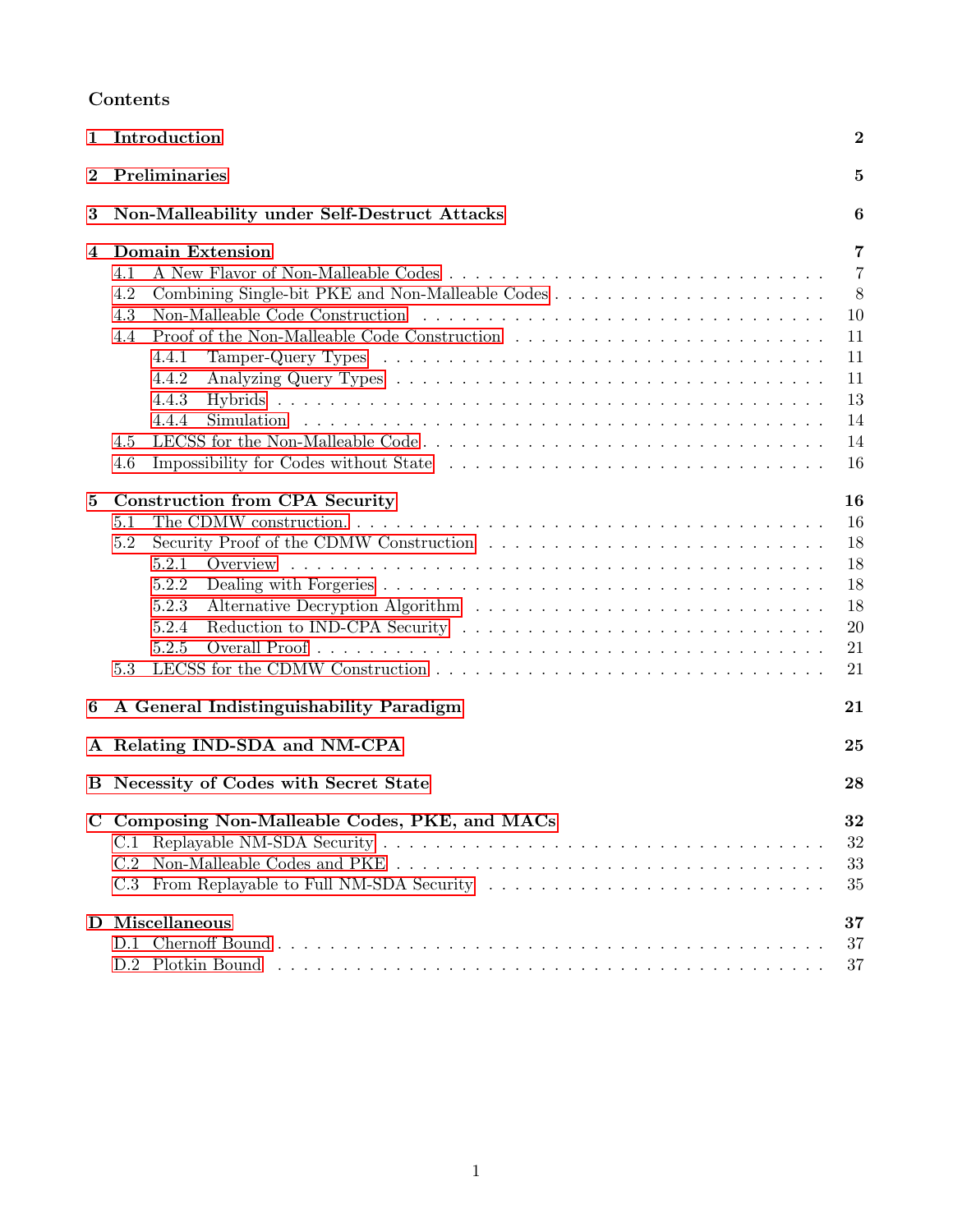## Contents

- **1 Introduction** — 2
- **2 Preliminaries** — 5
- **3 Non-Malleability under Self-Destruct Attacks** — 6
- **4 Domain Extension** — 7
  - 4.1 A New Flavor of Non-Malleable Codes — 7
  - 4.2 Combining Single-bit PKE and Non-Malleable Codes — 8
  - 4.3 Non-Malleable Code Construction — 10
  - 4.4 Proof of the Non-Malleable Code Construction — 11
    - 4.4.1 Tamper-Query Types — 11
    - 4.4.2 Analyzing Query Types — 11
    - 4.4.3 Hybrids — 13
    - 4.4.4 Simulation — 14
  - 4.5 LECSS for the Non-Malleable Code — 14
  - 4.6 Impossibility for Codes without State — 16
- **5 Construction from CPA Security** — 16
  - 5.1 The CDMW construction. — 16
  - 5.2 Security Proof of the CDMW Construction — 18
    - 5.2.1 Overview — 18
    - 5.2.2 Dealing with Forgeries — 18
    - 5.2.3 Alternative Decryption Algorithm — 18
    - 5.2.4 Reduction to IND-CPA Security — 20
    - 5.2.5 Overall Proof — 21
  - 5.3 LECSS for the CDMW Construction — 21
- **6 A General Indistinguishability Paradigm** — 21
- **A Relating IND-SDA and NM-CPA** — 25
- **B Necessity of Codes with Secret State** — 28
- **C Composing Non-Malleable Codes, PKE, and MACs** — 32
  - C.1 Replayable NM-SDA Security — 32
  - C.2 Non-Malleable Codes and PKE — 33
  - C.3 From Replayable to Full NM-SDA Security — 35
- **D Miscellaneous** — 37
  - D.1 Chernoff Bound — 37
  - D.2 Plotkin Bound — 37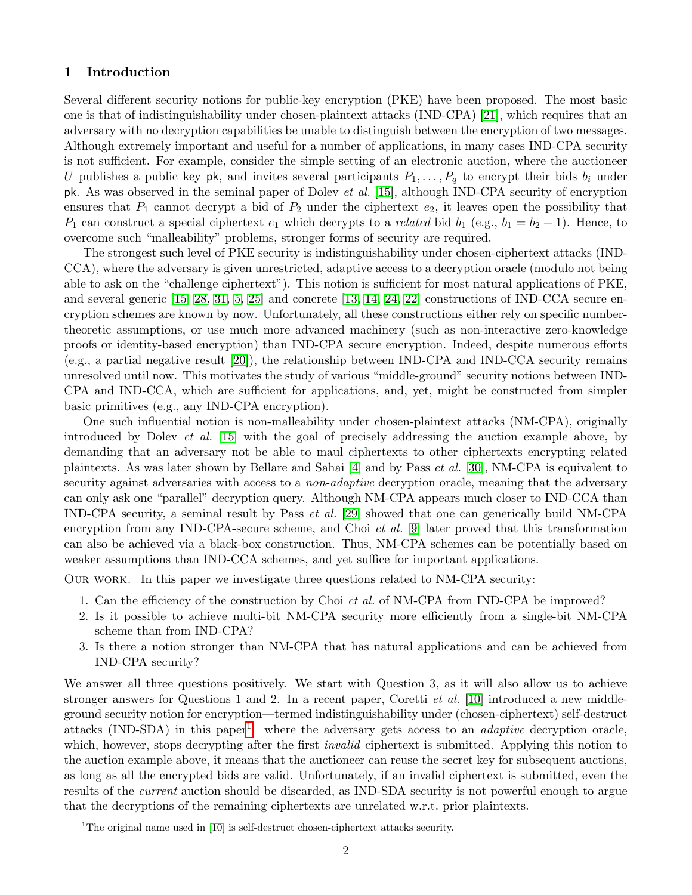## 1 Introduction

Several different security notions for public-key encryption (PKE) have been proposed. The most basic one is that of indistinguishability under chosen-plaintext attacks (IND-CPA) [21], which requires that an adversary with no decryption capabilities be unable to distinguish between the encryption of two messages. Although extremely important and useful for a number of applications, in many cases IND-CPA security is not sufficient. For example, consider the simple setting of an electronic auction, where the auctioneer $U$ publishes a public key $\mathsf{pk}$, and invites several participants $P_1, \ldots, P_q$ to encrypt their bids $b_i$ under $\mathsf{pk}$. As was observed in the seminal paper of Dolev *et al.* [15], although IND-CPA security of encryption ensures that $P_1$ cannot decrypt a bid of $P_2$ under the ciphertext $e_2$, it leaves open the possibility that $P_1$ can construct a special ciphertext $e_1$ which decrypts to a *related* bid $b_1$ (e.g., $b_1 = b_2 + 1$). Hence, to overcome such "malleability" problems, stronger forms of security are required.

The strongest such level of PKE security is indistinguishability under chosen-ciphertext attacks (IND-CCA), where the adversary is given unrestricted, adaptive access to a decryption oracle (modulo not being able to ask on the "challenge ciphertext"). This notion is sufficient for most natural applications of PKE, and several generic [15, 28, 31, 5, 25] and concrete [13, 14, 24, 22] constructions of IND-CCA secure encryption schemes are known by now. Unfortunately, all these constructions either rely on specific number-theoretic assumptions, or use much more advanced machinery (such as non-interactive zero-knowledge proofs or identity-based encryption) than IND-CPA secure encryption. Indeed, despite numerous efforts (e.g., a partial negative result [20]), the relationship between IND-CPA and IND-CCA security remains unresolved until now. This motivates the study of various "middle-ground" security notions between IND-CPA and IND-CCA, which are sufficient for applications, and, yet, might be constructed from simpler basic primitives (e.g., any IND-CPA encryption).

One such influential notion is non-malleability under chosen-plaintext attacks (NM-CPA), originally introduced by Dolev *et al.* [15] with the goal of precisely addressing the auction example above, by demanding that an adversary not be able to maul ciphertexts to other ciphertexts encrypting related plaintexts. As was later shown by Bellare and Sahai [4] and by Pass *et al.* [30], NM-CPA is equivalent to security against adversaries with access to a *non-adaptive* decryption oracle, meaning that the adversary can only ask one "parallel" decryption query. Although NM-CPA appears much closer to IND-CCA than IND-CPA security, a seminal result by Pass *et al.* [29] showed that one can generically build NM-CPA encryption from any IND-CPA-secure scheme, and Choi *et al.* [9] later proved that this transformation can also be achieved via a black-box construction. Thus, NM-CPA schemes can be potentially based on weaker assumptions than IND-CCA schemes, and yet suffice for important applications.

Our work. In this paper we investigate three questions related to NM-CPA security:

1. Can the efficiency of the construction by Choi *et al.* of NM-CPA from IND-CPA be improved?
2. Is it possible to achieve multi-bit NM-CPA security more efficiently from a single-bit NM-CPA scheme than from IND-CPA?
3. Is there a notion stronger than NM-CPA that has natural applications and can be achieved from IND-CPA security?

We answer all three questions positively. We start with Question 3, as it will also allow us to achieve stronger answers for Questions 1 and 2. In a recent paper, Coretti *et al.* [10] introduced a new middle-ground security notion for encryption—termed indistinguishability under (chosen-ciphertext) self-destruct attacks (IND-SDA) in this paper[1]—where the adversary gets access to an *adaptive* decryption oracle, which, however, stops decrypting after the first *invalid* ciphertext is submitted. Applying this notion to the auction example above, it means that the auctioneer can reuse the secret key for subsequent auctions, as long as all the encrypted bids are valid. Unfortunately, if an invalid ciphertext is submitted, even the results of the *current* auction should be discarded, as IND-SDA security is not powerful enough to argue that the decryptions of the remaining ciphertexts are unrelated w.r.t. prior plaintexts.

[1] The original name used in [10] is self-destruct chosen-ciphertext attacks security.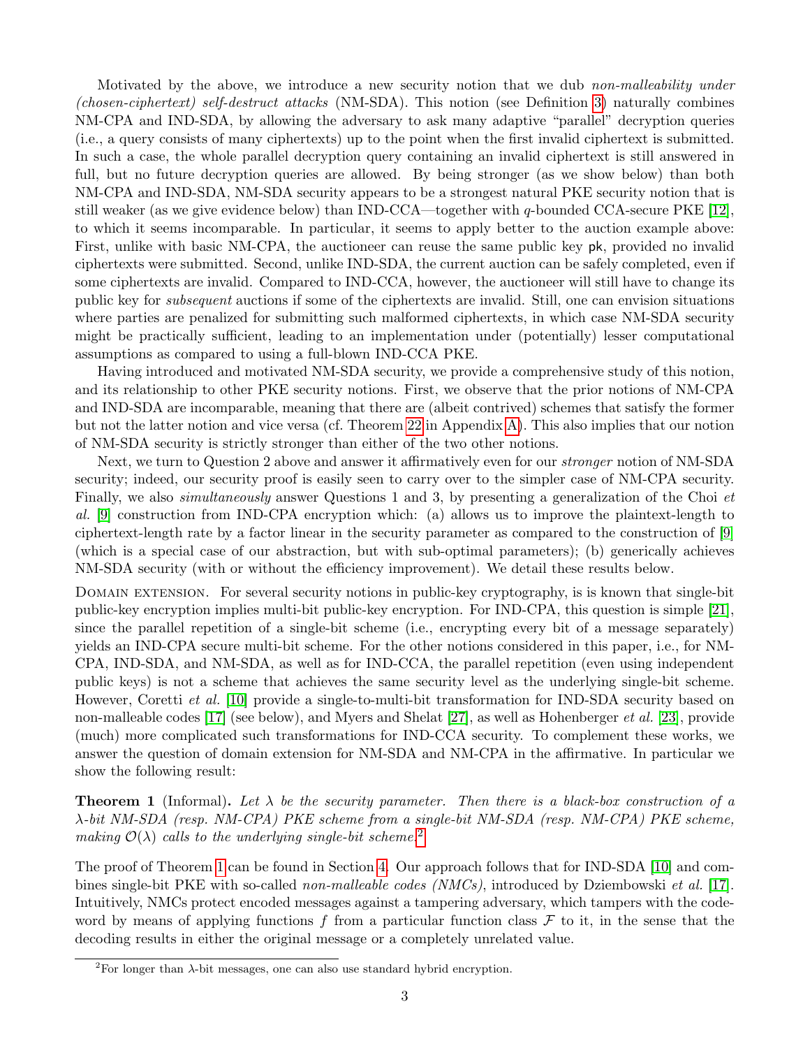Motivated by the above, we introduce a new security notion that we dub *non-malleability under (chosen-ciphertext) self-destruct attacks* (NM-SDA). This notion (see Definition 3) naturally combines NM-CPA and IND-SDA, by allowing the adversary to ask many adaptive "parallel" decryption queries (i.e., a query consists of many ciphertexts) up to the point when the first invalid ciphertext is submitted. In such a case, the whole parallel decryption query containing an invalid ciphertext is still answered in full, but no future decryption queries are allowed. By being stronger (as we show below) than both NM-CPA and IND-SDA, NM-SDA security appears to be a strongest natural PKE security notion that is still weaker (as we give evidence below) than IND-CCA—together with $q$-bounded CCA-secure PKE [12], to which it seems incomparable. In particular, it seems to apply better to the auction example above: First, unlike with basic NM-CPA, the auctioneer can reuse the same public key $\mathsf{pk}$, provided no invalid ciphertexts were submitted. Second, unlike IND-SDA, the current auction can be safely completed, even if some ciphertexts are invalid. Compared to IND-CCA, however, the auctioneer will still have to change its public key for *subsequent* auctions if some of the ciphertexts are invalid. Still, one can envision situations where parties are penalized for submitting such malformed ciphertexts, in which case NM-SDA security might be practically sufficient, leading to an implementation under (potentially) lesser computational assumptions as compared to using a full-blown IND-CCA PKE.

Having introduced and motivated NM-SDA security, we provide a comprehensive study of this notion, and its relationship to other PKE security notions. First, we observe that the prior notions of NM-CPA and IND-SDA are incomparable, meaning that there are (albeit contrived) schemes that satisfy the former but not the latter notion and vice versa (cf. Theorem 22 in Appendix A). This also implies that our notion of NM-SDA security is strictly stronger than either of the two other notions.

Next, we turn to Question 2 above and answer it affirmatively even for our *stronger* notion of NM-SDA security; indeed, our security proof is easily seen to carry over to the simpler case of NM-CPA security. Finally, we also *simultaneously* answer Questions 1 and 3, by presenting a generalization of the Choi *et al.* [9] construction from IND-CPA encryption which: (a) allows us to improve the plaintext-length to ciphertext-length rate by a factor linear in the security parameter as compared to the construction of [9] (which is a special case of our abstraction, but with sub-optimal parameters); (b) generically achieves NM-SDA security (with or without the efficiency improvement). We detail these results below.

Domain extension. For several security notions in public-key cryptography, is is known that single-bit public-key encryption implies multi-bit public-key encryption. For IND-CPA, this question is simple [21], since the parallel repetition of a single-bit scheme (i.e., encrypting every bit of a message separately) yields an IND-CPA secure multi-bit scheme. For the other notions considered in this paper, i.e., for NM-CPA, IND-SDA, and NM-SDA, as well as for IND-CCA, the parallel repetition (even using independent public keys) is not a scheme that achieves the same security level as the underlying single-bit scheme. However, Coretti *et al.* [10] provide a single-to-multi-bit transformation for IND-SDA security based on non-malleable codes [17] (see below), and Myers and Shelat [27], as well as Hohenberger *et al.* [23], provide (much) more complicated such transformations for IND-CCA security. To complement these works, we answer the question of domain extension for NM-SDA and NM-CPA in the affirmative. In particular we show the following result:

**Theorem 1** (Informal)**.** *Let $\lambda$ be the security parameter. Then there is a black-box construction of a $\lambda$-bit NM-SDA (resp. NM-CPA) PKE scheme from a single-bit NM-SDA (resp. NM-CPA) PKE scheme, making $\mathcal{O}(\lambda)$ calls to the underlying single-bit scheme.*[2]

The proof of Theorem 1 can be found in Section 4. Our approach follows that for IND-SDA [10] and combines single-bit PKE with so-called *non-malleable codes (NMCs)*, introduced by Dziembowski *et al.* [17]. Intuitively, NMCs protect encoded messages against a tampering adversary, which tampers with the codeword by means of applying functions $f$ from a particular function class $\mathcal{F}$ to it, in the sense that the decoding results in either the original message or a completely unrelated value.

[2] For longer than $\lambda$-bit messages, one can also use standard hybrid encryption.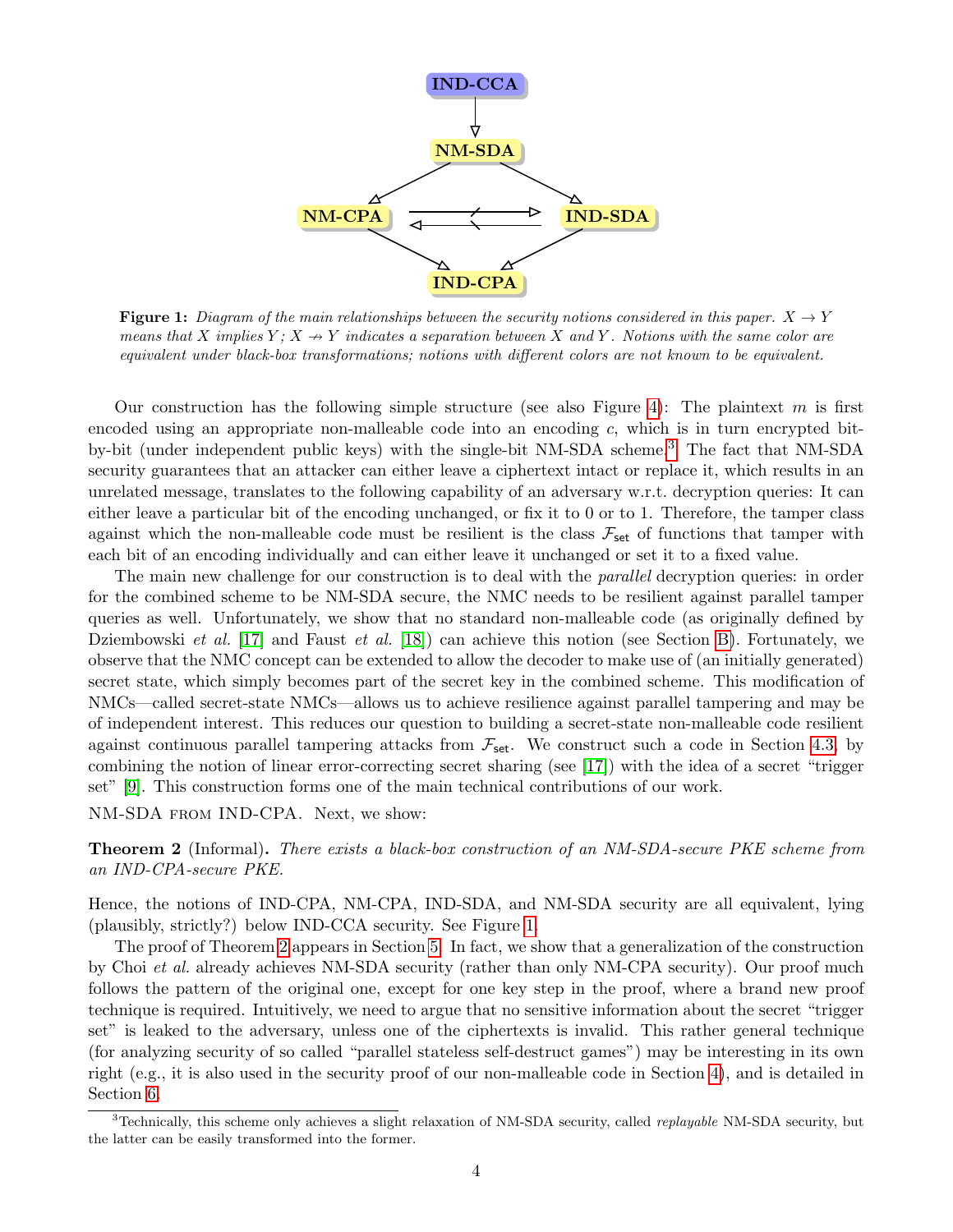Figure 1: *Diagram of the main relationships between the security notions considered in this paper. $X \to Y$ means that $X$ implies $Y$; $X \nrightarrow Y$ indicates a separation between $X$ and $Y$. Notions with the same color are equivalent under black-box transformations; notions with different colors are not known to be equivalent.*

Our construction has the following simple structure (see also Figure 4): The plaintext $m$ is first encoded using an appropriate non-malleable code into an encoding $c$, which is in turn encrypted bit-by-bit (under independent public keys) with the single-bit NM-SDA scheme.[3] The fact that NM-SDA security guarantees that an attacker can either leave a ciphertext intact or replace it, which results in an unrelated message, translates to the following capability of an adversary w.r.t. decryption queries: It can either leave a particular bit of the encoding unchanged, or fix it to 0 or to 1. Therefore, the tamper class against which the non-malleable code must be resilient is the class $\mathcal{F}_{\mathsf{set}}$ of functions that tamper with each bit of an encoding individually and can either leave it unchanged or set it to a fixed value.

The main new challenge for our construction is to deal with the *parallel* decryption queries: in order for the combined scheme to be NM-SDA secure, the NMC needs to be resilient against parallel tamper queries as well. Unfortunately, we show that no standard non-malleable code (as originally defined by Dziembowski *et al.* [17] and Faust *et al.* [18]) can achieve this notion (see Section B). Fortunately, we observe that the NMC concept can be extended to allow the decoder to make use of (an initially generated) secret state, which simply becomes part of the secret key in the combined scheme. This modification of NMCs—called secret-state NMCs—allows us to achieve resilience against parallel tampering and may be of independent interest. This reduces our question to building a secret-state non-malleable code resilient against continuous parallel tampering attacks from $\mathcal{F}_{\mathsf{set}}$. We construct such a code in Section 4.3, by combining the notion of linear error-correcting secret sharing (see [17]) with the idea of a secret "trigger set" [9]. This construction forms one of the main technical contributions of our work.

NM-SDA from IND-CPA. Next, we show:

**Theorem 2** (Informal)**.** *There exists a black-box construction of an NM-SDA-secure PKE scheme from an IND-CPA-secure PKE.*

Hence, the notions of IND-CPA, NM-CPA, IND-SDA, and NM-SDA security are all equivalent, lying (plausibly, strictly?) below IND-CCA security. See Figure 1.

The proof of Theorem 2 appears in Section 5. In fact, we show that a generalization of the construction by Choi *et al.* already achieves NM-SDA security (rather than only NM-CPA security). Our proof much follows the pattern of the original one, except for one key step in the proof, where a brand new proof technique is required. Intuitively, we need to argue that no sensitive information about the secret "trigger set" is leaked to the adversary, unless one of the ciphertexts is invalid. This rather general technique (for analyzing security of so called "parallel stateless self-destruct games") may be interesting in its own right (e.g., it is also used in the security proof of our non-malleable code in Section 4), and is detailed in Section 6.

[3] Technically, this scheme only achieves a slight relaxation of NM-SDA security, called *replayable* NM-SDA security, but the latter can be easily transformed into the former.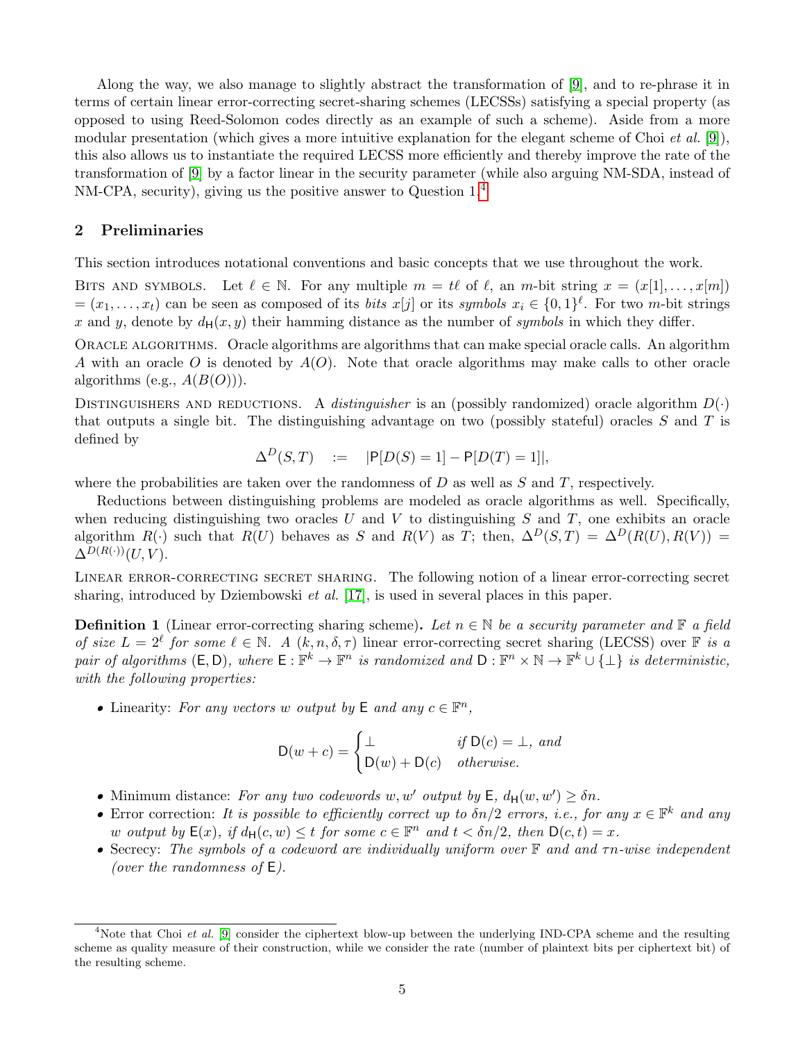Along the way, we also manage to slightly abstract the transformation of [9], and to re-phrase it in terms of certain linear error-correcting secret-sharing schemes (LECSSs) satisfying a special property (as opposed to using Reed-Solomon codes directly as an example of such a scheme). Aside from a more modular presentation (which gives a more intuitive explanation for the elegant scheme of Choi *et al.* [9]), this also allows us to instantiate the required LECSS more efficiently and thereby improve the rate of the transformation of [9] by a factor linear in the security parameter (while also arguing NM-SDA, instead of NM-CPA, security), giving us the positive answer to Question 1.[4]

## 2 Preliminaries

This section introduces notational conventions and basic concepts that we use throughout the work.

Bits and symbols. Let $\ell \in \mathbb{N}$. For any multiple $m = t\ell$ of $\ell$, an $m$-bit string $x = (x[1], \ldots, x[m]) = (x_1, \ldots, x_t)$ can be seen as composed of its *bits* $x[j]$ or its *symbols* $x_i \in \{0,1\}^\ell$. For two $m$-bit strings $x$ and $y$, denote by $d_{\mathsf{H}}(x, y)$ their hamming distance as the number of *symbols* in which they differ.

Oracle algorithms. Oracle algorithms are algorithms that can make special oracle calls. An algorithm $A$ with an oracle $O$ is denoted by $A(O)$. Note that oracle algorithms may make calls to other oracle algorithms (e.g., $A(B(O))$).

Distinguishers and reductions. A *distinguisher* is an (possibly randomized) oracle algorithm $D(\cdot)$ that outputs a single bit. The distinguishing advantage on two (possibly stateful) oracles $S$ and $T$ is defined by

$$\Delta^D(S, T) \quad := \quad |\mathsf{P}[D(S) = 1] - \mathsf{P}[D(T) = 1]|,$$

where the probabilities are taken over the randomness of $D$ as well as $S$ and $T$, respectively.

Reductions between distinguishing problems are modeled as oracle algorithms as well. Specifically, when reducing distinguishing two oracles $U$ and $V$ to distinguishing $S$ and $T$, one exhibits an oracle algorithm $R(\cdot)$ such that $R(U)$ behaves as $S$ and $R(V)$ as $T$; then, $\Delta^D(S,T) = \Delta^D(R(U), R(V)) = \Delta^{D(R(\cdot))}(U, V)$.

Linear error-correcting secret sharing. The following notion of a linear error-correcting secret sharing, introduced by Dziembowski *et al.* [17], is used in several places in this paper.

**Definition 1** (Linear error-correcting sharing scheme). *Let $n \in \mathbb{N}$ be a security parameter and $\mathbb{F}$ a field of size $L = 2^\ell$ for some $\ell \in \mathbb{N}$. A $(k, n, \delta, \tau)$ linear error-correcting secret sharing (LECSS) over $\mathbb{F}$ is a pair of algorithms $(\mathsf{E}, \mathsf{D})$, where $\mathsf{E} : \mathbb{F}^k \to \mathbb{F}^n$ is randomized and $\mathsf{D} : \mathbb{F}^n \times \mathbb{N} \to \mathbb{F}^k \cup \{\bot\}$ is deterministic, with the following properties:*

- Linearity: *For any vectors $w$ output by $\mathsf{E}$ and any $c \in \mathbb{F}^n$,*

$$\mathsf{D}(w + c) = \begin{cases} \bot & \text{if } \mathsf{D}(c) = \bot, \text{ and} \\ \mathsf{D}(w) + \mathsf{D}(c) & \text{otherwise.} \end{cases}$$

- Minimum distance: *For any two codewords $w, w'$ output by $\mathsf{E}$, $d_{\mathsf{H}}(w, w') \geq \delta n$.*
- Error correction: *It is possible to efficiently correct up to $\delta n/2$ errors, i.e., for any $x \in \mathbb{F}^k$ and any $w$ output by $\mathsf{E}(x)$, if $d_{\mathsf{H}}(c, w) \leq t$ for some $c \in \mathbb{F}^n$ and $t < \delta n/2$, then $\mathsf{D}(c, t) = x$.*
- Secrecy: *The symbols of a codeword are individually uniform over $\mathbb{F}$ and and $\tau n$-wise independent (over the randomness of $\mathsf{E}$).*

[4] Note that Choi *et al.* [9] consider the ciphertext blow-up between the underlying IND-CPA scheme and the resulting scheme as quality measure of their construction, while we consider the rate (number of plaintext bits per ciphertext bit) of the resulting scheme.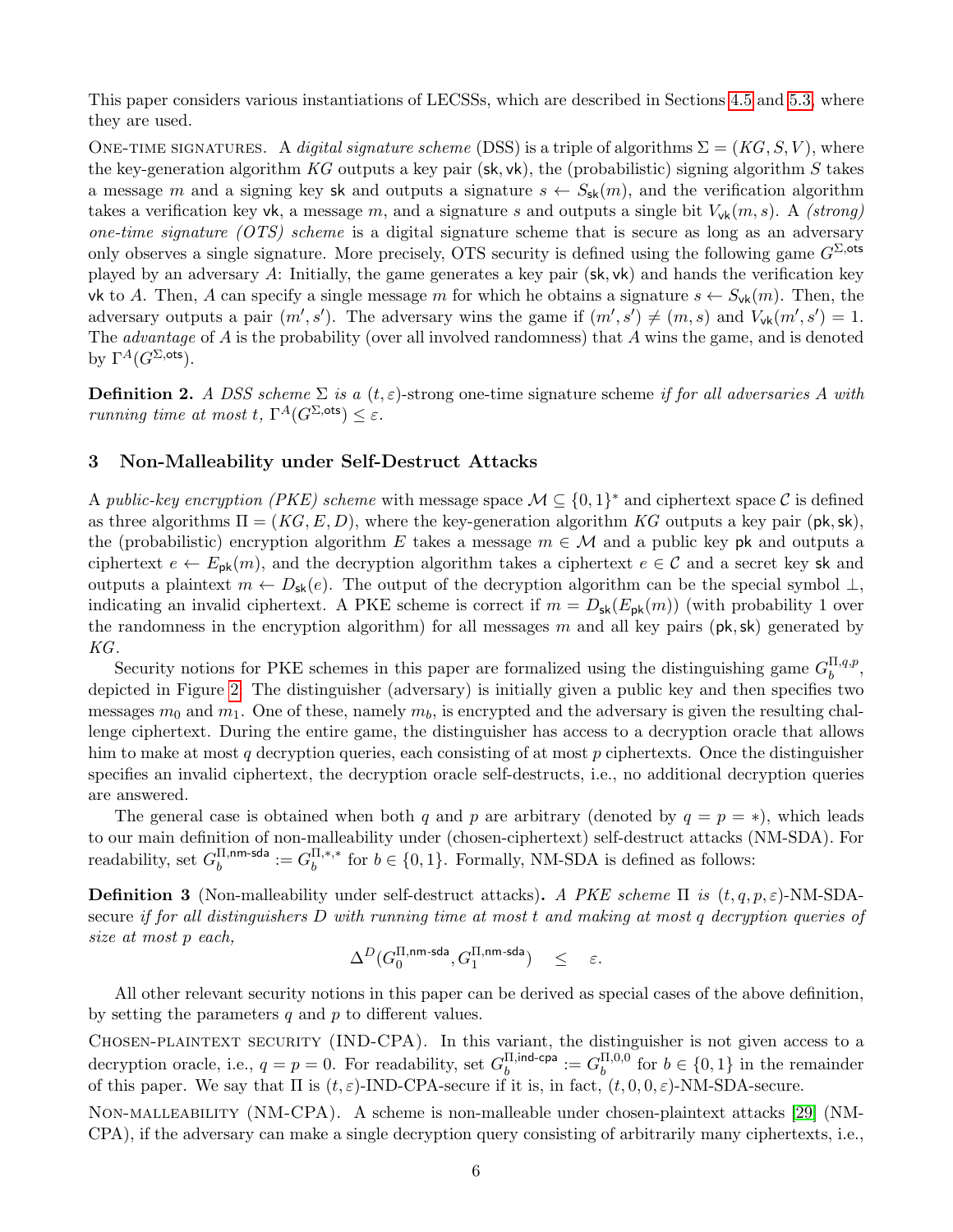This paper considers various instantiations of LECSSs, which are described in Sections 4.5 and 5.3, where they are used.

One-time signatures. A *digital signature scheme* (DSS) is a triple of algorithms $\Sigma = (KG, S, V)$, where the key-generation algorithm $KG$ outputs a key pair $(\mathsf{sk}, \mathsf{vk})$, the (probabilistic) signing algorithm $S$ takes a message $m$ and a signing key $\mathsf{sk}$ and outputs a signature $s \leftarrow S_{\mathsf{sk}}(m)$, and the verification algorithm takes a verification key $\mathsf{vk}$, a message $m$, and a signature $s$ and outputs a single bit $V_{\mathsf{vk}}(m, s)$. A *(strong) one-time signature (OTS) scheme* is a digital signature scheme that is secure as long as an adversary only observes a single signature. More precisely, OTS security is defined using the following game $G^{\Sigma,\mathsf{ots}}$ played by an adversary $A$: Initially, the game generates a key pair $(\mathsf{sk}, \mathsf{vk})$ and hands the verification key $\mathsf{vk}$ to $A$. Then, $A$ can specify a single message $m$ for which he obtains a signature $s \leftarrow S_{\mathsf{vk}}(m)$. Then, the adversary outputs a pair $(m', s')$. The adversary wins the game if $(m', s') \neq (m, s)$ and $V_{\mathsf{vk}}(m', s') = 1$. The *advantage* of $A$ is the probability (over all involved randomness) that $A$ wins the game, and is denoted by $\Gamma^A(G^{\Sigma,\mathsf{ots}})$.

**Definition 2.** *A DSS scheme $\Sigma$ is a $(t, \varepsilon)$-*strong one-time signature scheme *if for all adversaries $A$ with running time at most $t$, $\Gamma^A(G^{\Sigma,\mathsf{ots}}) \leq \varepsilon$.*

## 3 Non-Malleability under Self-Destruct Attacks

A *public-key encryption (PKE) scheme* with message space $\mathcal{M} \subseteq \{0,1\}^*$ and ciphertext space $\mathcal{C}$ is defined as three algorithms $\Pi = (KG, E, D)$, where the key-generation algorithm $KG$ outputs a key pair $(\mathsf{pk}, \mathsf{sk})$, the (probabilistic) encryption algorithm $E$ takes a message $m \in \mathcal{M}$ and a public key $\mathsf{pk}$ and outputs a ciphertext $e \leftarrow E_{\mathsf{pk}}(m)$, and the decryption algorithm takes a ciphertext $e \in \mathcal{C}$ and a secret key $\mathsf{sk}$ and outputs a plaintext $m \leftarrow D_{\mathsf{sk}}(e)$. The output of the decryption algorithm can be the special symbol $\perp$, indicating an invalid ciphertext. A PKE scheme is correct if $m = D_{\mathsf{sk}}(E_{\mathsf{pk}}(m))$ (with probability 1 over the randomness in the encryption algorithm) for all messages $m$ and all key pairs $(\mathsf{pk}, \mathsf{sk})$ generated by $KG$.

Security notions for PKE schemes in this paper are formalized using the distinguishing game $G_b^{\Pi,q,p}$, depicted in Figure 2: The distinguisher (adversary) is initially given a public key and then specifies two messages $m_0$ and $m_1$. One of these, namely $m_b$, is encrypted and the adversary is given the resulting challenge ciphertext. During the entire game, the distinguisher has access to a decryption oracle that allows him to make at most $q$ decryption queries, each consisting of at most $p$ ciphertexts. Once the distinguisher specifies an invalid ciphertext, the decryption oracle self-destructs, i.e., no additional decryption queries are answered.

The general case is obtained when both $q$ and $p$ are arbitrary (denoted by $q = p = *$), which leads to our main definition of non-malleability under (chosen-ciphertext) self-destruct attacks (NM-SDA). For readability, set $G_b^{\Pi,\mathsf{nm\text{-}sda}} := G_b^{\Pi,*,*}$ for $b \in \{0,1\}$. Formally, NM-SDA is defined as follows:

**Definition 3** (Non-malleability under self-destruct attacks)**.** *A PKE scheme $\Pi$ is $(t, q, p, \varepsilon)$-NM-SDA-secure if for all distinguishers $D$ with running time at most $t$ and making at most $q$ decryption queries of size at most $p$ each,*

$$\Delta^D(G_0^{\Pi,\mathsf{nm\text{-}sda}}, G_1^{\Pi,\mathsf{nm\text{-}sda}}) \quad \leq \quad \varepsilon.$$

All other relevant security notions in this paper can be derived as special cases of the above definition, by setting the parameters $q$ and $p$ to different values.

Chosen-plaintext security (IND-CPA). In this variant, the distinguisher is not given access to a decryption oracle, i.e., $q = p = 0$. For readability, set $G_b^{\Pi,\mathsf{ind\text{-}cpa}} := G_b^{\Pi,0,0}$ for $b \in \{0,1\}$ in the remainder of this paper. We say that $\Pi$ is $(t, \varepsilon)$-IND-CPA-secure if it is, in fact, $(t, 0, 0, \varepsilon)$-NM-SDA-secure.

Non-malleability (NM-CPA). A scheme is non-malleable under chosen-plaintext attacks [29] (NM-CPA), if the adversary can make a single decryption query consisting of arbitrarily many ciphertexts, i.e.,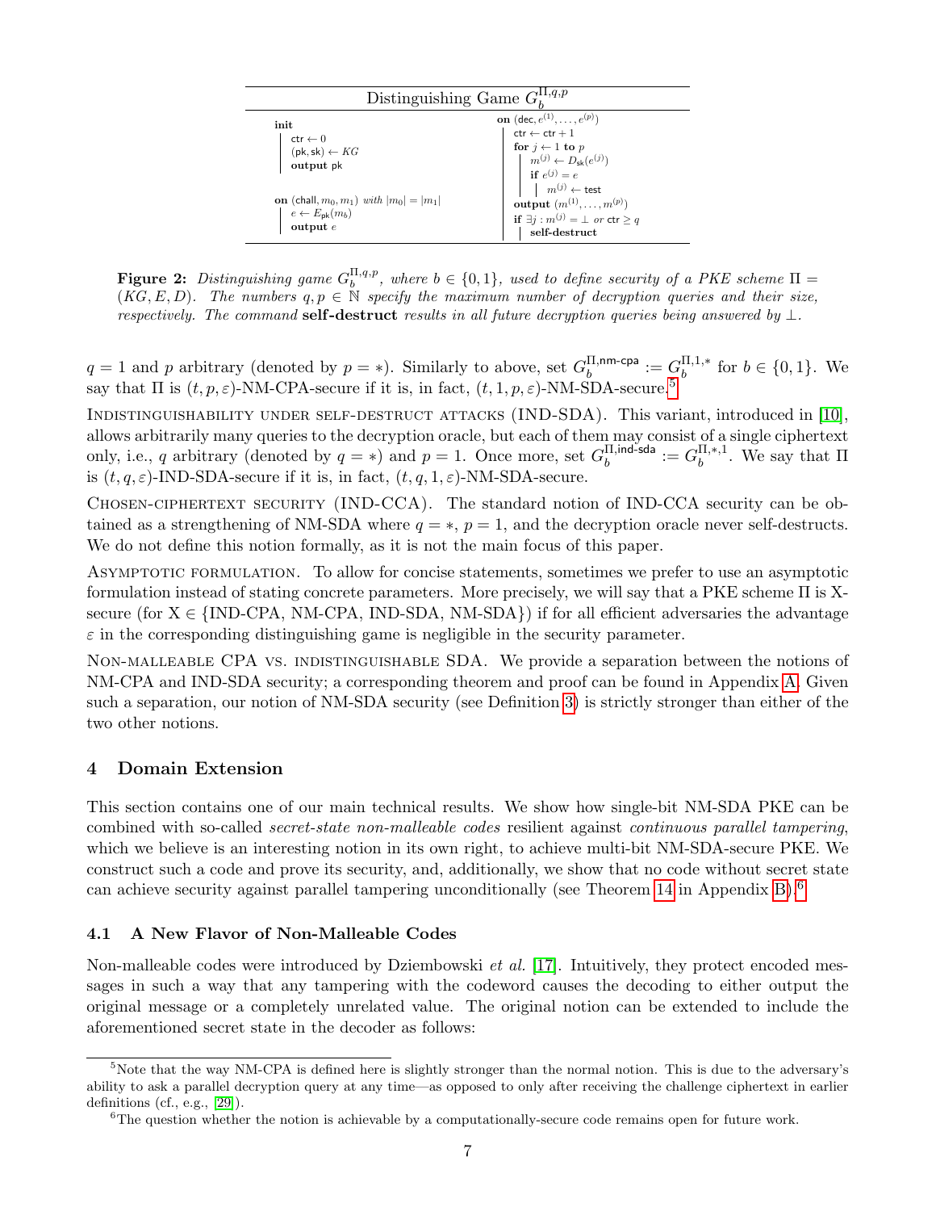**Distinguishing Game $G_b^{\Pi,q,p}$**

```
init
    ctr ← 0
    (pk, sk) ← KG
    output pk

on (chall, m_0, m_1) with |m_0| = |m_1|
    e ← E_pk(m_b)
    output e

on (dec, e^(1), ..., e^(p))
    ctr ← ctr + 1
    for j ← 1 to p
        m^(j) ← D_sk(e^(j))
        if e^(j) = e
            m^(j) ← test
    output (m^(1), ..., m^(p))
    if ∃j : m^(j) = ⊥ or ctr ≥ q
        self-destruct
```

**Figure 2:** *Distinguishing game $G_b^{\Pi,q,p}$, where $b \in \{0,1\}$, used to define security of a PKE scheme $\Pi = (KG, E, D)$. The numbers $q, p \in \mathbb{N}$ specify the maximum number of decryption queries and their size, respectively. The command* **self-destruct** *results in all future decryption queries being answered by $\perp$.*

$q = 1$ and $p$ arbitrary (denoted by $p = *$). Similarly to above, set $G_b^{\Pi,\mathsf{nm\text{-}cpa}} := G_b^{\Pi,1,*}$ for $b \in \{0,1\}$. We say that $\Pi$ is $(t, p, \varepsilon)$-NM-CPA-secure if it is, in fact, $(t, 1, p, \varepsilon)$-NM-SDA-secure.[5]

Indistinguishability under self-destruct attacks (IND-SDA). This variant, introduced in [10], allows arbitrarily many queries to the decryption oracle, but each of them may consist of a single ciphertext only, i.e., $q$ arbitrary (denoted by $q = *$) and $p = 1$. Once more, set $G_b^{\Pi,\mathsf{ind\text{-}sda}} := G_b^{\Pi,*,1}$. We say that $\Pi$ is $(t, q, \varepsilon)$-IND-SDA-secure if it is, in fact, $(t, q, 1, \varepsilon)$-NM-SDA-secure.

Chosen-ciphertext security (IND-CCA). The standard notion of IND-CCA security can be obtained as a strengthening of NM-SDA where $q = *$, $p = 1$, and the decryption oracle never self-destructs. We do not define this notion formally, as it is not the main focus of this paper.

Asymptotic formulation. To allow for concise statements, sometimes we prefer to use an asymptotic formulation instead of stating concrete parameters. More precisely, we will say that a PKE scheme $\Pi$ is X-secure (for X $\in$ {IND-CPA, NM-CPA, IND-SDA, NM-SDA}) if for all efficient adversaries the advantage $\varepsilon$ in the corresponding distinguishing game is negligible in the security parameter.

Non-malleable CPA vs. indistinguishable SDA. We provide a separation between the notions of NM-CPA and IND-SDA security; a corresponding theorem and proof can be found in Appendix A. Given such a separation, our notion of NM-SDA security (see Definition 3) is strictly stronger than either of the two other notions.

## 4 Domain Extension

This section contains one of our main technical results. We show how single-bit NM-SDA PKE can be combined with so-called *secret-state non-malleable codes* resilient against *continuous parallel tampering*, which we believe is an interesting notion in its own right, to achieve multi-bit NM-SDA-secure PKE. We construct such a code and prove its security, and, additionally, we show that no code without secret state can achieve security against parallel tampering unconditionally (see Theorem 14 in Appendix B).[6]

### 4.1 A New Flavor of Non-Malleable Codes

Non-malleable codes were introduced by Dziembowski *et al.* [17]. Intuitively, they protect encoded messages in such a way that any tampering with the codeword causes the decoding to either output the original message or a completely unrelated value. The original notion can be extended to include the aforementioned secret state in the decoder as follows:

[5] Note that the way NM-CPA is defined here is slightly stronger than the normal notion. This is due to the adversary's ability to ask a parallel decryption query at any time—as opposed to only after receiving the challenge ciphertext in earlier definitions (cf., e.g., [29]).

[6] The question whether the notion is achievable by a computationally-secure code remains open for future work.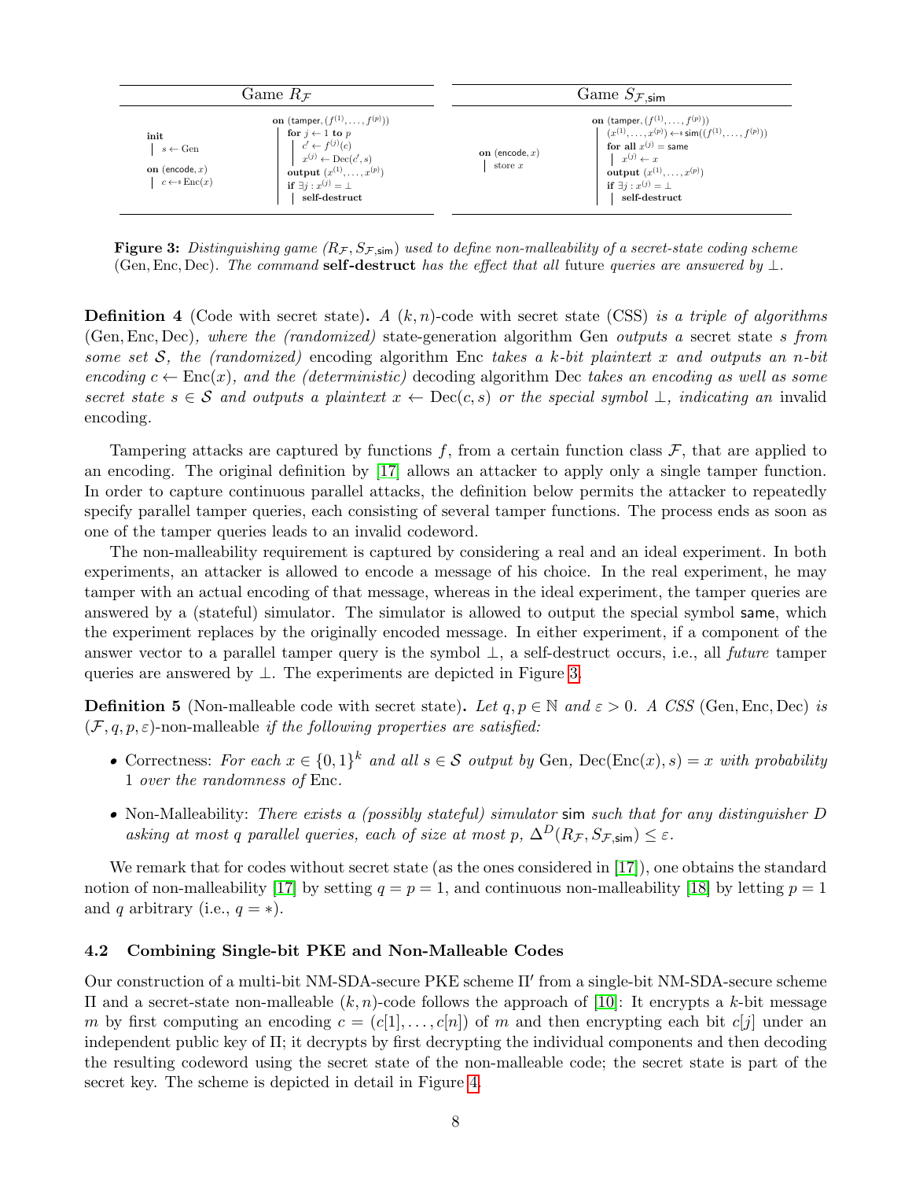| Game $R_{\mathcal{F}}$ | | Game $S_{\mathcal{F},\mathsf{sim}}$ | |
|---|---|---|---|
| **init** <br> $s \leftarrow \text{Gen}$ <br><br> **on** (encode, $x$) <br> $c \leftarrow\!\!\$\ \text{Enc}(x)$ | **on** (tamper, $(f^{(1)}, \ldots, f^{(p)})$) <br> **for** $j \leftarrow 1$ **to** $p$ <br> $c' \leftarrow f^{(j)}(c)$ <br> $x^{(j)} \leftarrow \text{Dec}(c', s)$ <br> **output** $(x^{(1)}, \ldots, x^{(p)})$ <br> **if** $\exists j : x^{(j)} = \bot$ <br> **self-destruct** | **on** (encode, $x$) <br> store $x$ | **on** (tamper, $(f^{(1)}, \ldots, f^{(p)})$) <br> $(x^{(1)}, \ldots, x^{(p)}) \leftarrow\!\!\$\ \mathsf{sim}((f^{(1)}, \ldots, f^{(p)}))$ <br> **for all** $x^{(j)} = \mathsf{same}$ <br> $x^{(j)} \leftarrow x$ <br> **output** $(x^{(1)}, \ldots, x^{(p)})$ <br> **if** $\exists j : x^{(j)} = \bot$ <br> **self-destruct** |

**Figure 3:** *Distinguishing game $(R_{\mathcal{F}}, S_{\mathcal{F},\mathsf{sim}})$ used to define non-malleability of a secret-state coding scheme* (Gen, Enc, Dec). *The command* **self-destruct** *has the effect that all* future *queries are answered by* $\bot$.

**Definition 4** (Code with secret state)**.** *A $(k, n)$-code with secret state (CSS) is a triple of algorithms* (Gen, Enc, Dec)*, where the (randomized)* state-generation algorithm Gen *outputs a* secret state *$s$ from some set $\mathcal{S}$, the (randomized)* encoding algorithm Enc *takes a $k$-bit plaintext $x$ and outputs an $n$-bit encoding $c \leftarrow \text{Enc}(x)$, and the (deterministic)* decoding algorithm Dec *takes an encoding as well as some secret state $s \in \mathcal{S}$ and outputs a plaintext $x \leftarrow \text{Dec}(c, s)$ or the special symbol $\bot$, indicating an* invalid encoding*.*

Tampering attacks are captured by functions $f$, from a certain function class $\mathcal{F}$, that are applied to an encoding. The original definition by [17] allows an attacker to apply only a single tamper function. In order to capture continuous parallel attacks, the definition below permits the attacker to repeatedly specify parallel tamper queries, each consisting of several tamper functions. The process ends as soon as one of the tamper queries leads to an invalid codeword.

The non-malleability requirement is captured by considering a real and an ideal experiment. In both experiments, an attacker is allowed to encode a message of his choice. In the real experiment, he may tamper with an actual encoding of that message, whereas in the ideal experiment, the tamper queries are answered by a (stateful) simulator. The simulator is allowed to output the special symbol same, which the experiment replaces by the originally encoded message. In either experiment, if a component of the answer vector to a parallel tamper query is the symbol $\bot$, a self-destruct occurs, i.e., all *future* tamper queries are answered by $\bot$. The experiments are depicted in Figure 3.

**Definition 5** (Non-malleable code with secret state)**.** *Let $q, p \in \mathbb{N}$ and $\varepsilon > 0$. A CSS* (Gen, Enc, Dec) *is $(\mathcal{F}, q, p, \varepsilon)$-non-malleable if the following properties are satisfied:*

- Correctness: *For each $x \in \{0, 1\}^k$ and all $s \in \mathcal{S}$ output by* Gen*, $\text{Dec}(\text{Enc}(x), s) = x$ with probability 1 over the randomness of* Enc*.*
- Non-Malleability: *There exists a (possibly stateful) simulator* sim *such that for any distinguisher $D$ asking at most $q$ parallel queries, each of size at most $p$, $\Delta^D(R_{\mathcal{F}}, S_{\mathcal{F},\mathsf{sim}}) \leq \varepsilon$.*

We remark that for codes without secret state (as the ones considered in [17]), one obtains the standard notion of non-malleability [17] by setting $q = p = 1$, and continuous non-malleability [18] by letting $p = 1$ and $q$ arbitrary (i.e., $q = *$).

### 4.2 Combining Single-bit PKE and Non-Malleable Codes

Our construction of a multi-bit NM-SDA-secure PKE scheme $\Pi'$ from a single-bit NM-SDA-secure scheme $\Pi$ and a secret-state non-malleable $(k, n)$-code follows the approach of [10]: It encrypts a $k$-bit message $m$ by first computing an encoding $c = (c[1], \ldots, c[n])$ of $m$ and then encrypting each bit $c[j]$ under an independent public key of $\Pi$; it decrypts by first decrypting the individual components and then decoding the resulting codeword using the secret state of the non-malleable code; the secret state is part of the secret key. The scheme is depicted in detail in Figure 4.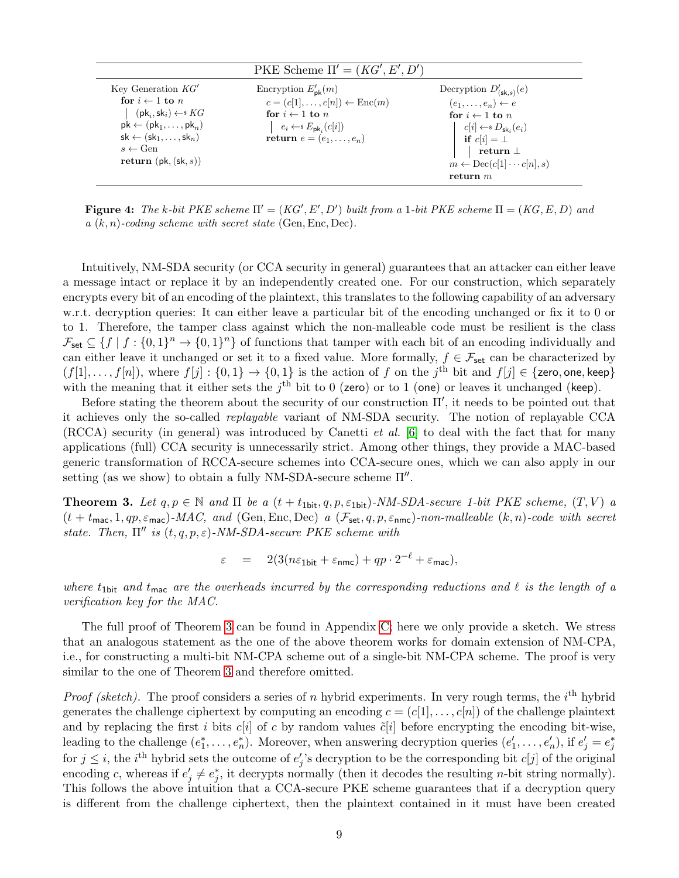**PKE Scheme $\Pi' = (KG', E', D')$**

| Key Generation $KG'$ | Encryption $E'_{\mathsf{pk}}(m)$ | Decryption $D'_{(\mathsf{sk},s)}(e)$ |
|---|---|---|
| **for** $i \leftarrow 1$ **to** $n$ | $c = (c[1], \ldots, c[n]) \leftarrow \mathrm{Enc}(m)$ | $(e_1, \ldots, e_n) \leftarrow e$ |
| $\quad (\mathsf{pk}_i, \mathsf{sk}_i) \leftarrow\!\!\$\ KG$ | **for** $i \leftarrow 1$ **to** $n$ | **for** $i \leftarrow 1$ **to** $n$ |
| $\mathsf{pk} \leftarrow (\mathsf{pk}_1, \ldots, \mathsf{pk}_n)$ | $\quad e_i \leftarrow\!\!\$\ E_{\mathsf{pk}_i}(c[i])$ | $\quad c[i] \leftarrow\!\!\$\ D_{\mathsf{sk}_i}(e_i)$ |
| $\mathsf{sk} \leftarrow (\mathsf{sk}_1, \ldots, \mathsf{sk}_n)$ | **return** $e = (e_1, \ldots, e_n)$ | $\quad$ **if** $c[i] = \bot$ |
| $s \leftarrow \mathrm{Gen}$ | | $\quad\quad$ **return** $\bot$ |
| **return** $(\mathsf{pk}, (\mathsf{sk}, s))$ | | $m \leftarrow \mathrm{Dec}(c[1] \cdots c[n], s)$ |
| | | **return** $m$ |

**Figure 4:** *The $k$-bit PKE scheme $\Pi' = (KG', E', D')$ built from a 1-bit PKE scheme $\Pi = (KG, E, D)$ and a $(k, n)$-coding scheme with secret state* $(\mathrm{Gen}, \mathrm{Enc}, \mathrm{Dec})$.

Intuitively, NM-SDA security (or CCA security in general) guarantees that an attacker can either leave a message intact or replace it by an independently created one. For our construction, which separately encrypts every bit of an encoding of the plaintext, this translates to the following capability of an adversary w.r.t. decryption queries: It can either leave a particular bit of the encoding unchanged or fix it to 0 or to 1. Therefore, the tamper class against which the non-malleable code must be resilient is the class $\mathcal{F}_{\mathsf{set}} \subseteq \{f \mid f : \{0,1\}^n \to \{0,1\}^n\}$ of functions that tamper with each bit of an encoding individually and can either leave it unchanged or set it to a fixed value. More formally, $f \in \mathcal{F}_{\mathsf{set}}$ can be characterized by $(f[1], \ldots, f[n])$, where $f[j] : \{0,1\} \to \{0,1\}$ is the action of $f$ on the $j^{\text{th}}$ bit and $f[j] \in \{\mathsf{zero}, \mathsf{one}, \mathsf{keep}\}$ with the meaning that it either sets the $j^{\text{th}}$ bit to 0 ($\mathsf{zero}$) or to 1 ($\mathsf{one}$) or leaves it unchanged ($\mathsf{keep}$).

Before stating the theorem about the security of our construction $\Pi'$, it needs to be pointed out that it achieves only the so-called *replayable* variant of NM-SDA security. The notion of replayable CCA (RCCA) security (in general) was introduced by Canetti *et al.* [6] to deal with the fact that for many applications (full) CCA security is unnecessarily strict. Among other things, they provide a MAC-based generic transformation of RCCA-secure schemes into CCA-secure ones, which we can also apply in our setting (as we show) to obtain a fully NM-SDA-secure scheme $\Pi''$.

**Theorem 3.** *Let $q, p \in \mathbb{N}$ and $\Pi$ be a $(t + t_{\mathsf{1bit}}, q, p, \varepsilon_{\mathsf{1bit}})$-NM-SDA-secure 1-bit PKE scheme, $(T, V)$ a $(t + t_{\mathsf{mac}}, 1, qp, \varepsilon_{\mathsf{mac}})$-MAC, and $(\mathrm{Gen}, \mathrm{Enc}, \mathrm{Dec})$ a $(\mathcal{F}_{\mathsf{set}}, q, p, \varepsilon_{\mathsf{nmc}})$-non-malleable $(k, n)$-code with secret state. Then, $\Pi''$ is $(t, q, p, \varepsilon)$-NM-SDA-secure PKE scheme with*

$$\varepsilon \quad = \quad 2(3(n\varepsilon_{\mathsf{1bit}} + \varepsilon_{\mathsf{nmc}}) + qp \cdot 2^{-\ell} + \varepsilon_{\mathsf{mac}}),$$

*where $t_{\mathsf{1bit}}$ and $t_{\mathsf{mac}}$ are the overheads incurred by the corresponding reductions and $\ell$ is the length of a verification key for the MAC.*

The full proof of Theorem 3 can be found in Appendix C; here we only provide a sketch. We stress that an analogous statement as the one of the above theorem works for domain extension of NM-CPA, i.e., for constructing a multi-bit NM-CPA scheme out of a single-bit NM-CPA scheme. The proof is very similar to the one of Theorem 3 and therefore omitted.

*Proof (sketch).* The proof considers a series of $n$ hybrid experiments. In very rough terms, the $i^{\text{th}}$ hybrid generates the challenge ciphertext by computing an encoding $c = (c[1], \ldots, c[n])$ of the challenge plaintext and by replacing the first $i$ bits $c[i]$ of $c$ by random values $\tilde{c}[i]$ before encrypting the encoding bit-wise, leading to the challenge $(e_1^*, \ldots, e_n^*)$. Moreover, when answering decryption queries $(e_1', \ldots, e_n')$, if $e_j' = e_j^*$ for $j \leq i$, the $i^{\text{th}}$ hybrid sets the outcome of $e_j'$'s decryption to be the corresponding bit $c[j]$ of the original encoding $c$, whereas if $e_j' \neq e_j^*$, it decrypts normally (then it decodes the resulting $n$-bit string normally). This follows the above intuition that a CCA-secure PKE scheme guarantees that if a decryption query is different from the challenge ciphertext, then the plaintext contained in it must have been created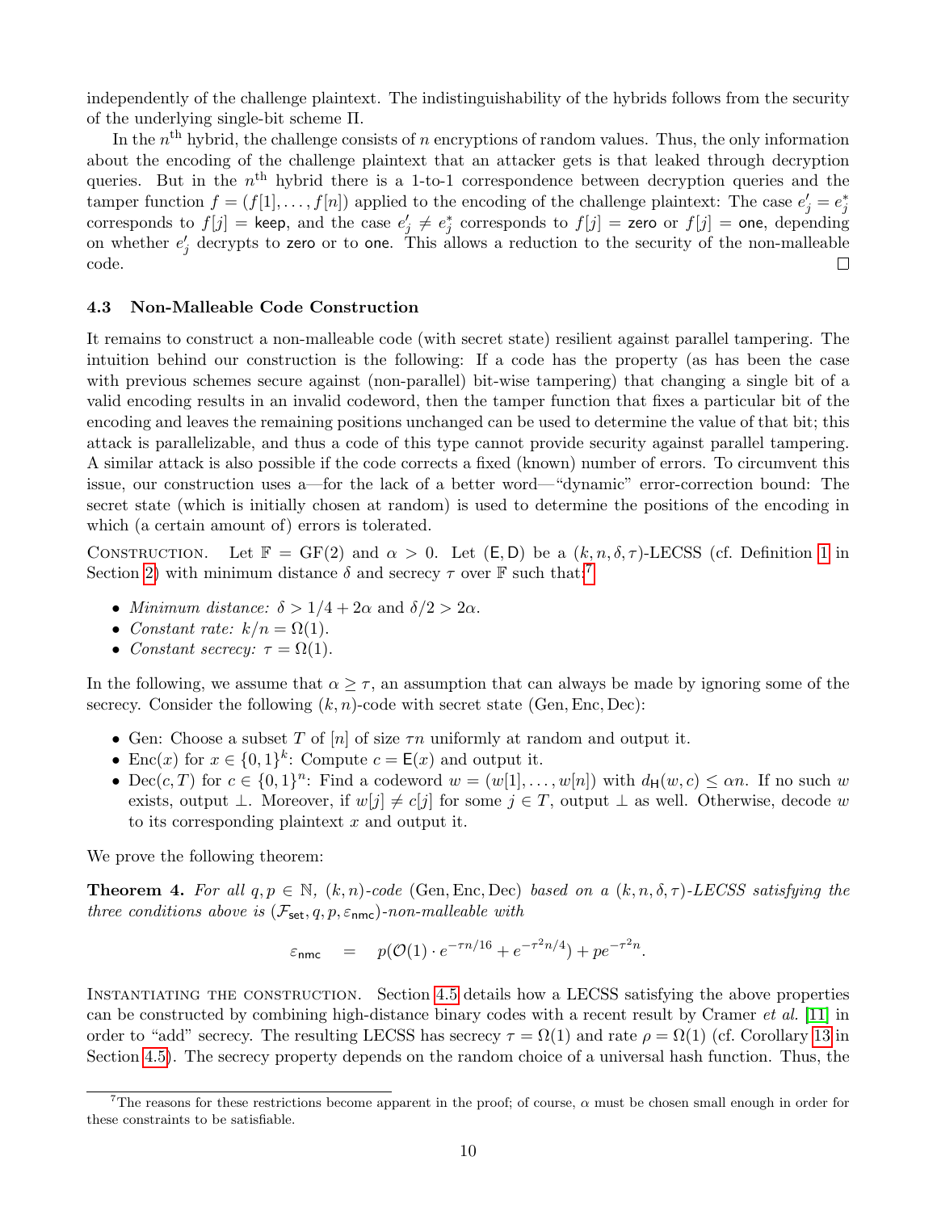independently of the challenge plaintext. The indistinguishability of the hybrids follows from the security of the underlying single-bit scheme $\Pi$.

In the $n^{\text{th}}$ hybrid, the challenge consists of $n$ encryptions of random values. Thus, the only information about the encoding of the challenge plaintext that an attacker gets is that leaked through decryption queries. But in the $n^{\text{th}}$ hybrid there is a 1-to-1 correspondence between decryption queries and the tamper function $f = (f[1], \dots, f[n])$ applied to the encoding of the challenge plaintext: The case $e'_j = e^*_j$ corresponds to $f[j] = \mathsf{keep}$, and the case $e'_j \neq e^*_j$ corresponds to $f[j] = \mathsf{zero}$ or $f[j] = \mathsf{one}$, depending on whether $e'_j$ decrypts to $\mathsf{zero}$ or to $\mathsf{one}$. This allows a reduction to the security of the non-malleable code. □

### 4.3 Non-Malleable Code Construction

It remains to construct a non-malleable code (with secret state) resilient against parallel tampering. The intuition behind our construction is the following: If a code has the property (as has been the case with previous schemes secure against (non-parallel) bit-wise tampering) that changing a single bit of a valid encoding results in an invalid codeword, then the tamper function that fixes a particular bit of the encoding and leaves the remaining positions unchanged can be used to determine the value of that bit; this attack is parallelizable, and thus a code of this type cannot provide security against parallel tampering. A similar attack is also possible if the code corrects a fixed (known) number of errors. To circumvent this issue, our construction uses a—for the lack of a better word—"dynamic" error-correction bound: The secret state (which is initially chosen at random) is used to determine the positions of the encoding in which (a certain amount of) errors is tolerated.

Construction. Let $\mathbb{F} = \mathrm{GF}(2)$ and $\alpha > 0$. Let $(\mathsf{E}, \mathsf{D})$ be a $(k, n, \delta, \tau)$-LECSS (cf. Definition 1 in Section 2) with minimum distance $\delta$ and secrecy $\tau$ over $\mathbb{F}$ such that:[7]

- *Minimum distance:* $\delta > 1/4 + 2\alpha$ and $\delta/2 > 2\alpha$.
- *Constant rate:* $k/n = \Omega(1)$.
- *Constant secrecy:* $\tau = \Omega(1)$.

In the following, we assume that $\alpha \geq \tau$, an assumption that can always be made by ignoring some of the secrecy. Consider the following $(k, n)$-code with secret state $(\mathrm{Gen}, \mathrm{Enc}, \mathrm{Dec})$:

- Gen: Choose a subset $T$ of $[n]$ of size $\tau n$ uniformly at random and output it.
- $\mathrm{Enc}(x)$ for $x \in \{0,1\}^k$: Compute $c = \mathsf{E}(x)$ and output it.
- $\mathrm{Dec}(c, T)$ for $c \in \{0,1\}^n$: Find a codeword $w = (w[1], \dots, w[n])$ with $d_{\mathsf{H}}(w, c) \leq \alpha n$. If no such $w$ exists, output $\perp$. Moreover, if $w[j] \neq c[j]$ for some $j \in T$, output $\perp$ as well. Otherwise, decode $w$ to its corresponding plaintext $x$ and output it.

We prove the following theorem:

**Theorem 4.** *For all $q, p \in \mathbb{N}$, $(k, n)$-code $(\mathrm{Gen}, \mathrm{Enc}, \mathrm{Dec})$ based on a $(k, n, \delta, \tau)$-LECSS satisfying the three conditions above is $(\mathcal{F}_{\mathsf{set}}, q, p, \varepsilon_{\mathsf{nmc}})$-non-malleable with*

$$\varepsilon_{\mathsf{nmc}} \quad = \quad p(\mathcal{O}(1) \cdot e^{-\tau n/16} + e^{-\tau^2 n/4}) + p e^{-\tau^2 n}.$$

Instantiating the construction. Section 4.5 details how a LECSS satisfying the above properties can be constructed by combining high-distance binary codes with a recent result by Cramer *et al.* [11] in order to "add" secrecy. The resulting LECSS has secrecy $\tau = \Omega(1)$ and rate $\rho = \Omega(1)$ (cf. Corollary 13 in Section 4.5). The secrecy property depends on the random choice of a universal hash function. Thus, the

[7] The reasons for these restrictions become apparent in the proof; of course, $\alpha$ must be chosen small enough in order for these constraints to be satisfiable.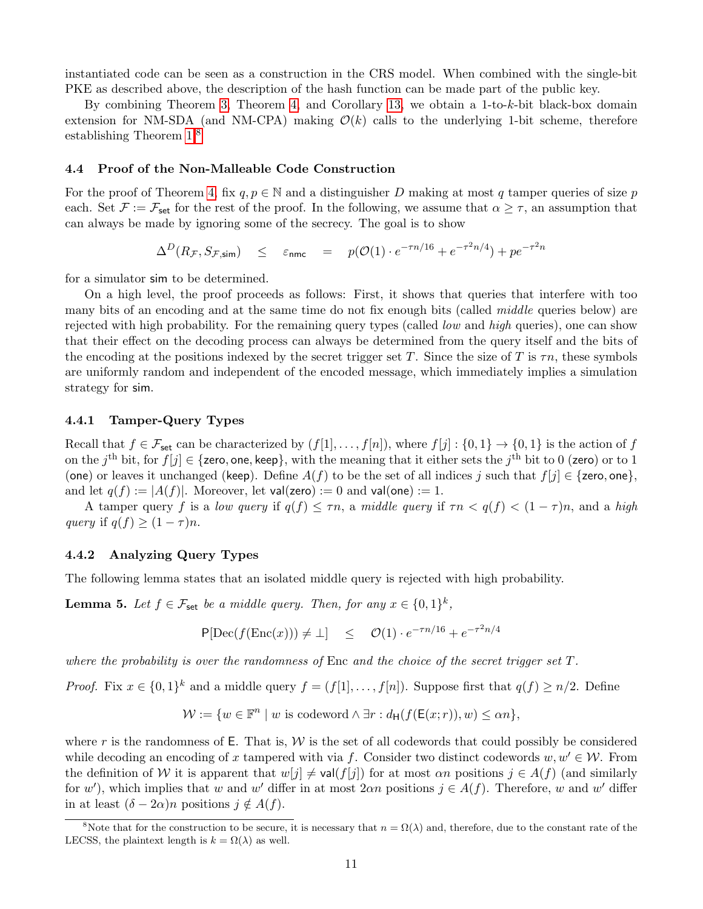instantiated code can be seen as a construction in the CRS model. When combined with the single-bit PKE as described above, the description of the hash function can be made part of the public key.

By combining Theorem 3, Theorem 4, and Corollary 13, we obtain a 1-to-$k$-bit black-box domain extension for NM-SDA (and NM-CPA) making $\mathcal{O}(k)$ calls to the underlying 1-bit scheme, therefore establishing Theorem 1.[8]

### 4.4 Proof of the Non-Malleable Code Construction

For the proof of Theorem 4, fix $q, p \in \mathbb{N}$ and a distinguisher $D$ making at most $q$ tamper queries of size $p$ each. Set $\mathcal{F} := \mathcal{F}_{\mathsf{set}}$ for the rest of the proof. In the following, we assume that $\alpha \geq \tau$, an assumption that can always be made by ignoring some of the secrecy. The goal is to show

$$\Delta^D(R_{\mathcal{F}}, S_{\mathcal{F},\mathsf{sim}}) \quad \leq \quad \varepsilon_{\mathsf{nmc}} \quad = \quad p(\mathcal{O}(1) \cdot e^{-\tau n/16} + e^{-\tau^2 n/4}) + pe^{-\tau^2 n}$$

for a simulator $\mathsf{sim}$ to be determined.

On a high level, the proof proceeds as follows: First, it shows that queries that interfere with too many bits of an encoding and at the same time do not fix enough bits (called *middle* queries below) are rejected with high probability. For the remaining query types (called *low* and *high* queries), one can show that their effect on the decoding process can always be determined from the query itself and the bits of the encoding at the positions indexed by the secret trigger set $T$. Since the size of $T$ is $\tau n$, these symbols are uniformly random and independent of the encoded message, which immediately implies a simulation strategy for $\mathsf{sim}$.

#### 4.4.1 Tamper-Query Types

Recall that $f \in \mathcal{F}_{\mathsf{set}}$ can be characterized by $(f[1], \ldots, f[n])$, where $f[j] : \{0,1\} \to \{0,1\}$ is the action of $f$ on the $j^{\text{th}}$ bit, for $f[j] \in \{\mathsf{zero}, \mathsf{one}, \mathsf{keep}\}$, with the meaning that it either sets the $j^{\text{th}}$ bit to 0 ($\mathsf{zero}$) or to 1 ($\mathsf{one}$) or leaves it unchanged ($\mathsf{keep}$). Define $A(f)$ to be the set of all indices $j$ such that $f[j] \in \{\mathsf{zero}, \mathsf{one}\}$, and let $q(f) := |A(f)|$. Moreover, let $\mathsf{val}(\mathsf{zero}) := 0$ and $\mathsf{val}(\mathsf{one}) := 1$.

A tamper query $f$ is a *low query* if $q(f) \leq \tau n$, a *middle query* if $\tau n < q(f) < (1-\tau)n$, and a *high query* if $q(f) \geq (1-\tau)n$.

#### 4.4.2 Analyzing Query Types

The following lemma states that an isolated middle query is rejected with high probability.

**Lemma 5.** *Let $f \in \mathcal{F}_{\mathsf{set}}$ be a middle query. Then, for any $x \in \{0,1\}^k$,*

$$\mathsf{P}[\mathrm{Dec}(f(\mathrm{Enc}(x))) \neq \bot] \quad \leq \quad \mathcal{O}(1) \cdot e^{-\tau n/16} + e^{-\tau^2 n/4}$$

*where the probability is over the randomness of* Enc *and the choice of the secret trigger set $T$.*

*Proof.* Fix $x \in \{0,1\}^k$ and a middle query $f = (f[1], \ldots, f[n])$. Suppose first that $q(f) \geq n/2$. Define

$$\mathcal{W} := \{w \in \mathbb{F}^n \mid w \text{ is codeword} \wedge \exists r : d_{\mathsf{H}}(f(\mathsf{E}(x;r)), w) \leq \alpha n\},$$

where $r$ is the randomness of $\mathsf{E}$. That is, $\mathcal{W}$ is the set of all codewords that could possibly be considered while decoding an encoding of $x$ tampered with via $f$. Consider two distinct codewords $w, w' \in \mathcal{W}$. From the definition of $\mathcal{W}$ it is apparent that $w[j] \neq \mathsf{val}(f[j])$ for at most $\alpha n$ positions $j \in A(f)$ (and similarly for $w'$), which implies that $w$ and $w'$ differ in at most $2\alpha n$ positions $j \in A(f)$. Therefore, $w$ and $w'$ differ in at least $(\delta - 2\alpha)n$ positions $j \notin A(f)$.

[8] Note that for the construction to be secure, it is necessary that $n = \Omega(\lambda)$ and, therefore, due to the constant rate of the LECSS, the plaintext length is $k = \Omega(\lambda)$ as well.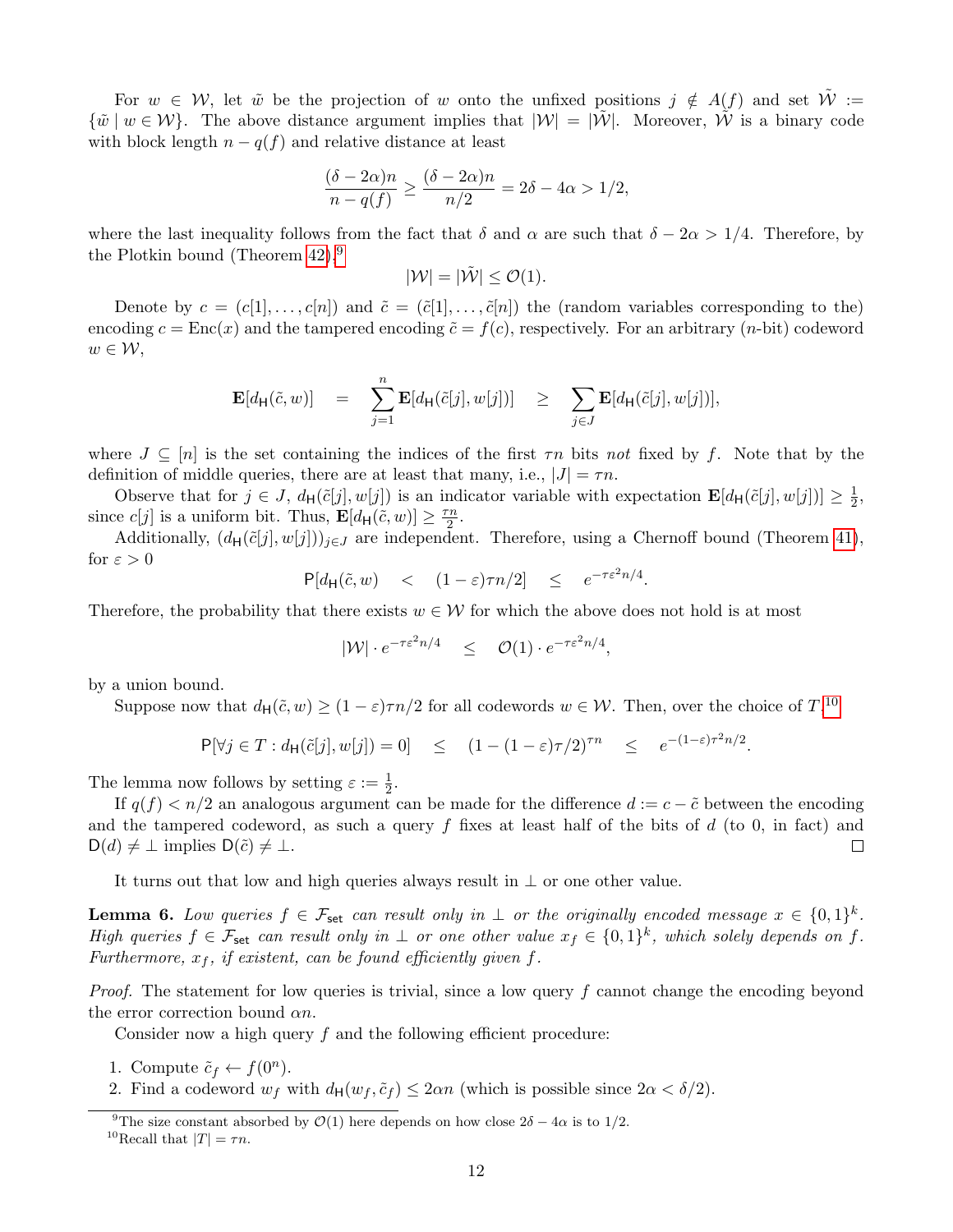For $w \in \mathcal{W}$, let $\tilde{w}$ be the projection of $w$ onto the unfixed positions $j \notin A(f)$ and set $\tilde{\mathcal{W}} := \{\tilde{w} \mid w \in \mathcal{W}\}$. The above distance argument implies that $|\mathcal{W}| = |\tilde{\mathcal{W}}|$. Moreover, $\tilde{\mathcal{W}}$ is a binary code with block length $n - q(f)$ and relative distance at least

$$\frac{(\delta - 2\alpha)n}{n - q(f)} \geq \frac{(\delta - 2\alpha)n}{n/2} = 2\delta - 4\alpha > 1/2,$$

where the last inequality follows from the fact that $\delta$ and $\alpha$ are such that $\delta - 2\alpha > 1/4$. Therefore, by the Plotkin bound (Theorem 42),[9]

$$|\mathcal{W}| = |\tilde{\mathcal{W}}| \leq \mathcal{O}(1).$$

Denote by $c = (c[1], \dots, c[n])$ and $\tilde{c} = (\tilde{c}[1], \dots, \tilde{c}[n])$ the (random variables corresponding to the) encoding $c = \mathrm{Enc}(x)$ and the tampered encoding $\tilde{c} = f(c)$, respectively. For an arbitrary ($n$-bit) codeword $w \in \mathcal{W}$,

$$\mathbf{E}[d_{\mathsf{H}}(\tilde{c}, w)] \quad = \quad \sum_{j=1}^{n} \mathbf{E}[d_{\mathsf{H}}(\tilde{c}[j], w[j])] \quad \geq \quad \sum_{j \in J} \mathbf{E}[d_{\mathsf{H}}(\tilde{c}[j], w[j])],$$

where $J \subseteq [n]$ is the set containing the indices of the first $\tau n$ bits *not* fixed by $f$. Note that by the definition of middle queries, there are at least that many, i.e., $|J| = \tau n$.

Observe that for $j \in J$, $d_{\mathsf{H}}(\tilde{c}[j], w[j])$ is an indicator variable with expectation $\mathbf{E}[d_{\mathsf{H}}(\tilde{c}[j], w[j])] \geq \frac{1}{2}$, since $c[j]$ is a uniform bit. Thus, $\mathbf{E}[d_{\mathsf{H}}(\tilde{c}, w)] \geq \frac{\tau n}{2}$.

Additionally, $(d_{\mathsf{H}}(\tilde{c}[j], w[j]))_{j \in J}$ are independent. Therefore, using a Chernoff bound (Theorem 41), for $\varepsilon > 0$

$$\mathsf{P}[d_{\mathsf{H}}(\tilde{c}, w) \quad < \quad (1 - \varepsilon)\tau n/2] \quad \leq \quad e^{-\tau \varepsilon^2 n/4}.$$

Therefore, the probability that there exists $w \in \mathcal{W}$ for which the above does not hold is at most

$$|\mathcal{W}| \cdot e^{-\tau \varepsilon^2 n/4} \quad \leq \quad \mathcal{O}(1) \cdot e^{-\tau \varepsilon^2 n/4},$$

by a union bound.

Suppose now that $d_{\mathsf{H}}(\tilde{c}, w) \geq (1 - \varepsilon)\tau n/2$ for all codewords $w \in \mathcal{W}$. Then, over the choice of $T$,[10]

$$\mathsf{P}[\forall j \in T : d_{\mathsf{H}}(\tilde{c}[j], w[j]) = 0] \quad \leq \quad (1 - (1 - \varepsilon)\tau/2)^{\tau n} \quad \leq \quad e^{-(1-\varepsilon)\tau^2 n/2}.$$

The lemma now follows by setting $\varepsilon := \frac{1}{2}$.

If $q(f) < n/2$ an analogous argument can be made for the difference $d := c - \tilde{c}$ between the encoding and the tampered codeword, as such a query $f$ fixes at least half of the bits of $d$ (to 0, in fact) and $\mathsf{D}(d) \neq \bot$ implies $\mathsf{D}(\tilde{c}) \neq \bot$. $\square$

It turns out that low and high queries always result in $\bot$ or one other value.

**Lemma 6.** *Low queries $f \in \mathcal{F}_{\mathsf{set}}$ can result only in $\bot$ or the originally encoded message $x \in \{0,1\}^k$. High queries $f \in \mathcal{F}_{\mathsf{set}}$ can result only in $\bot$ or one other value $x_f \in \{0,1\}^k$, which solely depends on $f$. Furthermore, $x_f$, if existent, can be found efficiently given $f$.*

*Proof.* The statement for low queries is trivial, since a low query $f$ cannot change the encoding beyond the error correction bound $\alpha n$.

Consider now a high query $f$ and the following efficient procedure:

1. Compute $\tilde{c}_f \leftarrow f(0^n)$.
2. Find a codeword $w_f$ with $d_{\mathsf{H}}(w_f, \tilde{c}_f) \leq 2\alpha n$ (which is possible since $2\alpha < \delta/2$).

[9] The size constant absorbed by $\mathcal{O}(1)$ here depends on how close $2\delta - 4\alpha$ is to $1/2$.

[10] Recall that $|T| = \tau n$.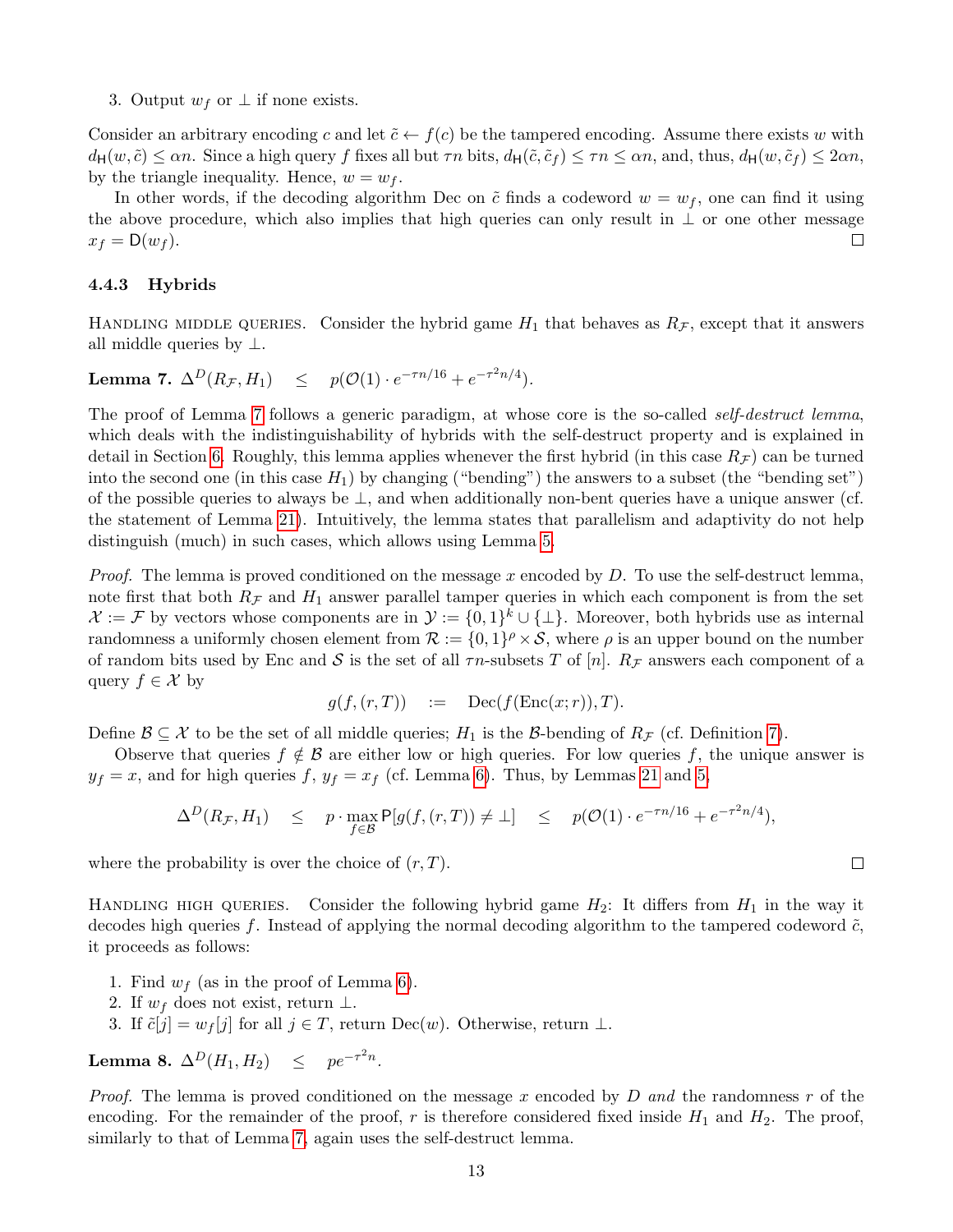3. Output $w_f$ or $\perp$ if none exists.

Consider an arbitrary encoding $c$ and let $\tilde{c} \leftarrow f(c)$ be the tampered encoding. Assume there exists $w$ with $d_{\mathsf{H}}(w, \tilde{c}) \leq \alpha n$. Since a high query $f$ fixes all but $\tau n$ bits, $d_{\mathsf{H}}(\tilde{c}, \tilde{c}_f) \leq \tau n \leq \alpha n$, and, thus, $d_{\mathsf{H}}(w, \tilde{c}_f) \leq 2\alpha n$, by the triangle inequality. Hence, $w = w_f$.

In other words, if the decoding algorithm Dec on $\tilde{c}$ finds a codeword $w = w_f$, one can find it using the above procedure, which also implies that high queries can only result in $\perp$ or one other message $x_f = \mathsf{D}(w_f)$. □

### 4.4.3 Hybrids

Handling middle queries. Consider the hybrid game $H_1$ that behaves as $R_{\mathcal{F}}$, except that it answers all middle queries by $\perp$.

**Lemma 7.** $\Delta^D(R_{\mathcal{F}}, H_1) \quad \leq \quad p(\mathcal{O}(1) \cdot e^{-\tau n/16} + e^{-\tau^2 n/4})$.

The proof of Lemma 7 follows a generic paradigm, at whose core is the so-called *self-destruct lemma*, which deals with the indistinguishability of hybrids with the self-destruct property and is explained in detail in Section 6. Roughly, this lemma applies whenever the first hybrid (in this case $R_{\mathcal{F}}$) can be turned into the second one (in this case $H_1$) by changing ("bending") the answers to a subset (the "bending set") of the possible queries to always be $\perp$, and when additionally non-bent queries have a unique answer (cf. the statement of Lemma 21). Intuitively, the lemma states that parallelism and adaptivity do not help distinguish (much) in such cases, which allows using Lemma 5.

*Proof.* The lemma is proved conditioned on the message $x$ encoded by $D$. To use the self-destruct lemma, note first that both $R_{\mathcal{F}}$ and $H_1$ answer parallel tamper queries in which each component is from the set $\mathcal{X} := \mathcal{F}$ by vectors whose components are in $\mathcal{Y} := \{0,1\}^k \cup \{\perp\}$. Moreover, both hybrids use as internal randomness a uniformly chosen element from $\mathcal{R} := \{0,1\}^\rho \times \mathcal{S}$, where $\rho$ is an upper bound on the number of random bits used by Enc and $\mathcal{S}$ is the set of all $\tau n$-subsets $T$ of $[n]$. $R_{\mathcal{F}}$ answers each component of a query $f \in \mathcal{X}$ by

$$g(f, (r, T)) \quad := \quad \mathrm{Dec}(f(\mathrm{Enc}(x; r)), T).$$

Define $\mathcal{B} \subseteq \mathcal{X}$ to be the set of all middle queries; $H_1$ is the $\mathcal{B}$-bending of $R_{\mathcal{F}}$ (cf. Definition 7).

Observe that queries $f \notin \mathcal{B}$ are either low or high queries. For low queries $f$, the unique answer is $y_f = x$, and for high queries $f$, $y_f = x_f$ (cf. Lemma 6). Thus, by Lemmas 21 and 5,

$$\Delta^D(R_{\mathcal{F}}, H_1) \quad \leq \quad p \cdot \max_{f \in \mathcal{B}} \mathsf{P}[g(f, (r, T)) \neq \perp] \quad \leq \quad p(\mathcal{O}(1) \cdot e^{-\tau n/16} + e^{-\tau^2 n/4}),$$

where the probability is over the choice of $(r, T)$. □

Handling high queries. Consider the following hybrid game $H_2$: It differs from $H_1$ in the way it decodes high queries $f$. Instead of applying the normal decoding algorithm to the tampered codeword $\tilde{c}$, it proceeds as follows:

1. Find $w_f$ (as in the proof of Lemma 6).
2. If $w_f$ does not exist, return $\perp$.
3. If $\tilde{c}[j] = w_f[j]$ for all $j \in T$, return $\mathrm{Dec}(w)$. Otherwise, return $\perp$.

**Lemma 8.** $\Delta^D(H_1, H_2) \quad \leq \quad pe^{-\tau^2 n}$.

*Proof.* The lemma is proved conditioned on the message $x$ encoded by $D$ *and* the randomness $r$ of the encoding. For the remainder of the proof, $r$ is therefore considered fixed inside $H_1$ and $H_2$. The proof, similarly to that of Lemma 7, again uses the self-destruct lemma.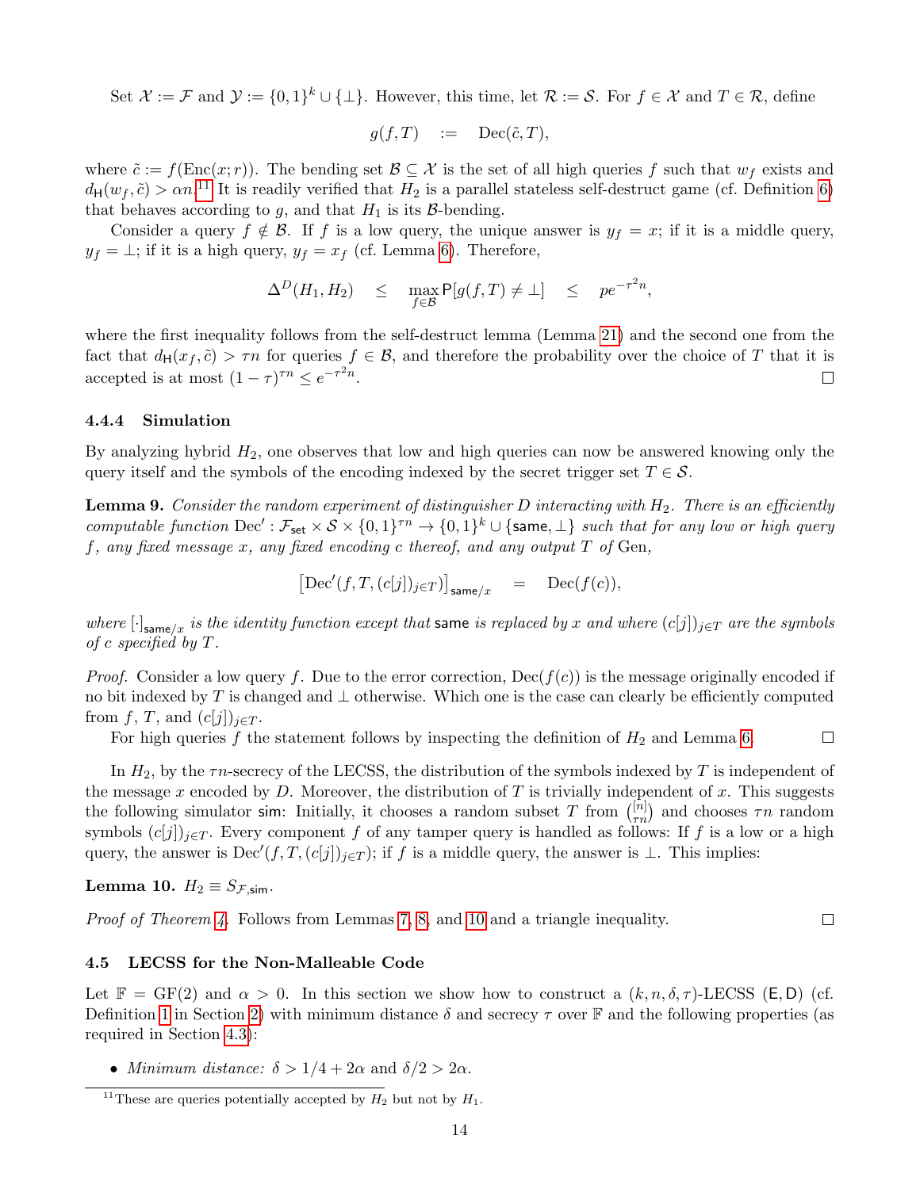Set $\mathcal{X} := \mathcal{F}$ and $\mathcal{Y} := \{0,1\}^k \cup \{\bot\}$. However, this time, let $\mathcal{R} := \mathcal{S}$. For $f \in \mathcal{X}$ and $T \in \mathcal{R}$, define

$$g(f,T) \quad := \quad \mathrm{Dec}(\tilde{c}, T),$$

where $\tilde{c} := f(\mathrm{Enc}(x;r))$. The bending set $\mathcal{B} \subseteq \mathcal{X}$ is the set of all high queries $f$ such that $w_f$ exists and $d_{\mathsf{H}}(w_f, \tilde{c}) > \alpha n$.[11] It is readily verified that $H_2$ is a parallel stateless self-destruct game (cf. Definition 6) that behaves according to $g$, and that $H_1$ is its $\mathcal{B}$-bending.

Consider a query $f \notin \mathcal{B}$. If $f$ is a low query, the unique answer is $y_f = x$; if it is a middle query, $y_f = \bot$; if it is a high query, $y_f = x_f$ (cf. Lemma 6). Therefore,

$$\Delta^D(H_1, H_2) \quad \leq \quad \max_{f \in \mathcal{B}} \mathsf{P}[g(f,T) \neq \bot] \quad \leq \quad p e^{-\tau^2 n},$$

where the first inequality follows from the self-destruct lemma (Lemma 21) and the second one from the fact that $d_{\mathsf{H}}(x_f, \tilde{c}) > \tau n$ for queries $f \in \mathcal{B}$, and therefore the probability over the choice of $T$ that it is accepted is at most $(1-\tau)^{\tau n} \leq e^{-\tau^2 n}$. □

#### 4.4.4 Simulation

By analyzing hybrid $H_2$, one observes that low and high queries can now be answered knowing only the query itself and the symbols of the encoding indexed by the secret trigger set $T \in \mathcal{S}$.

**Lemma 9.** *Consider the random experiment of distinguisher $D$ interacting with $H_2$. There is an efficiently computable function $\mathrm{Dec}' : \mathcal{F}_{\mathsf{set}} \times \mathcal{S} \times \{0,1\}^{\tau n} \to \{0,1\}^k \cup \{\mathsf{same}, \bot\}$ such that for any low or high query $f$, any fixed message $x$, any fixed encoding $c$ thereof, and any output $T$ of* Gen,

$$\left[\mathrm{Dec}'(f, T, (c[j])_{j \in T})\right]_{\mathsf{same}/x} \quad = \quad \mathrm{Dec}(f(c)),$$

*where $[\cdot]_{\mathsf{same}/x}$ is the identity function except that* $\mathsf{same}$ *is replaced by $x$ and where $(c[j])_{j\in T}$ are the symbols of $c$ specified by $T$.*

*Proof.* Consider a low query $f$. Due to the error correction, $\mathrm{Dec}(f(c))$ is the message originally encoded if no bit indexed by $T$ is changed and $\bot$ otherwise. Which one is the case can clearly be efficiently computed from $f$, $T$, and $(c[j])_{j \in T}$.

For high queries $f$ the statement follows by inspecting the definition of $H_2$ and Lemma 6. □

In $H_2$, by the $\tau n$-secrecy of the LECSS, the distribution of the symbols indexed by $T$ is independent of the message $x$ encoded by $D$. Moreover, the distribution of $T$ is trivially independent of $x$. This suggests the following simulator $\mathsf{sim}$: Initially, it chooses a random subset $T$ from $\binom{[n]}{\tau n}$ and chooses $\tau n$ random symbols $(c[j])_{j\in T}$. Every component $f$ of any tamper query is handled as follows: If $f$ is a low or a high query, the answer is $\mathrm{Dec}'(f, T, (c[j])_{j\in T})$; if $f$ is a middle query, the answer is $\bot$. This implies:

**Lemma 10.** $H_2 \equiv S_{\mathcal{F},\mathsf{sim}}$.

*Proof of Theorem 4.* Follows from Lemmas 7, 8, and 10 and a triangle inequality. □

### 4.5 LECSS for the Non-Malleable Code

Let $\mathbb{F} = \mathrm{GF}(2)$ and $\alpha > 0$. In this section we show how to construct a $(k, n, \delta, \tau)$-LECSS $(\mathsf{E}, \mathsf{D})$ (cf. Definition 1 in Section 2) with minimum distance $\delta$ and secrecy $\tau$ over $\mathbb{F}$ and the following properties (as required in Section 4.3):

- *Minimum distance:* $\delta > 1/4 + 2\alpha$ and $\delta/2 > 2\alpha$.

[11] These are queries potentially accepted by $H_2$ but not by $H_1$.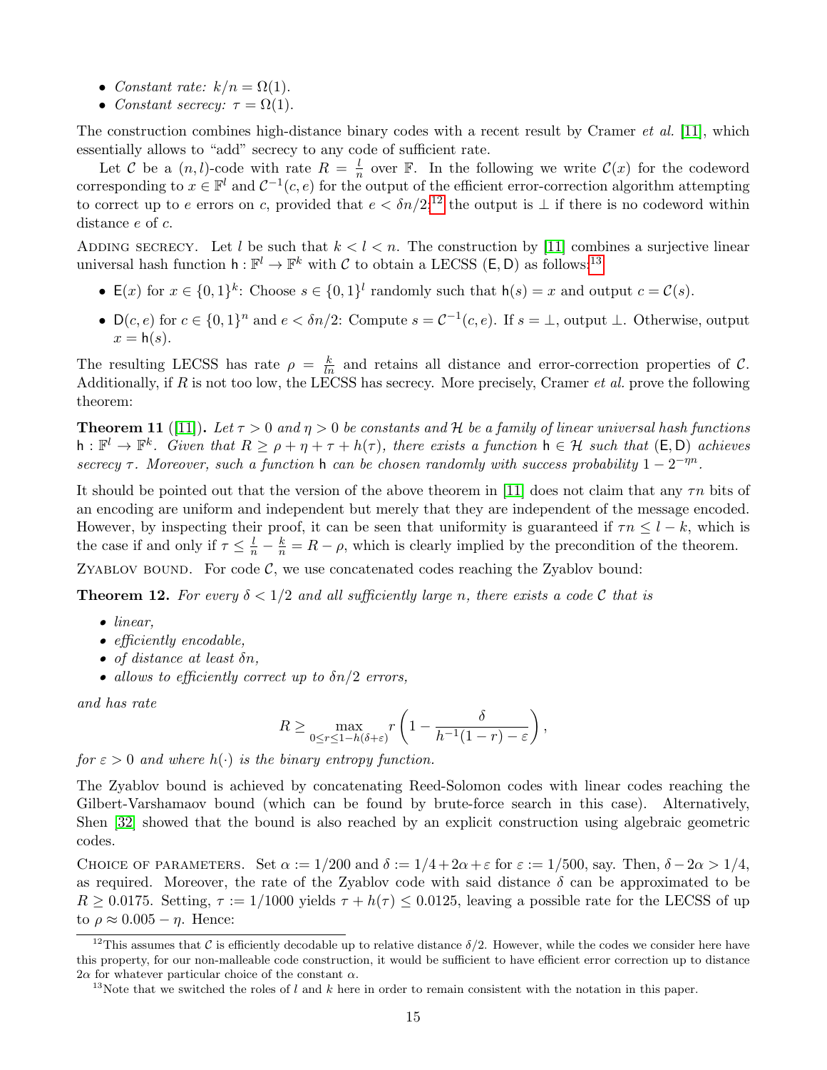- *Constant rate:* $k/n = \Omega(1)$.
- *Constant secrecy:* $\tau = \Omega(1)$.

The construction combines high-distance binary codes with a recent result by Cramer *et al.* [11], which essentially allows to "add" secrecy to any code of sufficient rate.

Let $\mathcal{C}$ be a $(n, l)$-code with rate $R = \frac{l}{n}$ over $\mathbb{F}$. In the following we write $\mathcal{C}(x)$ for the codeword corresponding to $x \in \mathbb{F}^l$ and $\mathcal{C}^{-1}(c, e)$ for the output of the efficient error-correction algorithm attempting to correct up to $e$ errors on $c$, provided that $e < \delta n/2$;[12] the output is $\perp$ if there is no codeword within distance $e$ of $c$.

Adding secrecy. Let $l$ be such that $k < l < n$. The construction by [11] combines a surjective linear universal hash function $\mathsf{h} : \mathbb{F}^l \to \mathbb{F}^k$ with $\mathcal{C}$ to obtain a LECSS $(\mathsf{E}, \mathsf{D})$ as follows:[13]

- $\mathsf{E}(x)$ for $x \in \{0,1\}^k$: Choose $s \in \{0,1\}^l$ randomly such that $\mathsf{h}(s) = x$ and output $c = \mathcal{C}(s)$.
- $\mathsf{D}(c, e)$ for $c \in \{0,1\}^n$ and $e < \delta n/2$: Compute $s = \mathcal{C}^{-1}(c, e)$. If $s = \perp$, output $\perp$. Otherwise, output $x = \mathsf{h}(s)$.

The resulting LECSS has rate $\rho = \frac{k}{ln}$ and retains all distance and error-correction properties of $\mathcal{C}$. Additionally, if $R$ is not too low, the LECSS has secrecy. More precisely, Cramer *et al.* prove the following theorem:

**Theorem 11** ([11])**.** *Let $\tau > 0$ and $\eta > 0$ be constants and $\mathcal{H}$ be a family of linear universal hash functions $\mathsf{h} : \mathbb{F}^l \to \mathbb{F}^k$. Given that $R \geq \rho + \eta + \tau + h(\tau)$, there exists a function $\mathsf{h} \in \mathcal{H}$ such that $(\mathsf{E}, \mathsf{D})$ achieves secrecy $\tau$. Moreover, such a function $\mathsf{h}$ can be chosen randomly with success probability $1 - 2^{-\eta n}$.*

It should be pointed out that the version of the above theorem in [11] does not claim that any $\tau n$ bits of an encoding are uniform and independent but merely that they are independent of the message encoded. However, by inspecting their proof, it can be seen that uniformity is guaranteed if $\tau n \leq l - k$, which is the case if and only if $\tau \leq \frac{l}{n} - \frac{k}{n} = R - \rho$, which is clearly implied by the precondition of the theorem.

Zyablov bound. For code $\mathcal{C}$, we use concatenated codes reaching the Zyablov bound:

**Theorem 12.** *For every $\delta < 1/2$ and all sufficiently large $n$, there exists a code $\mathcal{C}$ that is*

- *linear,*
- *efficiently encodable,*
- *of distance at least $\delta n$,*
- *allows to efficiently correct up to $\delta n/2$ errors,*

*and has rate*

$$R \geq \max_{0 \leq r \leq 1 - h(\delta + \varepsilon)} r \left(1 - \frac{\delta}{h^{-1}(1-r) - \varepsilon}\right),$$

*for $\varepsilon > 0$ and where $h(\cdot)$ is the binary entropy function.*

The Zyablov bound is achieved by concatenating Reed-Solomon codes with linear codes reaching the Gilbert-Varshamaov bound (which can be found by brute-force search in this case). Alternatively, Shen [32] showed that the bound is also reached by an explicit construction using algebraic geometric codes.

Choice of parameters. Set $\alpha := 1/200$ and $\delta := 1/4 + 2\alpha + \varepsilon$ for $\varepsilon := 1/500$, say. Then, $\delta - 2\alpha > 1/4$, as required. Moreover, the rate of the Zyablov code with said distance $\delta$ can be approximated to be $R \geq 0.0175$. Setting, $\tau := 1/1000$ yields $\tau + h(\tau) \leq 0.0125$, leaving a possible rate for the LECSS of up to $\rho \approx 0.005 - \eta$. Hence:

---

[12] This assumes that $\mathcal{C}$ is efficiently decodable up to relative distance $\delta/2$. However, while the codes we consider here have this property, for our non-malleable code construction, it would be sufficient to have efficient error correction up to distance $2\alpha$ for whatever particular choice of the constant $\alpha$.

[13] Note that we switched the roles of $l$ and $k$ here in order to remain consistent with the notation in this paper.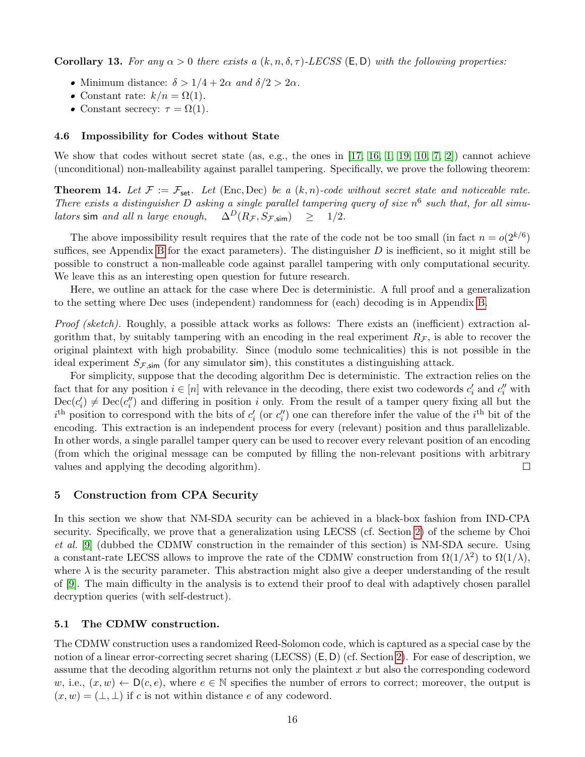**Corollary 13.** *For any $\alpha > 0$ there exists a $(k, n, \delta, \tau)$-LECSS $(\mathsf{E}, \mathsf{D})$ with the following properties:*

- Minimum distance: $\delta > 1/4 + 2\alpha$ and $\delta/2 > 2\alpha$.
- Constant rate: $k/n = \Omega(1)$.
- Constant secrecy: $\tau = \Omega(1)$.

### 4.6 Impossibility for Codes without State

We show that codes without secret state (as, e.g., the ones in [17, 16, 1, 19, 10, 7, 2]) cannot achieve (unconditional) non-malleability against parallel tampering. Specifically, we prove the following theorem:

**Theorem 14.** *Let $\mathcal{F} := \mathcal{F}_{\mathsf{set}}$. Let (Enc, Dec) be a $(k, n)$-code without secret state and noticeable rate. There exists a distinguisher $D$ asking a single parallel tampering query of size $n^6$ such that, for all simulators $\mathsf{sim}$ and all $n$ large enough,* $\Delta^D(R_{\mathcal{F}}, S_{\mathcal{F},\mathsf{sim}}) \quad \geq \quad 1/2.$

The above impossibility result requires that the rate of the code not be too small (in fact $n = o(2^{k/6})$ suffices, see Appendix B for the exact parameters). The distinguisher $D$ is inefficient, so it might still be possible to construct a non-malleable code against parallel tampering with only computational security. We leave this as an interesting open question for future research.

Here, we outline an attack for the case where Dec is deterministic. A full proof and a generalization to the setting where Dec uses (independent) randomness for (each) decoding is in Appendix B.

*Proof (sketch).* Roughly, a possible attack works as follows: There exists an (inefficient) extraction algorithm that, by suitably tampering with an encoding in the real experiment $R_{\mathcal{F}}$, is able to recover the original plaintext with high probability. Since (modulo some technicalities) this is not possible in the ideal experiment $S_{\mathcal{F},\mathsf{sim}}$ (for any simulator $\mathsf{sim}$), this constitutes a distinguishing attack.

For simplicity, suppose that the decoding algorithm Dec is deterministic. The extraction relies on the fact that for any position $i \in [n]$ with relevance in the decoding, there exist two codewords $c'_i$ and $c''_i$ with $\mathrm{Dec}(c'_i) \neq \mathrm{Dec}(c''_i)$ and differing in position $i$ only. From the result of a tamper query fixing all but the $i^{\text{th}}$ position to correspond with the bits of $c'_i$ (or $c''_i$) one can therefore infer the value of the $i^{\text{th}}$ bit of the encoding. This extraction is an independent process for every (relevant) position and thus parallelizable. In other words, a single parallel tamper query can be used to recover every relevant position of an encoding (from which the original message can be computed by filling the non-relevant positions with arbitrary values and applying the decoding algorithm). □

## 5 Construction from CPA Security

In this section we show that NM-SDA security can be achieved in a black-box fashion from IND-CPA security. Specifically, we prove that a generalization using LECSS (cf. Section 2) of the scheme by Choi *et al.* [9] (dubbed the CDMW construction in the remainder of this section) is NM-SDA secure. Using a constant-rate LECSS allows to improve the rate of the CDMW construction from $\Omega(1/\lambda^2)$ to $\Omega(1/\lambda)$, where $\lambda$ is the security parameter. This abstraction might also give a deeper understanding of the result of [9]. The main difficulty in the analysis is to extend their proof to deal with adaptively chosen parallel decryption queries (with self-destruct).

### 5.1 The CDMW construction.

The CDMW construction uses a randomized Reed-Solomon code, which is captured as a special case by the notion of a linear error-correcting secret sharing (LECSS) $(\mathsf{E}, \mathsf{D})$ (cf. Section 2). For ease of description, we assume that the decoding algorithm returns not only the plaintext $x$ but also the corresponding codeword $w$, i.e., $(x, w) \leftarrow \mathsf{D}(c, e)$, where $e \in \mathbb{N}$ specifies the number of errors to correct; moreover, the output is $(x, w) = (\bot, \bot)$ if $c$ is not within distance $e$ of any codeword.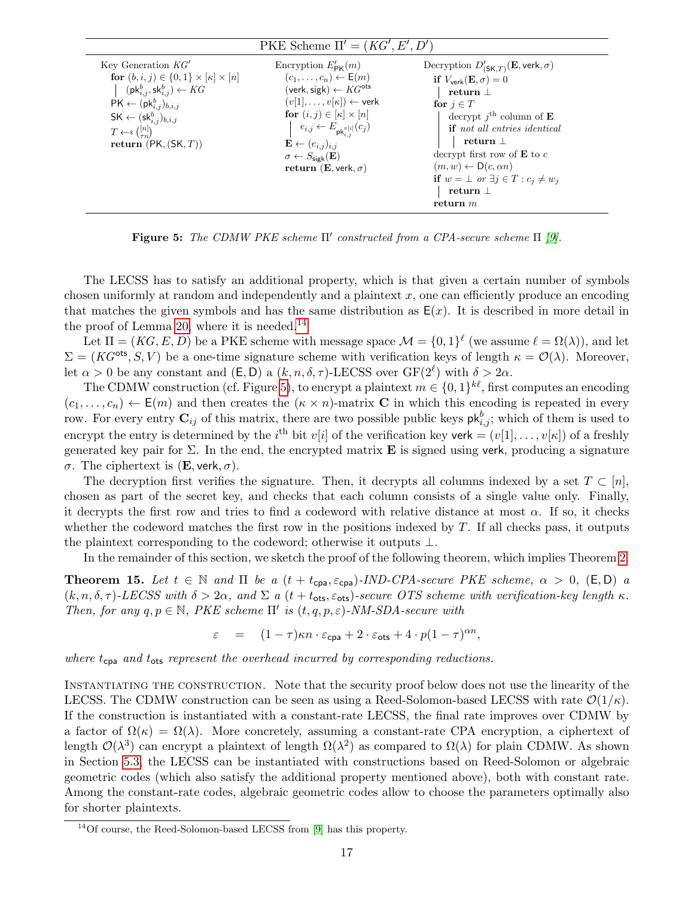**PKE Scheme $\Pi' = (KG', E', D')$**

**Key Generation $KG'$**

```
for (b, i, j) ∈ {0,1} × [κ] × [n]
  | (pk^b_{i,j}, sk^b_{i,j}) ← KG
PK ← (pk^b_{i,j})_{b,i,j}
SK ← (sk^b_{i,j})_{b,i,j}
T ←$ ([n] choose τn)
return (PK, (SK, T))
```

**Encryption $E'_{\mathsf{PK}}(m)$**

```
(c_1, ..., c_n) ← E(m)
(verk, sigk) ← KG^ots
(v[1], ..., v[κ]) ← verk
for (i, j) ∈ [κ] × [n]
  | e_{i,j} ← E_{pk^{v[i]}_{i,j}}(c_j)
E ← (e_{i,j})_{i,j}
σ ← S_sigk(E)
return (E, verk, σ)
```

**Decryption $D'_{(\mathsf{SK},T)}(\mathbf{E}, \mathsf{verk}, \sigma)$**

```
if V_verk(E, σ) = 0
  | return ⊥
for j ∈ T
  | decrypt j-th column of E
  | if not all entries identical
  |   | return ⊥
decrypt first row of E to c
(m, w) ← D(c, αn)
if w = ⊥ or ∃j ∈ T : c_j ≠ w_j
  | return ⊥
return m
```

**Figure 5:** *The CDMW PKE scheme $\Pi'$ constructed from a CPA-secure scheme $\Pi$ [9].*

The LECSS has to satisfy an additional property, which is that given a certain number of symbols chosen uniformly at random and independently and a plaintext $x$, one can efficiently produce an encoding that matches the given symbols and has the same distribution as $\mathsf{E}(x)$. It is described in more detail in the proof of Lemma 20, where it is needed.[14]

Let $\Pi = (KG, E, D)$ be a PKE scheme with message space $\mathcal{M} = \{0,1\}^\ell$ (we assume $\ell = \Omega(\lambda)$), and let $\Sigma = (KG^{\mathsf{ots}}, S, V)$ be a one-time signature scheme with verification keys of length $\kappa = \mathcal{O}(\lambda)$. Moreover, let $\alpha > 0$ be any constant and $(\mathsf{E}, \mathsf{D})$ a $(k, n, \delta, \tau)$-LECSS over $\mathrm{GF}(2^\ell)$ with $\delta > 2\alpha$.

The CDMW construction (cf. Figure 5), to encrypt a plaintext $m \in \{0,1\}^{k\ell}$, first computes an encoding $(c_1, \ldots, c_n) \leftarrow \mathsf{E}(m)$ and then creates the $(\kappa \times n)$-matrix $\mathbf{C}$ in which this encoding is repeated in every row. For every entry $\mathbf{C}_{ij}$ of this matrix, there are two possible public keys $\mathsf{pk}^b_{i,j}$; which of them is used to encrypt the entry is determined by the $i^{\text{th}}$ bit $v[i]$ of the verification key $\mathsf{verk} = (v[1], \ldots, v[\kappa])$ of a freshly generated key pair for $\Sigma$. In the end, the encrypted matrix $\mathbf{E}$ is signed using $\mathsf{verk}$, producing a signature $\sigma$. The ciphertext is $(\mathbf{E}, \mathsf{verk}, \sigma)$.

The decryption first verifies the signature. Then, it decrypts all columns indexed by a set $T \subset [n]$, chosen as part of the secret key, and checks that each column consists of a single value only. Finally, it decrypts the first row and tries to find a codeword with relative distance at most $\alpha$. If so, it checks whether the codeword matches the first row in the positions indexed by $T$. If all checks pass, it outputs the plaintext corresponding to the codeword; otherwise it outputs $\bot$.

In the remainder of this section, we sketch the proof of the following theorem, which implies Theorem 2.

**Theorem 15.** *Let $t \in \mathbb{N}$ and $\Pi$ be a $(t + t_{\mathsf{cpa}}, \varepsilon_{\mathsf{cpa}})$-IND-CPA-secure PKE scheme, $\alpha > 0$, $(\mathsf{E}, \mathsf{D})$ a $(k, n, \delta, \tau)$-LECSS with $\delta > 2\alpha$, and $\Sigma$ a $(t + t_{\mathsf{ots}}, \varepsilon_{\mathsf{ots}})$-secure OTS scheme with verification-key length $\kappa$. Then, for any $q, p \in \mathbb{N}$, PKE scheme $\Pi'$ is $(t, q, p, \varepsilon)$-NM-SDA-secure with*

$$\varepsilon \quad = \quad (1-\tau)\kappa n \cdot \varepsilon_{\mathsf{cpa}} + 2 \cdot \varepsilon_{\mathsf{ots}} + 4 \cdot p(1-\tau)^{\alpha n},$$

*where $t_{\mathsf{cpa}}$ and $t_{\mathsf{ots}}$ represent the overhead incurred by corresponding reductions.*

Instantiating the construction. Note that the security proof below does not use the linearity of the LECSS. The CDMW construction can be seen as using a Reed-Solomon-based LECSS with rate $\mathcal{O}(1/\kappa)$. If the construction is instantiated with a constant-rate LECSS, the final rate improves over CDMW by a factor of $\Omega(\kappa) = \Omega(\lambda)$. More concretely, assuming a constant-rate CPA encryption, a ciphertext of length $\mathcal{O}(\lambda^3)$ can encrypt a plaintext of length $\Omega(\lambda^2)$ as compared to $\Omega(\lambda)$ for plain CDMW. As shown in Section 5.3, the LECSS can be instantiated with constructions based on Reed-Solomon or algebraic geometric codes (which also satisfy the additional property mentioned above), both with constant rate. Among the constant-rate codes, algebraic geometric codes allow to choose the parameters optimally also for shorter plaintexts.

[14] Of course, the Reed-Solomon-based LECSS from [9] has this property.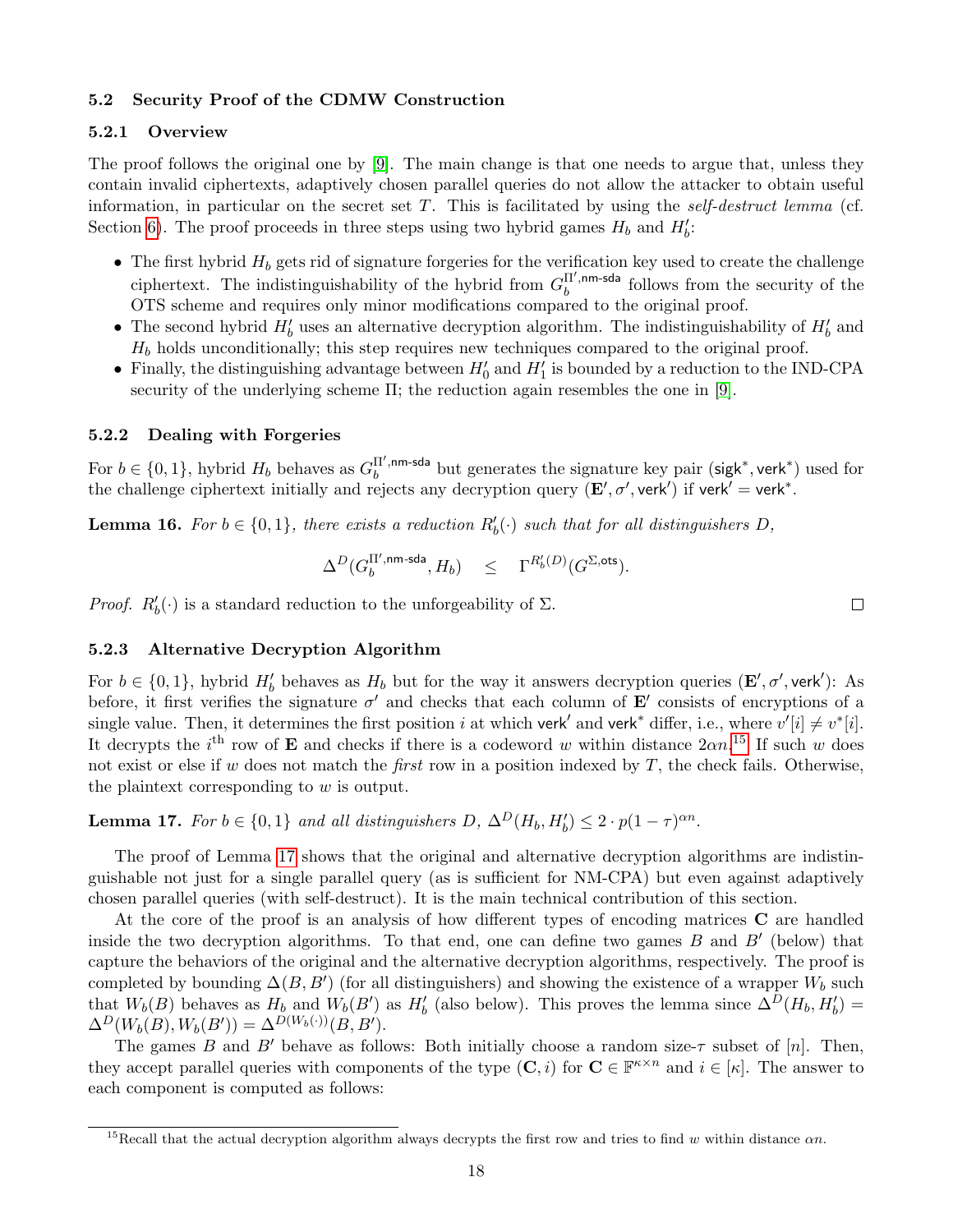### 5.2 Security Proof of the CDMW Construction

#### 5.2.1 Overview

The proof follows the original one by [9]. The main change is that one needs to argue that, unless they contain invalid ciphertexts, adaptively chosen parallel queries do not allow the attacker to obtain useful information, in particular on the secret set $T$. This is facilitated by using the *self-destruct lemma* (cf. Section 6). The proof proceeds in three steps using two hybrid games $H_b$ and $H'_b$:

- The first hybrid $H_b$ gets rid of signature forgeries for the verification key used to create the challenge ciphertext. The indistinguishability of the hybrid from $G_b^{\Pi',\mathsf{nm\text{-}sda}}$ follows from the security of the OTS scheme and requires only minor modifications compared to the original proof.
- The second hybrid $H'_b$ uses an alternative decryption algorithm. The indistinguishability of $H'_b$ and $H_b$ holds unconditionally; this step requires new techniques compared to the original proof.
- Finally, the distinguishing advantage between $H'_0$ and $H'_1$ is bounded by a reduction to the IND-CPA security of the underlying scheme $\Pi$; the reduction again resembles the one in [9].

#### 5.2.2 Dealing with Forgeries

For $b \in \{0, 1\}$, hybrid $H_b$ behaves as $G_b^{\Pi',\mathsf{nm\text{-}sda}}$ but generates the signature key pair $(\mathsf{sigk}^*, \mathsf{verk}^*)$ used for the challenge ciphertext initially and rejects any decryption query $(\mathbf{E}', \sigma', \mathsf{verk}')$ if $\mathsf{verk}' = \mathsf{verk}^*$.

**Lemma 16.** *For $b \in \{0, 1\}$, there exists a reduction $R'_b(\cdot)$ such that for all distinguishers $D$,*

$$\Delta^D(G_b^{\Pi',\mathsf{nm\text{-}sda}}, H_b) \quad \leq \quad \Gamma^{R'_b(D)}(G^{\Sigma,\mathsf{ots}}).$$

*Proof.* $R'_b(\cdot)$ is a standard reduction to the unforgeability of $\Sigma$. $\square$

#### 5.2.3 Alternative Decryption Algorithm

For $b \in \{0, 1\}$, hybrid $H'_b$ behaves as $H_b$ but for the way it answers decryption queries $(\mathbf{E}', \sigma', \mathsf{verk}')$: As before, it first verifies the signature $\sigma'$ and checks that each column of $\mathbf{E}'$ consists of encryptions of a single value. Then, it determines the first position $i$ at which $\mathsf{verk}'$ and $\mathsf{verk}^*$ differ, i.e., where $v'[i] \neq v^*[i]$. It decrypts the $i^{\text{th}}$ row of $\mathbf{E}$ and checks if there is a codeword $w$ within distance $2\alpha n$.[15] If such $w$ does not exist or else if $w$ does not match the *first* row in a position indexed by $T$, the check fails. Otherwise, the plaintext corresponding to $w$ is output.

**Lemma 17.** *For $b \in \{0, 1\}$ and all distinguishers $D$, $\Delta^D(H_b, H'_b) \leq 2 \cdot p(1 - \tau)^{\alpha n}$.*

The proof of Lemma 17 shows that the original and alternative decryption algorithms are indistinguishable not just for a single parallel query (as is sufficient for NM-CPA) but even against adaptively chosen parallel queries (with self-destruct). It is the main technical contribution of this section.

At the core of the proof is an analysis of how different types of encoding matrices $\mathbf{C}$ are handled inside the two decryption algorithms. To that end, one can define two games $B$ and $B'$ (below) that capture the behaviors of the original and the alternative decryption algorithms, respectively. The proof is completed by bounding $\Delta(B, B')$ (for all distinguishers) and showing the existence of a wrapper $W_b$ such that $W_b(B)$ behaves as $H_b$ and $W_b(B')$ as $H'_b$ (also below). This proves the lemma since $\Delta^D(H_b, H'_b) = \Delta^D(W_b(B), W_b(B')) = \Delta^{D(W_b(\cdot))}(B, B')$.

The games $B$ and $B'$ behave as follows: Both initially choose a random size-$\tau$ subset of $[n]$. Then, they accept parallel queries with components of the type $(\mathbf{C}, i)$ for $\mathbf{C} \in \mathbb{F}^{\kappa \times n}$ and $i \in [\kappa]$. The answer to each component is computed as follows:

[15] Recall that the actual decryption algorithm always decrypts the first row and tries to find $w$ within distance $\alpha n$.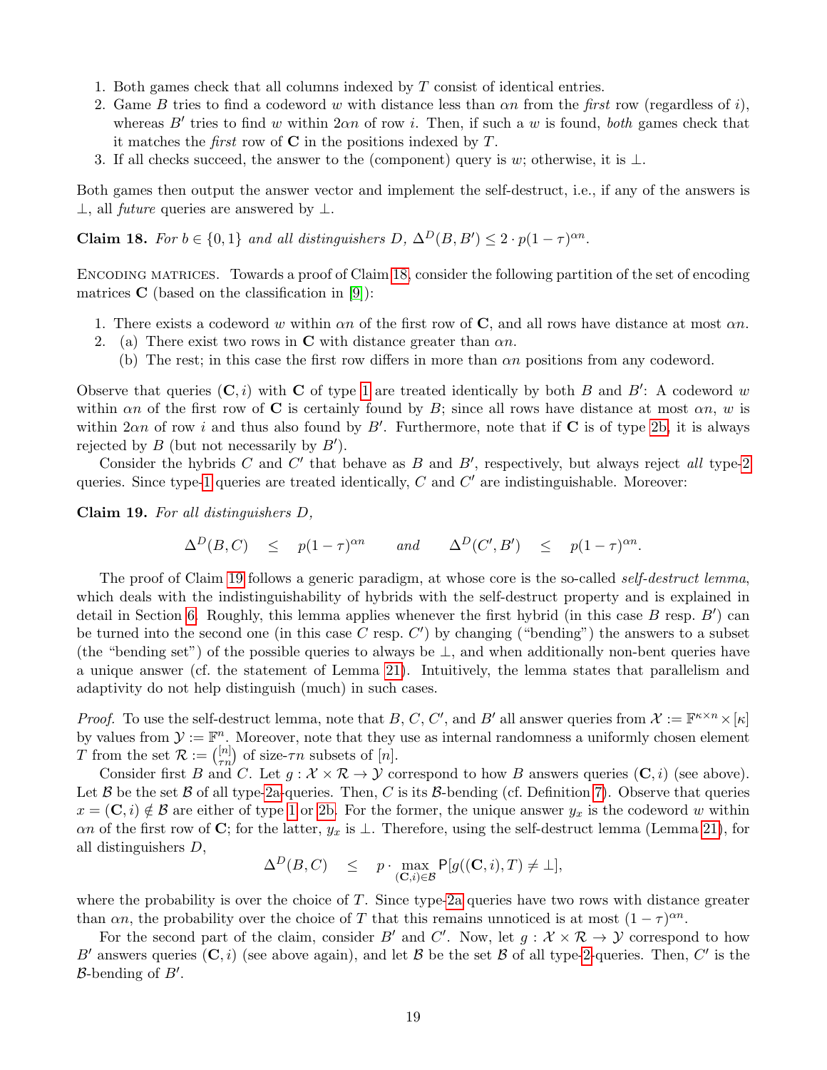1. Both games check that all columns indexed by $T$ consist of identical entries.
2. Game $B$ tries to find a codeword $w$ with distance less than $\alpha n$ from the *first* row (regardless of $i$), whereas $B'$ tries to find $w$ within $2\alpha n$ of row $i$. Then, if such a $w$ is found, *both* games check that it matches the *first* row of $\mathbf{C}$ in the positions indexed by $T$.
3. If all checks succeed, the answer to the (component) query is $w$; otherwise, it is $\perp$.

Both games then output the answer vector and implement the self-destruct, i.e., if any of the answers is $\perp$, all *future* queries are answered by $\perp$.

**Claim 18.** *For $b \in \{0,1\}$ and all distinguishers $D$, $\Delta^D(B, B') \leq 2 \cdot p(1-\tau)^{\alpha n}$.*

Encoding matrices. Towards a proof of Claim 18, consider the following partition of the set of encoding matrices $\mathbf{C}$ (based on the classification in [9]):

1. There exists a codeword $w$ within $\alpha n$ of the first row of $\mathbf{C}$, and all rows have distance at most $\alpha n$.
2. (a) There exist two rows in $\mathbf{C}$ with distance greater than $\alpha n$.
   (b) The rest; in this case the first row differs in more than $\alpha n$ positions from any codeword.

Observe that queries $(\mathbf{C}, i)$ with $\mathbf{C}$ of type 1 are treated identically by both $B$ and $B'$: A codeword $w$ within $\alpha n$ of the first row of $\mathbf{C}$ is certainly found by $B$; since all rows have distance at most $\alpha n$, $w$ is within $2\alpha n$ of row $i$ and thus also found by $B'$. Furthermore, note that if $\mathbf{C}$ is of type 2b, it is always rejected by $B$ (but not necessarily by $B'$).

Consider the hybrids $C$ and $C'$ that behave as $B$ and $B'$, respectively, but always reject *all* type-2 queries. Since type-1 queries are treated identically, $C$ and $C'$ are indistinguishable. Moreover:

**Claim 19.** *For all distinguishers $D$,*

$$\Delta^D(B, C) \quad \leq \quad p(1-\tau)^{\alpha n} \qquad \text{and} \qquad \Delta^D(C', B') \quad \leq \quad p(1-\tau)^{\alpha n}.$$

The proof of Claim 19 follows a generic paradigm, at whose core is the so-called *self-destruct lemma*, which deals with the indistinguishability of hybrids with the self-destruct property and is explained in detail in Section 6. Roughly, this lemma applies whenever the first hybrid (in this case $B$ resp. $B'$) can be turned into the second one (in this case $C$ resp. $C'$) by changing ("bending") the answers to a subset (the "bending set") of the possible queries to always be $\perp$, and when additionally non-bent queries have a unique answer (cf. the statement of Lemma 21). Intuitively, the lemma states that parallelism and adaptivity do not help distinguish (much) in such cases.

*Proof.* To use the self-destruct lemma, note that $B$, $C$, $C'$, and $B'$ all answer queries from $\mathcal{X} := \mathbb{F}^{\kappa \times n} \times [\kappa]$ by values from $\mathcal{Y} := \mathbb{F}^n$. Moreover, note that they use as internal randomness a uniformly chosen element $T$ from the set $\mathcal{R} := \binom{[n]}{\tau n}$ of size-$\tau n$ subsets of $[n]$.

Consider first $B$ and $C$. Let $g : \mathcal{X} \times \mathcal{R} \to \mathcal{Y}$ correspond to how $B$ answers queries $(\mathbf{C}, i)$ (see above). Let $\mathcal{B}$ be the set $\mathcal{B}$ of all type-2a-queries. Then, $C$ is its $\mathcal{B}$-bending (cf. Definition 7). Observe that queries $x = (\mathbf{C}, i) \notin \mathcal{B}$ are either of type 1 or 2b. For the former, the unique answer $y_x$ is the codeword $w$ within $\alpha n$ of the first row of $\mathbf{C}$; for the latter, $y_x$ is $\perp$. Therefore, using the self-destruct lemma (Lemma 21), for all distinguishers $D$,

$$\Delta^D(B, C) \quad \leq \quad p \cdot \max_{(\mathbf{C}, i) \in \mathcal{B}} \mathsf{P}[g((\mathbf{C}, i), T) \neq \perp],$$

where the probability is over the choice of $T$. Since type-2a queries have two rows with distance greater than $\alpha n$, the probability over the choice of $T$ that this remains unnoticed is at most $(1-\tau)^{\alpha n}$.

For the second part of the claim, consider $B'$ and $C'$. Now, let $g : \mathcal{X} \times \mathcal{R} \to \mathcal{Y}$ correspond to how $B'$ answers queries $(\mathbf{C}, i)$ (see above again), and let $\mathcal{B}$ be the set $\mathcal{B}$ of all type-2-queries. Then, $C'$ is the $\mathcal{B}$-bending of $B'$.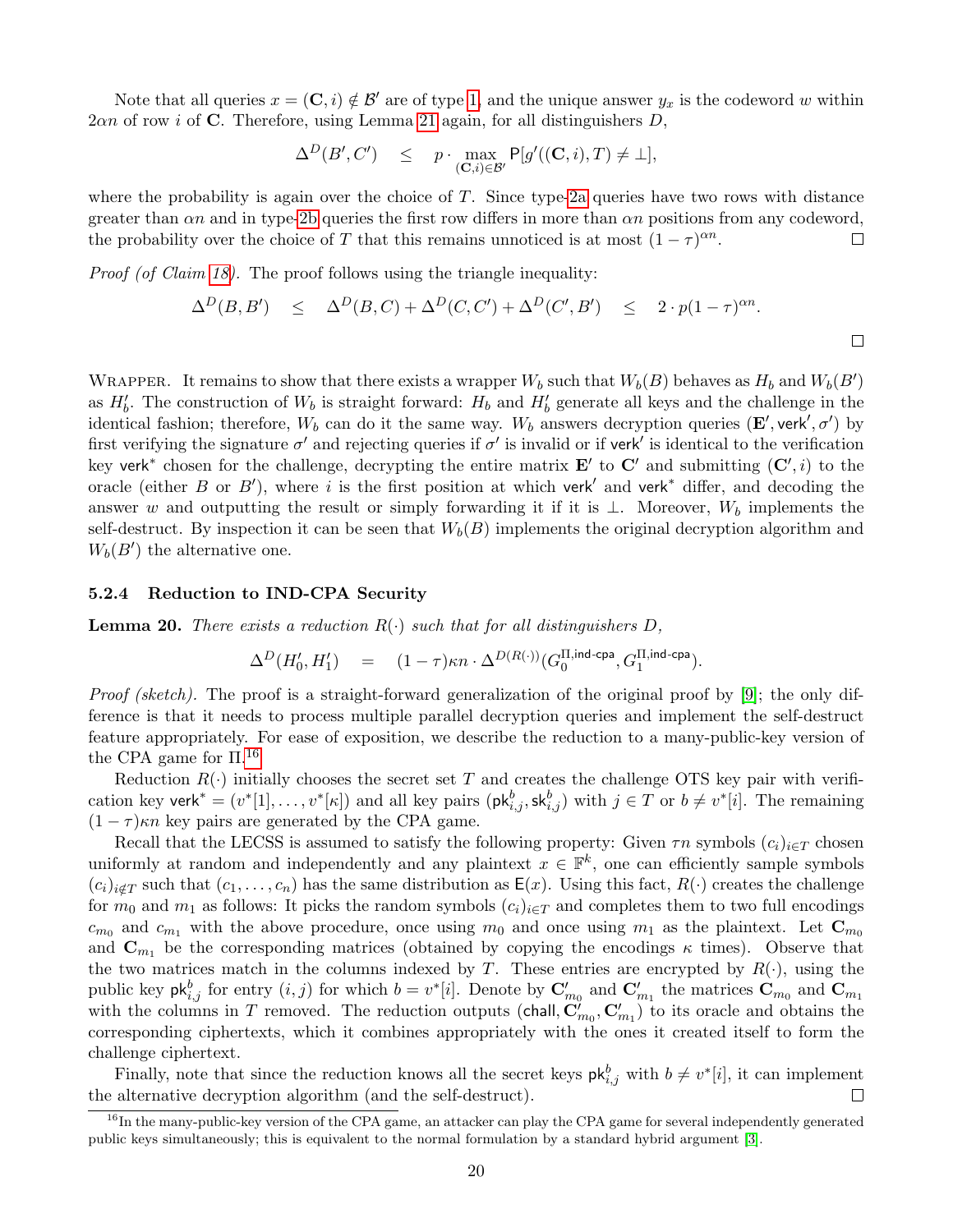Note that all queries $x = (\mathbf{C}, i) \notin \mathcal{B}'$ are of type 1, and the unique answer $y_x$ is the codeword $w$ within $2\alpha n$ of row $i$ of $\mathbf{C}$. Therefore, using Lemma 21 again, for all distinguishers $D$,

$$\Delta^D(B', C') \quad \leq \quad p \cdot \max_{(\mathbf{C},i) \in \mathcal{B}'} \mathsf{P}[g'((\mathbf{C}, i), T) \neq \bot],$$

where the probability is again over the choice of $T$. Since type-2a queries have two rows with distance greater than $\alpha n$ and in type-2b queries the first row differs in more than $\alpha n$ positions from any codeword, the probability over the choice of $T$ that this remains unnoticed is at most $(1 - \tau)^{\alpha n}$. □

*Proof (of Claim 18).* The proof follows using the triangle inequality:

$$\Delta^D(B, B') \quad \leq \quad \Delta^D(B, C) + \Delta^D(C, C') + \Delta^D(C', B') \quad \leq \quad 2 \cdot p(1 - \tau)^{\alpha n}.$$

□

Wrapper. It remains to show that there exists a wrapper $W_b$ such that $W_b(B)$ behaves as $H_b$ and $W_b(B')$ as $H'_b$. The construction of $W_b$ is straight forward: $H_b$ and $H'_b$ generate all keys and the challenge in the identical fashion; therefore, $W_b$ can do it the same way. $W_b$ answers decryption queries $(\mathbf{E}', \mathsf{verk}', \sigma')$ by first verifying the signature $\sigma'$ and rejecting queries if $\sigma'$ is invalid or if $\mathsf{verk}'$ is identical to the verification key $\mathsf{verk}^*$ chosen for the challenge, decrypting the entire matrix $\mathbf{E}'$ to $\mathbf{C}'$ and submitting $(\mathbf{C}', i)$ to the oracle (either $B$ or $B'$), where $i$ is the first position at which $\mathsf{verk}'$ and $\mathsf{verk}^*$ differ, and decoding the answer $w$ and outputting the result or simply forwarding it if it is $\bot$. Moreover, $W_b$ implements the self-destruct. By inspection it can be seen that $W_b(B)$ implements the original decryption algorithm and $W_b(B')$ the alternative one.

#### 5.2.4 Reduction to IND-CPA Security

**Lemma 20.** *There exists a reduction $R(\cdot)$ such that for all distinguishers $D$,*

$$\Delta^D(H'_0, H'_1) \quad = \quad (1 - \tau)\kappa n \cdot \Delta^{D(R(\cdot))}(G_0^{\Pi,\mathsf{ind\text{-}cpa}}, G_1^{\Pi,\mathsf{ind\text{-}cpa}}).$$

*Proof (sketch).* The proof is a straight-forward generalization of the original proof by [9]; the only difference is that it needs to process multiple parallel decryption queries and implement the self-destruct feature appropriately. For ease of exposition, we describe the reduction to a many-public-key version of the CPA game for $\Pi$.[16]

Reduction $R(\cdot)$ initially chooses the secret set $T$ and creates the challenge OTS key pair with verification key $\mathsf{verk}^* = (v^*[1], \ldots, v^*[\kappa])$ and all key pairs $(\mathsf{pk}^b_{i,j}, \mathsf{sk}^b_{i,j})$ with $j \in T$ or $b \neq v^*[i]$. The remaining $(1 - \tau)\kappa n$ key pairs are generated by the CPA game.

Recall that the LECSS is assumed to satisfy the following property: Given $\tau n$ symbols $(c_i)_{i \in T}$ chosen uniformly at random and independently and any plaintext $x \in \mathbb{F}^k$, one can efficiently sample symbols $(c_i)_{i \notin T}$ such that $(c_1, \ldots, c_n)$ has the same distribution as $\mathsf{E}(x)$. Using this fact, $R(\cdot)$ creates the challenge for $m_0$ and $m_1$ as follows: It picks the random symbols $(c_i)_{i \in T}$ and completes them to two full encodings $c_{m_0}$ and $c_{m_1}$ with the above procedure, once using $m_0$ and once using $m_1$ as the plaintext. Let $\mathbf{C}_{m_0}$ and $\mathbf{C}_{m_1}$ be the corresponding matrices (obtained by copying the encodings $\kappa$ times). Observe that the two matrices match in the columns indexed by $T$. These entries are encrypted by $R(\cdot)$, using the public key $\mathsf{pk}^b_{i,j}$ for entry $(i, j)$ for which $b = v^*[i]$. Denote by $\mathbf{C}'_{m_0}$ and $\mathbf{C}'_{m_1}$ the matrices $\mathbf{C}_{m_0}$ and $\mathbf{C}_{m_1}$ with the columns in $T$ removed. The reduction outputs $(\mathsf{chall}, \mathbf{C}'_{m_0}, \mathbf{C}'_{m_1})$ to its oracle and obtains the corresponding ciphertexts, which it combines appropriately with the ones it created itself to form the challenge ciphertext.

Finally, note that since the reduction knows all the secret keys $\mathsf{pk}^b_{i,j}$ with $b \neq v^*[i]$, it can implement the alternative decryption algorithm (and the self-destruct). □

[16] In the many-public-key version of the CPA game, an attacker can play the CPA game for several independently generated public keys simultaneously; this is equivalent to the normal formulation by a standard hybrid argument [3].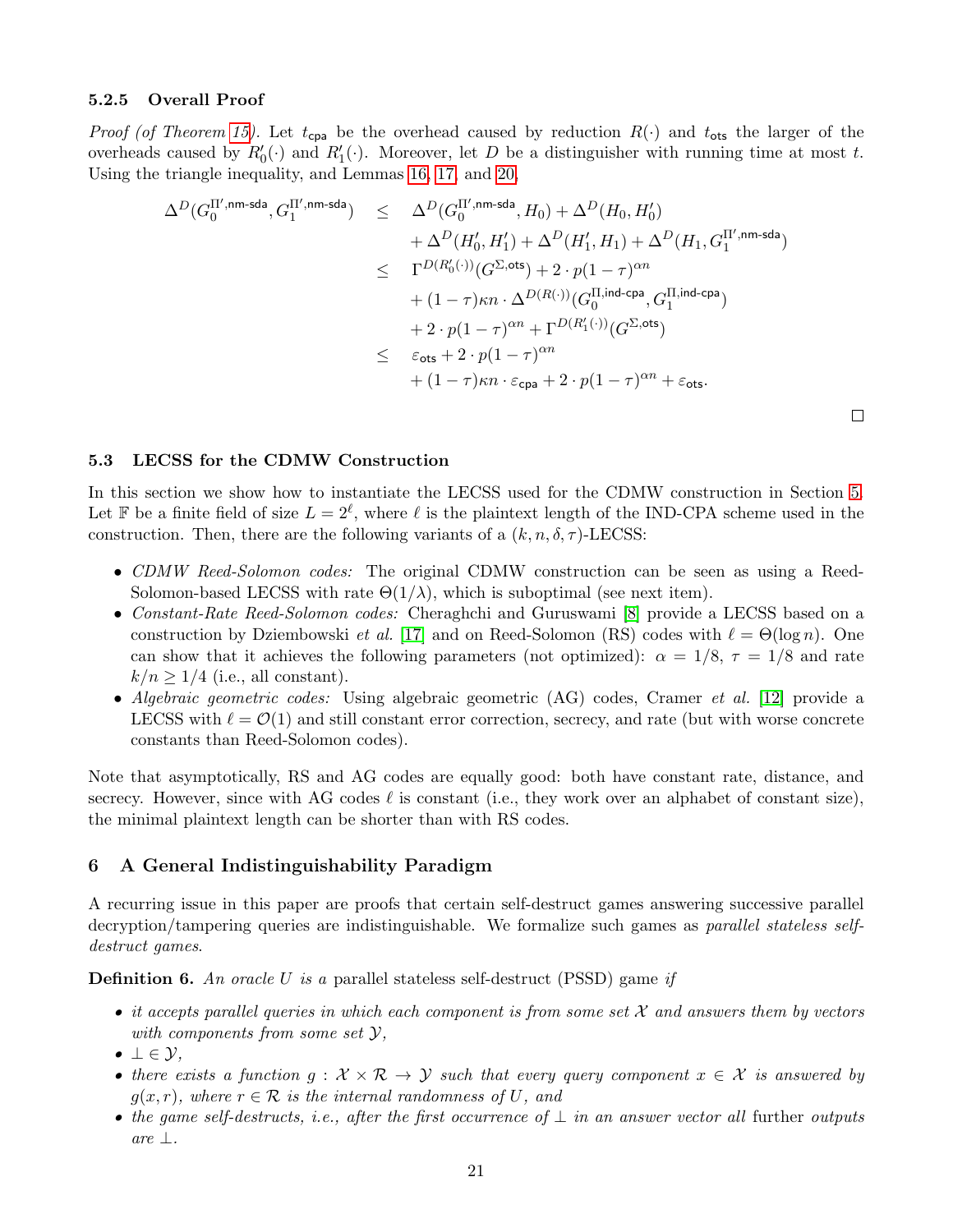### 5.2.5 Overall Proof

*Proof (of Theorem 15).* Let $t_{\mathsf{cpa}}$ be the overhead caused by reduction $R(\cdot)$ and $t_{\mathsf{ots}}$ the larger of the overheads caused by $R'_0(\cdot)$ and $R'_1(\cdot)$. Moreover, let $D$ be a distinguisher with running time at most $t$. Using the triangle inequality, and Lemmas 16, 17, and 20,

$$
\begin{aligned}
\Delta^D(G_0^{\Pi',\mathsf{nm\text{-}sda}}, G_1^{\Pi',\mathsf{nm\text{-}sda}}) \quad &\leq \quad \Delta^D(G_0^{\Pi',\mathsf{nm\text{-}sda}}, H_0) + \Delta^D(H_0, H'_0) \\
&\quad + \Delta^D(H'_0, H'_1) + \Delta^D(H'_1, H_1) + \Delta^D(H_1, G_1^{\Pi',\mathsf{nm\text{-}sda}}) \\
&\leq \quad \Gamma^{D(R'_0(\cdot))}(G^{\Sigma,\mathsf{ots}}) + 2 \cdot p(1-\tau)^{\alpha n} \\
&\quad + (1-\tau)\kappa n \cdot \Delta^{D(R(\cdot))}(G_0^{\Pi,\mathsf{ind\text{-}cpa}}, G_1^{\Pi,\mathsf{ind\text{-}cpa}}) \\
&\quad + 2 \cdot p(1-\tau)^{\alpha n} + \Gamma^{D(R'_1(\cdot))}(G^{\Sigma,\mathsf{ots}}) \\
&\leq \quad \varepsilon_{\mathsf{ots}} + 2 \cdot p(1-\tau)^{\alpha n} \\
&\quad + (1-\tau)\kappa n \cdot \varepsilon_{\mathsf{cpa}} + 2 \cdot p(1-\tau)^{\alpha n} + \varepsilon_{\mathsf{ots}}.
\end{aligned}
$$

□

## 5.3 LECSS for the CDMW Construction

In this section we show how to instantiate the LECSS used for the CDMW construction in Section 5. Let $\mathbb{F}$ be a finite field of size $L = 2^\ell$, where $\ell$ is the plaintext length of the IND-CPA scheme used in the construction. Then, there are the following variants of a $(k, n, \delta, \tau)$-LECSS:

- *CDMW Reed-Solomon codes:* The original CDMW construction can be seen as using a Reed-Solomon-based LECSS with rate $\Theta(1/\lambda)$, which is suboptimal (see next item).
- *Constant-Rate Reed-Solomon codes:* Cheraghchi and Guruswami [8] provide a LECSS based on a construction by Dziembowski *et al.* [17] and on Reed-Solomon (RS) codes with $\ell = \Theta(\log n)$. One can show that it achieves the following parameters (not optimized): $\alpha = 1/8$, $\tau = 1/8$ and rate $k/n \geq 1/4$ (i.e., all constant).
- *Algebraic geometric codes:* Using algebraic geometric (AG) codes, Cramer *et al.* [12] provide a LECSS with $\ell = \mathcal{O}(1)$ and still constant error correction, secrecy, and rate (but with worse concrete constants than Reed-Solomon codes).

Note that asymptotically, RS and AG codes are equally good: both have constant rate, distance, and secrecy. However, since with AG codes $\ell$ is constant (i.e., they work over an alphabet of constant size), the minimal plaintext length can be shorter than with RS codes.

# 6 A General Indistinguishability Paradigm

A recurring issue in this paper are proofs that certain self-destruct games answering successive parallel decryption/tampering queries are indistinguishable. We formalize such games as *parallel stateless self-destruct games*.

**Definition 6.** *An oracle $U$ is a* parallel stateless self-destruct (PSSD) game *if*

- *it accepts parallel queries in which each component is from some set $\mathcal{X}$ and answers them by vectors with components from some set $\mathcal{Y}$,*
- *$\bot \in \mathcal{Y}$,*
- *there exists a function $g : \mathcal{X} \times \mathcal{R} \to \mathcal{Y}$ such that every query component $x \in \mathcal{X}$ is answered by $g(x, r)$, where $r \in \mathcal{R}$ is the internal randomness of $U$, and*
- *the game self-destructs, i.e., after the first occurrence of $\bot$ in an answer vector all further outputs are $\bot$.*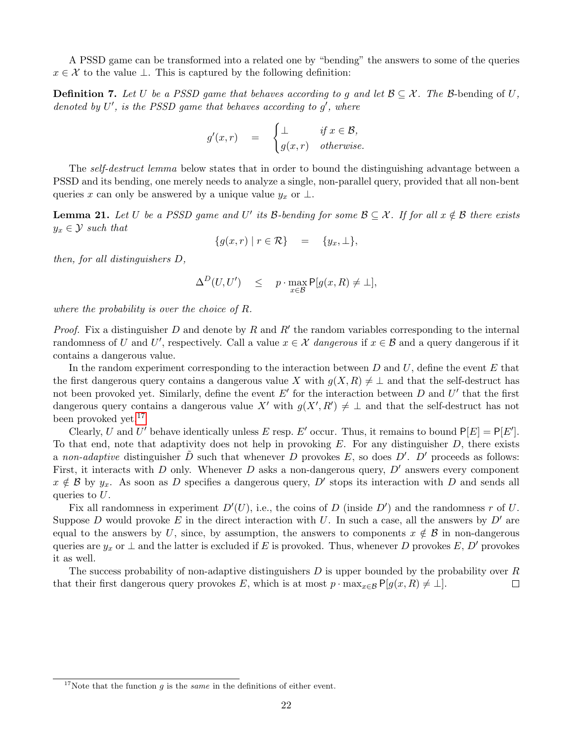A PSSD game can be transformed into a related one by "bending" the answers to some of the queries $x \in \mathcal{X}$ to the value $\perp$. This is captured by the following definition:

**Definition 7.** *Let $U$ be a PSSD game that behaves according to $g$ and let $\mathcal{B} \subseteq \mathcal{X}$. The $\mathcal{B}$-*bending *of $U$, denoted by $U'$, is the PSSD game that behaves according to $g'$, where*

$$g'(x,r) \quad = \quad \begin{cases} \perp & \text{if } x \in \mathcal{B}, \\ g(x,r) & \text{otherwise.} \end{cases}$$

The *self-destruct lemma* below states that in order to bound the distinguishing advantage between a PSSD and its bending, one merely needs to analyze a single, non-parallel query, provided that all non-bent queries $x$ can only be answered by a unique value $y_x$ or $\perp$.

**Lemma 21.** *Let $U$ be a PSSD game and $U'$ its $\mathcal{B}$-bending for some $\mathcal{B} \subseteq \mathcal{X}$. If for all $x \notin \mathcal{B}$ there exists $y_x \in \mathcal{Y}$ such that*

$$\{g(x,r) \mid r \in \mathcal{R}\} \quad = \quad \{y_x, \perp\},$$

*then, for all distinguishers $D$,*

$$\Delta^D(U,U') \quad \leq \quad p \cdot \max_{x \in \mathcal{B}} \mathsf{P}[g(x,R) \neq \perp],$$

*where the probability is over the choice of $R$.*

*Proof.* Fix a distinguisher $D$ and denote by $R$ and $R'$ the random variables corresponding to the internal randomness of $U$ and $U'$, respectively. Call a value $x \in \mathcal{X}$ *dangerous* if $x \in \mathcal{B}$ and a query dangerous if it contains a dangerous value.

In the random experiment corresponding to the interaction between $D$ and $U$, define the event $E$ that the first dangerous query contains a dangerous value $X$ with $g(X,R) \neq \perp$ and that the self-destruct has not been provoked yet. Similarly, define the event $E'$ for the interaction between $D$ and $U'$ that the first dangerous query contains a dangerous value $X'$ with $g(X',R') \neq \perp$ and that the self-destruct has not been provoked yet.[17]

Clearly, $U$ and $U'$ behave identically unless $E$ resp. $E'$ occur. Thus, it remains to bound $\mathsf{P}[E] = \mathsf{P}[E']$. To that end, note that adaptivity does not help in provoking $E$. For any distinguisher $D$, there exists a *non-adaptive* distinguisher $\tilde{D}$ such that whenever $D$ provokes $E$, so does $D'$. $D'$ proceeds as follows: First, it interacts with $D$ only. Whenever $D$ asks a non-dangerous query, $D'$ answers every component $x \notin \mathcal{B}$ by $y_x$. As soon as $D$ specifies a dangerous query, $D'$ stops its interaction with $D$ and sends all queries to $U$.

Fix all randomness in experiment $D'(U)$, i.e., the coins of $D$ (inside $D'$) and the randomness $r$ of $U$. Suppose $D$ would provoke $E$ in the direct interaction with $U$. In such a case, all the answers by $D'$ are equal to the answers by $U$, since, by assumption, the answers to components $x \notin \mathcal{B}$ in non-dangerous queries are $y_x$ or $\perp$ and the latter is excluded if $E$ is provoked. Thus, whenever $D$ provokes $E$, $D'$ provokes it as well.

The success probability of non-adaptive distinguishers $D$ is upper bounded by the probability over $R$ that their first dangerous query provokes $E$, which is at most $p \cdot \max_{x \in \mathcal{B}} \mathsf{P}[g(x,R) \neq \perp]$. $\square$

[17] Note that the function $g$ is the *same* in the definitions of either event.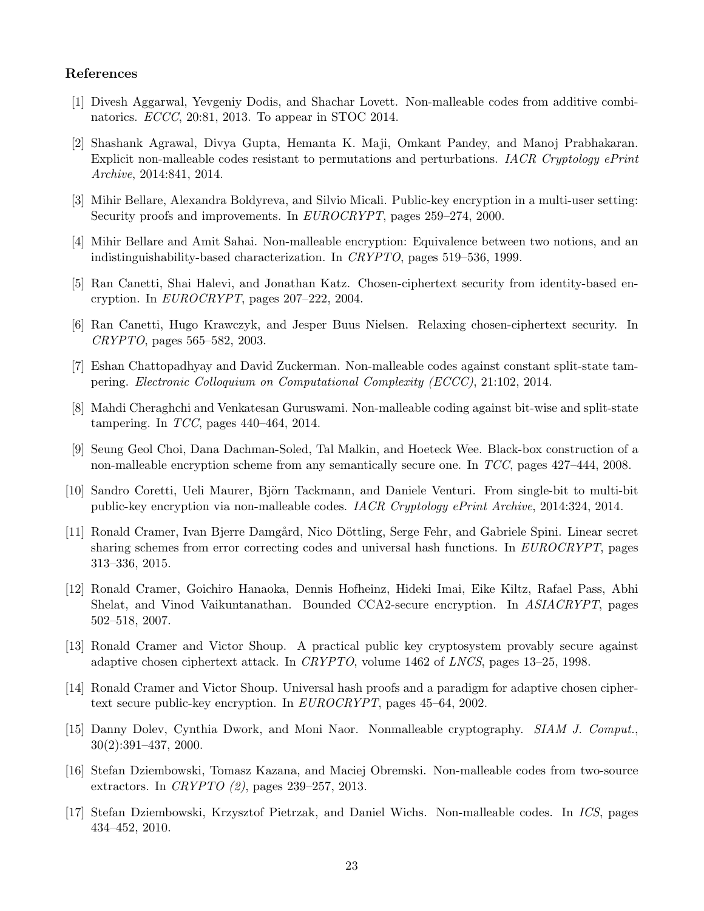## References

[1] Divesh Aggarwal, Yevgeniy Dodis, and Shachar Lovett. Non-malleable codes from additive combinatorics. *ECCC*, 20:81, 2013. To appear in STOC 2014.

[2] Shashank Agrawal, Divya Gupta, Hemanta K. Maji, Omkant Pandey, and Manoj Prabhakaran. Explicit non-malleable codes resistant to permutations and perturbations. *IACR Cryptology ePrint Archive*, 2014:841, 2014.

[3] Mihir Bellare, Alexandra Boldyreva, and Silvio Micali. Public-key encryption in a multi-user setting: Security proofs and improvements. In *EUROCRYPT*, pages 259–274, 2000.

[4] Mihir Bellare and Amit Sahai. Non-malleable encryption: Equivalence between two notions, and an indistinguishability-based characterization. In *CRYPTO*, pages 519–536, 1999.

[5] Ran Canetti, Shai Halevi, and Jonathan Katz. Chosen-ciphertext security from identity-based encryption. In *EUROCRYPT*, pages 207–222, 2004.

[6] Ran Canetti, Hugo Krawczyk, and Jesper Buus Nielsen. Relaxing chosen-ciphertext security. In *CRYPTO*, pages 565–582, 2003.

[7] Eshan Chattopadhyay and David Zuckerman. Non-malleable codes against constant split-state tampering. *Electronic Colloquium on Computational Complexity (ECCC)*, 21:102, 2014.

[8] Mahdi Cheraghchi and Venkatesan Guruswami. Non-malleable coding against bit-wise and split-state tampering. In *TCC*, pages 440–464, 2014.

[9] Seung Geol Choi, Dana Dachman-Soled, Tal Malkin, and Hoeteck Wee. Black-box construction of a non-malleable encryption scheme from any semantically secure one. In *TCC*, pages 427–444, 2008.

[10] Sandro Coretti, Ueli Maurer, Björn Tackmann, and Daniele Venturi. From single-bit to multi-bit public-key encryption via non-malleable codes. *IACR Cryptology ePrint Archive*, 2014:324, 2014.

[11] Ronald Cramer, Ivan Bjerre Damgård, Nico Döttling, Serge Fehr, and Gabriele Spini. Linear secret sharing schemes from error correcting codes and universal hash functions. In *EUROCRYPT*, pages 313–336, 2015.

[12] Ronald Cramer, Goichiro Hanaoka, Dennis Hofheinz, Hideki Imai, Eike Kiltz, Rafael Pass, Abhi Shelat, and Vinod Vaikuntanathan. Bounded CCA2-secure encryption. In *ASIACRYPT*, pages 502–518, 2007.

[13] Ronald Cramer and Victor Shoup. A practical public key cryptosystem provably secure against adaptive chosen ciphertext attack. In *CRYPTO*, volume 1462 of *LNCS*, pages 13–25, 1998.

[14] Ronald Cramer and Victor Shoup. Universal hash proofs and a paradigm for adaptive chosen ciphertext secure public-key encryption. In *EUROCRYPT*, pages 45–64, 2002.

[15] Danny Dolev, Cynthia Dwork, and Moni Naor. Nonmalleable cryptography. *SIAM J. Comput.*, 30(2):391–437, 2000.

[16] Stefan Dziembowski, Tomasz Kazana, and Maciej Obremski. Non-malleable codes from two-source extractors. In *CRYPTO (2)*, pages 239–257, 2013.

[17] Stefan Dziembowski, Krzysztof Pietrzak, and Daniel Wichs. Non-malleable codes. In *ICS*, pages 434–452, 2010.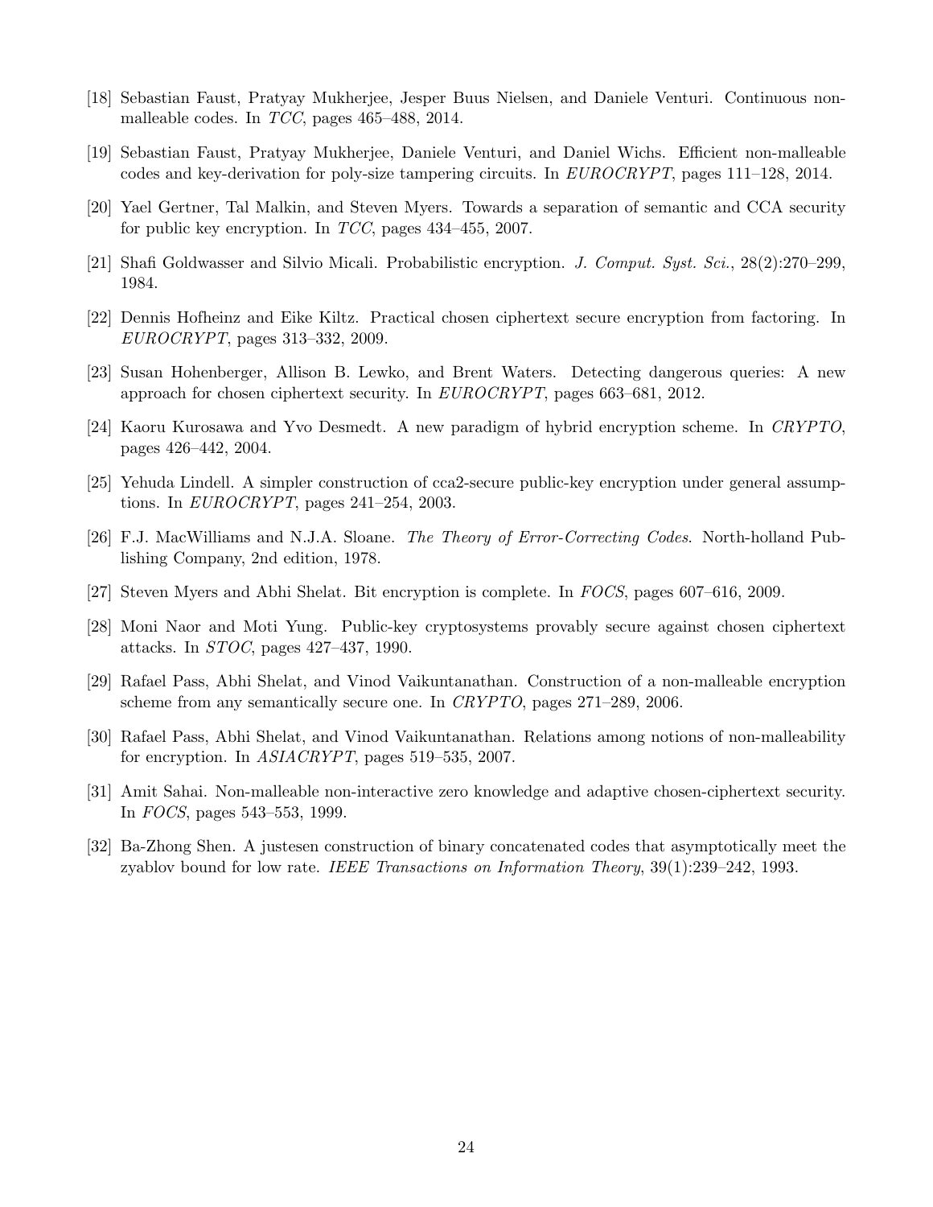[18] Sebastian Faust, Pratyay Mukherjee, Jesper Buus Nielsen, and Daniele Venturi. Continuous non-malleable codes. In *TCC*, pages 465–488, 2014.

[19] Sebastian Faust, Pratyay Mukherjee, Daniele Venturi, and Daniel Wichs. Efficient non-malleable codes and key-derivation for poly-size tampering circuits. In *EUROCRYPT*, pages 111–128, 2014.

[20] Yael Gertner, Tal Malkin, and Steven Myers. Towards a separation of semantic and CCA security for public key encryption. In *TCC*, pages 434–455, 2007.

[21] Shafi Goldwasser and Silvio Micali. Probabilistic encryption. *J. Comput. Syst. Sci.*, 28(2):270–299, 1984.

[22] Dennis Hofheinz and Eike Kiltz. Practical chosen ciphertext secure encryption from factoring. In *EUROCRYPT*, pages 313–332, 2009.

[23] Susan Hohenberger, Allison B. Lewko, and Brent Waters. Detecting dangerous queries: A new approach for chosen ciphertext security. In *EUROCRYPT*, pages 663–681, 2012.

[24] Kaoru Kurosawa and Yvo Desmedt. A new paradigm of hybrid encryption scheme. In *CRYPTO*, pages 426–442, 2004.

[25] Yehuda Lindell. A simpler construction of cca2-secure public-key encryption under general assumptions. In *EUROCRYPT*, pages 241–254, 2003.

[26] F.J. MacWilliams and N.J.A. Sloane. *The Theory of Error-Correcting Codes*. North-holland Publishing Company, 2nd edition, 1978.

[27] Steven Myers and Abhi Shelat. Bit encryption is complete. In *FOCS*, pages 607–616, 2009.

[28] Moni Naor and Moti Yung. Public-key cryptosystems provably secure against chosen ciphertext attacks. In *STOC*, pages 427–437, 1990.

[29] Rafael Pass, Abhi Shelat, and Vinod Vaikuntanathan. Construction of a non-malleable encryption scheme from any semantically secure one. In *CRYPTO*, pages 271–289, 2006.

[30] Rafael Pass, Abhi Shelat, and Vinod Vaikuntanathan. Relations among notions of non-malleability for encryption. In *ASIACRYPT*, pages 519–535, 2007.

[31] Amit Sahai. Non-malleable non-interactive zero knowledge and adaptive chosen-ciphertext security. In *FOCS*, pages 543–553, 1999.

[32] Ba-Zhong Shen. A justesen construction of binary concatenated codes that asymptotically meet the zyablov bound for low rate. *IEEE Transactions on Information Theory*, 39(1):239–242, 1993.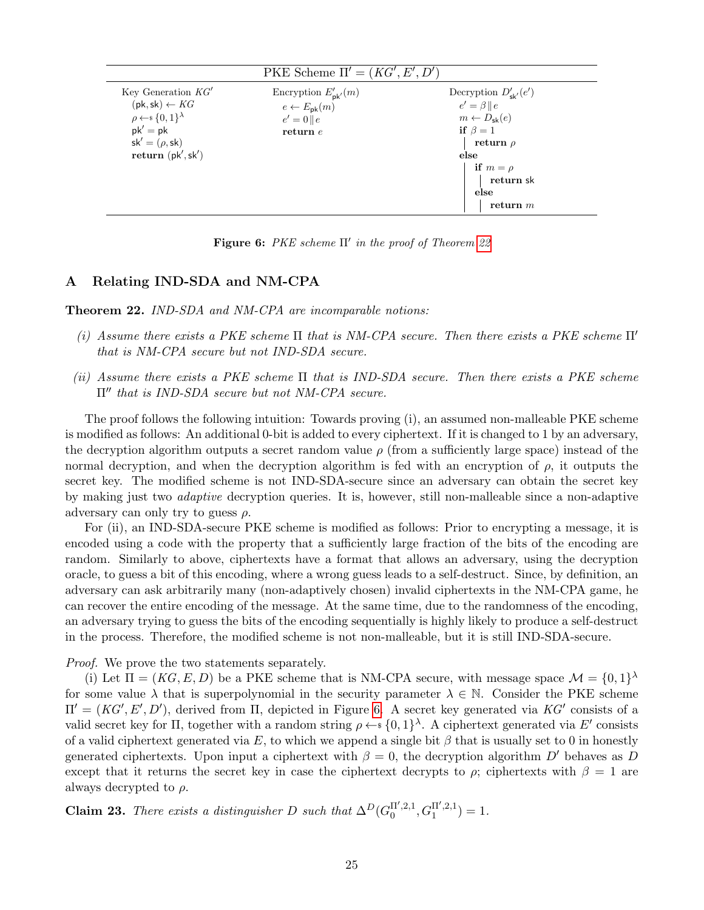PKE Scheme $\Pi' = (KG', E', D')$

| Key Generation $KG'$ | Encryption $E'_{\mathsf{pk}'}(m)$ | Decryption $D'_{\mathsf{sk}'}(e')$ |
|---|---|---|
| $(\mathsf{pk}, \mathsf{sk}) \leftarrow KG$ | $e \leftarrow E_{\mathsf{pk}}(m)$ | $e' = \beta \| e$ |
| $\rho \leftarrow\!\!\$\ \{0,1\}^{\lambda}$ | $e' = 0 \| e$ | $m \leftarrow D_{\mathsf{sk}}(e)$ |
| $\mathsf{pk}' = \mathsf{pk}$ | **return** $e$ | **if** $\beta = 1$ |
| $\mathsf{sk}' = (\rho, \mathsf{sk})$ | | $\quad$ **return** $\rho$ |
| **return** $(\mathsf{pk}', \mathsf{sk}')$ | | **else** |
| | | $\quad$ **if** $m = \rho$ |
| | | $\quad\quad$ **return** $\mathsf{sk}$ |
| | | $\quad$ **else** |
| | | $\quad\quad$ **return** $m$ |

**Figure 6:** *PKE scheme $\Pi'$ in the proof of Theorem 22*

## A Relating IND-SDA and NM-CPA

**Theorem 22.** *IND-SDA and NM-CPA are incomparable notions:*

*(i) Assume there exists a PKE scheme $\Pi$ that is NM-CPA secure. Then there exists a PKE scheme $\Pi'$ that is NM-CPA secure but not IND-SDA secure.*

*(ii) Assume there exists a PKE scheme $\Pi$ that is IND-SDA secure. Then there exists a PKE scheme $\Pi''$ that is IND-SDA secure but not NM-CPA secure.*

The proof follows the following intuition: Towards proving (i), an assumed non-malleable PKE scheme is modified as follows: An additional 0-bit is added to every ciphertext. If it is changed to 1 by an adversary, the decryption algorithm outputs a secret random value $\rho$ (from a sufficiently large space) instead of the normal decryption, and when the decryption algorithm is fed with an encryption of $\rho$, it outputs the secret key. The modified scheme is not IND-SDA-secure since an adversary can obtain the secret key by making just two *adaptive* decryption queries. It is, however, still non-malleable since a non-adaptive adversary can only try to guess $\rho$.

For (ii), an IND-SDA-secure PKE scheme is modified as follows: Prior to encrypting a message, it is encoded using a code with the property that a sufficiently large fraction of the bits of the encoding are random. Similarly to above, ciphertexts have a format that allows an adversary, using the decryption oracle, to guess a bit of this encoding, where a wrong guess leads to a self-destruct. Since, by definition, an adversary can ask arbitrarily many (non-adaptively chosen) invalid ciphertexts in the NM-CPA game, he can recover the entire encoding of the message. At the same time, due to the randomness of the encoding, an adversary trying to guess the bits of the encoding sequentially is highly likely to produce a self-destruct in the process. Therefore, the modified scheme is not non-malleable, but it is still IND-SDA-secure.

*Proof.* We prove the two statements separately.

(i) Let $\Pi = (KG, E, D)$ be a PKE scheme that is NM-CPA secure, with message space $\mathcal{M} = \{0,1\}^{\lambda}$ for some value $\lambda$ that is superpolynomial in the security parameter $\lambda \in \mathbb{N}$. Consider the PKE scheme $\Pi' = (KG', E', D')$, derived from $\Pi$, depicted in Figure 6. A secret key generated via $KG'$ consists of a valid secret key for $\Pi$, together with a random string $\rho \leftarrow\!\!\$\ \{0,1\}^{\lambda}$. A ciphertext generated via $E'$ consists of a valid ciphertext generated via $E$, to which we append a single bit $\beta$ that is usually set to 0 in honestly generated ciphertexts. Upon input a ciphertext with $\beta = 0$, the decryption algorithm $D'$ behaves as $D$ except that it returns the secret key in case the ciphertext decrypts to $\rho$; ciphertexts with $\beta = 1$ are always decrypted to $\rho$.

**Claim 23.** *There exists a distinguisher $D$ such that $\Delta^{D}(G_0^{\Pi',2,1}, G_1^{\Pi',2,1}) = 1$.*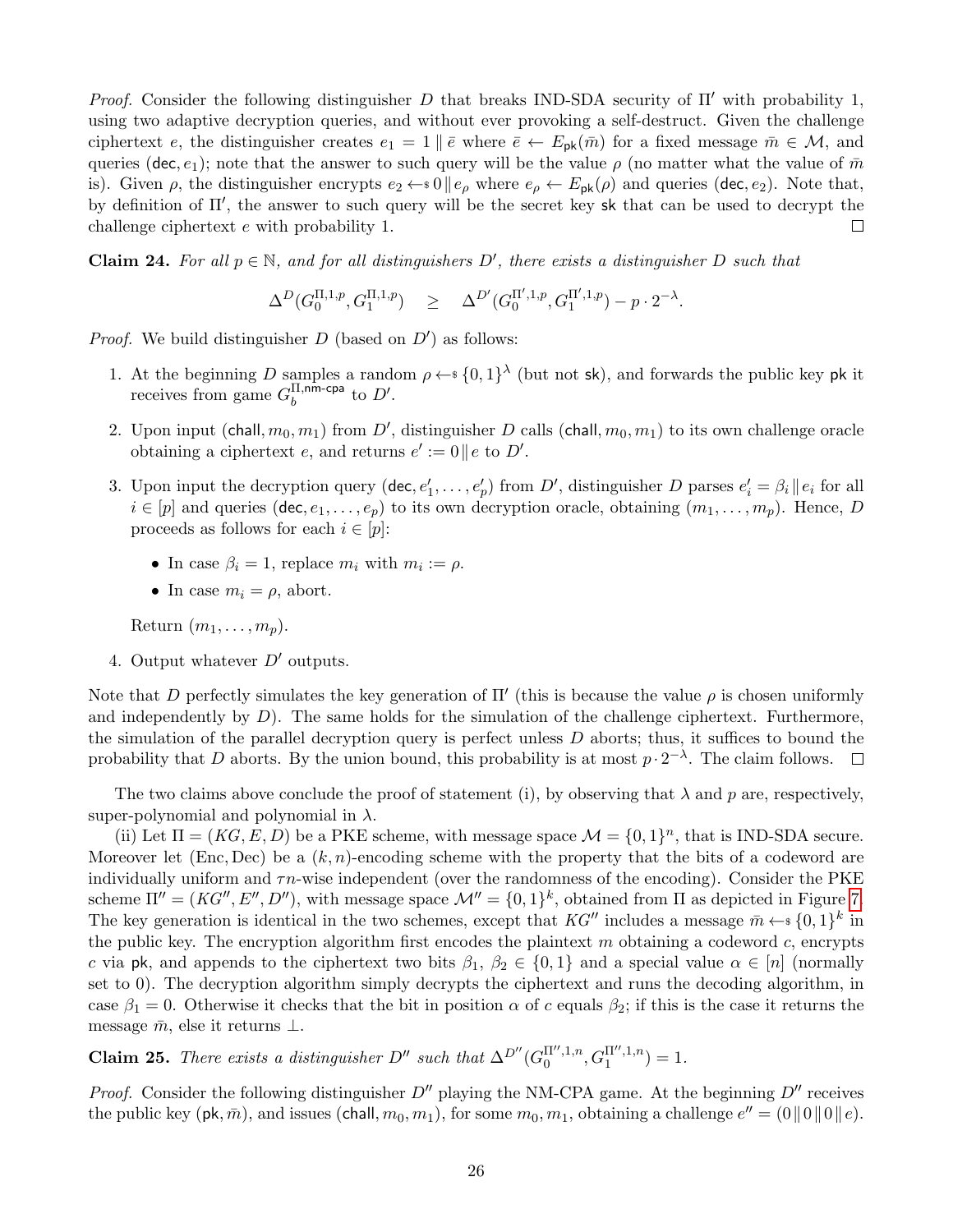*Proof.* Consider the following distinguisher $D$ that breaks IND-SDA security of $\Pi'$ with probability 1, using two adaptive decryption queries, and without ever provoking a self-destruct. Given the challenge ciphertext $e$, the distinguisher creates $e_1 = 1 \,\|\, \bar{e}$ where $\bar{e} \leftarrow E_{\mathsf{pk}}(\bar{m})$ for a fixed message $\bar{m} \in \mathcal{M}$, and queries $(\mathsf{dec}, e_1)$; note that the answer to such query will be the value $\rho$ (no matter what the value of $\bar{m}$ is). Given $\rho$, the distinguisher encrypts $e_2 \leftarrow\!\!\$\; 0 \,\|\, e_\rho$ where $e_\rho \leftarrow E_{\mathsf{pk}}(\rho)$ and queries $(\mathsf{dec}, e_2)$. Note that, by definition of $\Pi'$, the answer to such query will be the secret key $\mathsf{sk}$ that can be used to decrypt the challenge ciphertext $e$ with probability 1. $\square$

**Claim 24.** *For all $p \in \mathbb{N}$, and for all distinguishers $D'$, there exists a distinguisher $D$ such that*

$$\Delta^D(G_0^{\Pi,1,p}, G_1^{\Pi,1,p}) \quad \geq \quad \Delta^{D'}(G_0^{\Pi',1,p}, G_1^{\Pi',1,p}) - p \cdot 2^{-\lambda}.$$

*Proof.* We build distinguisher $D$ (based on $D'$) as follows:

1. At the beginning $D$ samples a random $\rho \leftarrow\!\!\$\; \{0,1\}^\lambda$ (but not $\mathsf{sk}$), and forwards the public key $\mathsf{pk}$ it receives from game $G_b^{\Pi,\mathsf{nm\text{-}cpa}}$ to $D'$.
2. Upon input $(\mathsf{chall}, m_0, m_1)$ from $D'$, distinguisher $D$ calls $(\mathsf{chall}, m_0, m_1)$ to its own challenge oracle obtaining a ciphertext $e$, and returns $e' := 0 \,\|\, e$ to $D'$.
3. Upon input the decryption query $(\mathsf{dec}, e'_1, \ldots, e'_p)$ from $D'$, distinguisher $D$ parses $e'_i = \beta_i \,\|\, e_i$ for all $i \in [p]$ and queries $(\mathsf{dec}, e_1, \ldots, e_p)$ to its own decryption oracle, obtaining $(m_1, \ldots, m_p)$. Hence, $D$ proceeds as follows for each $i \in [p]$:
   - In case $\beta_i = 1$, replace $m_i$ with $m_i := \rho$.
   - In case $m_i = \rho$, abort.

   Return $(m_1, \ldots, m_p)$.
4. Output whatever $D'$ outputs.

Note that $D$ perfectly simulates the key generation of $\Pi'$ (this is because the value $\rho$ is chosen uniformly and independently by $D$). The same holds for the simulation of the challenge ciphertext. Furthermore, the simulation of the parallel decryption query is perfect unless $D$ aborts; thus, it suffices to bound the probability that $D$ aborts. By the union bound, this probability is at most $p \cdot 2^{-\lambda}$. The claim follows. $\square$

The two claims above conclude the proof of statement (i), by observing that $\lambda$ and $p$ are, respectively, super-polynomial and polynomial in $\lambda$.

(ii) Let $\Pi = (KG, E, D)$ be a PKE scheme, with message space $\mathcal{M} = \{0,1\}^n$, that is IND-SDA secure. Moreover let $(\mathrm{Enc}, \mathrm{Dec})$ be a $(k, n)$-encoding scheme with the property that the bits of a codeword are individually uniform and $\tau n$-wise independent (over the randomness of the encoding). Consider the PKE scheme $\Pi'' = (KG'', E'', D'')$, with message space $\mathcal{M}'' = \{0,1\}^k$, obtained from $\Pi$ as depicted in Figure 7. The key generation is identical in the two schemes, except that $KG''$ includes a message $\bar{m} \leftarrow\!\!\$\; \{0,1\}^k$ in the public key. The encryption algorithm first encodes the plaintext $m$ obtaining a codeword $c$, encrypts $c$ via $\mathsf{pk}$, and appends to the ciphertext two bits $\beta_1, \beta_2 \in \{0,1\}$ and a special value $\alpha \in [n]$ (normally set to 0). The decryption algorithm simply decrypts the ciphertext and runs the decoding algorithm, in case $\beta_1 = 0$. Otherwise it checks that the bit in position $\alpha$ of $c$ equals $\beta_2$; if this is the case it returns the message $\bar{m}$, else it returns $\bot$.

**Claim 25.** *There exists a distinguisher $D''$ such that $\Delta^{D''}(G_0^{\Pi'',1,n}, G_1^{\Pi'',1,n}) = 1$.*

*Proof.* Consider the following distinguisher $D''$ playing the NM-CPA game. At the beginning $D''$ receives the public key $(\mathsf{pk}, \bar{m})$, and issues $(\mathsf{chall}, m_0, m_1)$, for some $m_0, m_1$, obtaining a challenge $e'' = (0 \,\|\, 0 \,\|\, 0 \,\|\, e)$.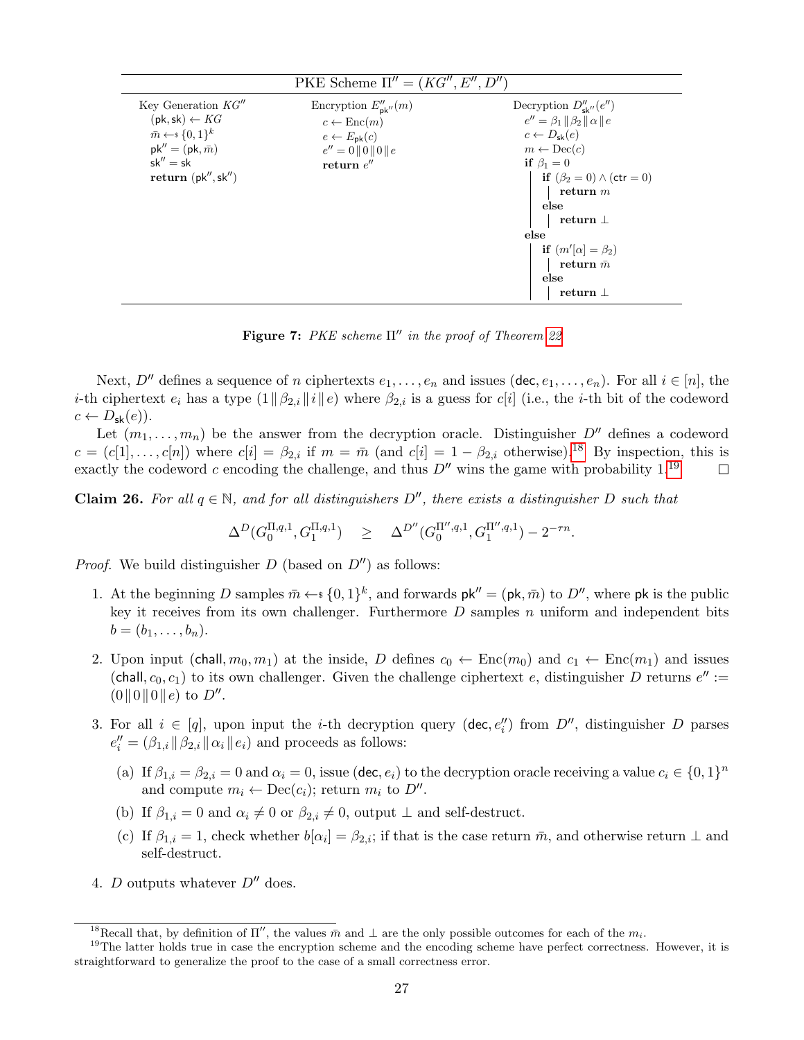**PKE Scheme $\Pi'' = (KG'', E'', D'')$**

```
Key Generation KG''
  (pk, sk) ← KG
  m̄ ←$ {0,1}^k
  pk'' = (pk, m̄)
  sk'' = sk
  return (pk'', sk'')

Encryption E''_{pk''}(m)
  c ← Enc(m)
  e ← E_pk(c)
  e'' = 0 ‖ 0 ‖ 0 ‖ e
  return e''

Decryption D''_{sk''}(e'')
  e'' = β1 ‖ β2 ‖ α ‖ e
  c ← D_sk(e)
  m ← Dec(c)
  if β1 = 0
    if (β2 = 0) ∧ (ctr = 0)
      return m
    else
      return ⊥
  else
    if (m'[α] = β2)
      return m̄
    else
      return ⊥
```

**Figure 7:** *PKE scheme $\Pi''$ in the proof of Theorem 22*

Next, $D''$ defines a sequence of $n$ ciphertexts $e_1, \ldots, e_n$ and issues $(\mathsf{dec}, e_1, \ldots, e_n)$. For all $i \in [n]$, the $i$-th ciphertext $e_i$ has a type $(1 \| \beta_{2,i} \| i \| e)$ where $\beta_{2,i}$ is a guess for $c[i]$ (i.e., the $i$-th bit of the codeword $c \leftarrow D_{\mathsf{sk}}(e)$).

Let $(m_1, \ldots, m_n)$ be the answer from the decryption oracle. Distinguisher $D''$ defines a codeword $c = (c[1], \ldots, c[n])$ where $c[i] = \beta_{2,i}$ if $m = \bar{m}$ (and $c[i] = 1 - \beta_{2,i}$ otherwise).[18] By inspection, this is exactly the codeword $c$ encoding the challenge, and thus $D''$ wins the game with probability 1.[19] □

**Claim 26.** *For all $q \in \mathbb{N}$, and for all distinguishers $D''$, there exists a distinguisher $D$ such that*

$$\Delta^D(G_0^{\Pi,q,1}, G_1^{\Pi,q,1}) \quad \geq \quad \Delta^{D''}(G_0^{\Pi'',q,1}, G_1^{\Pi'',q,1}) - 2^{-\tau n}.$$

*Proof.* We build distinguisher $D$ (based on $D''$) as follows:

1. At the beginning $D$ samples $\bar{m} \leftarrow\!\!\$\ \{0,1\}^k$, and forwards $\mathsf{pk}'' = (\mathsf{pk}, \bar{m})$ to $D''$, where $\mathsf{pk}$ is the public key it receives from its own challenger. Furthermore $D$ samples $n$ uniform and independent bits $b = (b_1, \ldots, b_n)$.
2. Upon input $(\mathsf{chall}, m_0, m_1)$ at the inside, $D$ defines $c_0 \leftarrow \mathrm{Enc}(m_0)$ and $c_1 \leftarrow \mathrm{Enc}(m_1)$ and issues $(\mathsf{chall}, c_0, c_1)$ to its own challenger. Given the challenge ciphertext $e$, distinguisher $D$ returns $e'' := (0 \| 0 \| 0 \| e)$ to $D''$.
3. For all $i \in [q]$, upon input the $i$-th decryption query $(\mathsf{dec}, e_i'')$ from $D''$, distinguisher $D$ parses $e_i'' = (\beta_{1,i} \| \beta_{2,i} \| \alpha_i \| e_i)$ and proceeds as follows:
   (a) If $\beta_{1,i} = \beta_{2,i} = 0$ and $\alpha_i = 0$, issue $(\mathsf{dec}, e_i)$ to the decryption oracle receiving a value $c_i \in \{0,1\}^n$ and compute $m_i \leftarrow \mathrm{Dec}(c_i)$; return $m_i$ to $D''$.
   (b) If $\beta_{1,i} = 0$ and $\alpha_i \neq 0$ or $\beta_{2,i} \neq 0$, output $\perp$ and self-destruct.
   (c) If $\beta_{1,i} = 1$, check whether $b[\alpha_i] = \beta_{2,i}$; if that is the case return $\bar{m}$, and otherwise return $\perp$ and self-destruct.
4. $D$ outputs whatever $D''$ does.

[18] Recall that, by definition of $\Pi''$, the values $\bar{m}$ and $\perp$ are the only possible outcomes for each of the $m_i$.

[19] The latter holds true in case the encryption scheme and the encoding scheme have perfect correctness. However, it is straightforward to generalize the proof to the case of a small correctness error.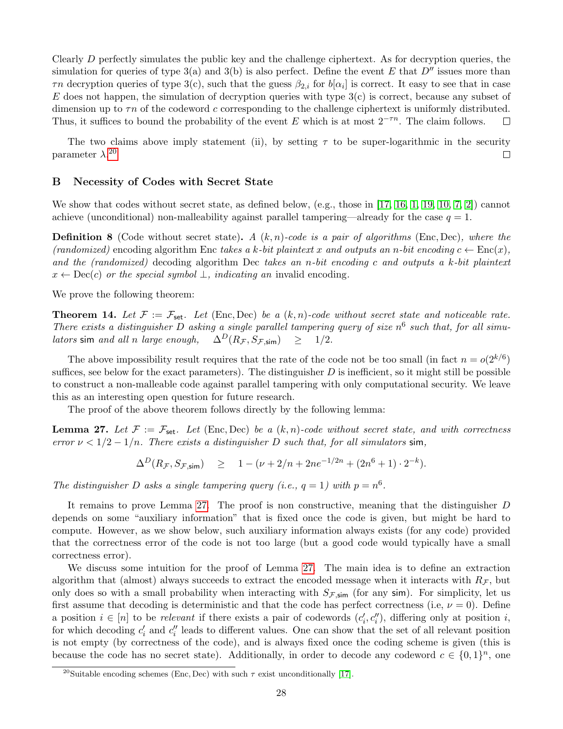Clearly $D$ perfectly simulates the public key and the challenge ciphertext. As for decryption queries, the simulation for queries of type 3(a) and 3(b) is also perfect. Define the event $E$ that $D''$ issues more than $\tau n$ decryption queries of type 3(c), such that the guess $\beta_{2,i}$ for $b[\alpha_i]$ is correct. It easy to see that in case $E$ does not happen, the simulation of decryption queries with type 3(c) is correct, because any subset of dimension up to $\tau n$ of the codeword $c$ corresponding to the challenge ciphertext is uniformly distributed. Thus, it suffices to bound the probability of the event $E$ which is at most $2^{-\tau n}$. The claim follows. □

The two claims above imply statement (ii), by setting $\tau$ to be super-logarithmic in the security parameter $\lambda$.[20] □

## B Necessity of Codes with Secret State

We show that codes without secret state, as defined below, (e.g., those in [17, 16, 1, 19, 10, 7, 2]) cannot achieve (unconditional) non-malleability against parallel tampering—already for the case $q = 1$.

**Definition 8** (Code without secret state)**.** *A $(k, n)$-code is a pair of algorithms* (Enc, Dec)*, where the (randomized)* encoding *algorithm* Enc *takes a $k$-bit plaintext $x$ and outputs an $n$-bit encoding $c \leftarrow \text{Enc}(x)$, and the (randomized)* decoding *algorithm* Dec *takes an $n$-bit encoding $c$ and outputs a $k$-bit plaintext $x \leftarrow \text{Dec}(c)$ or the special symbol $\perp$, indicating an* invalid encoding*.*

We prove the following theorem:

**Theorem 14.** *Let $\mathcal{F} := \mathcal{F}_{\mathsf{set}}$. Let* (Enc, Dec) *be a $(k, n)$-code without secret state and noticeable rate. There exists a distinguisher $D$ asking a single parallel tampering query of size $n^6$ such that, for all simulators* $\mathsf{sim}$ *and all $n$ large enough,* $\Delta^D(R_{\mathcal{F}}, S_{\mathcal{F},\mathsf{sim}}) \geq 1/2$.

The above impossibility result requires that the rate of the code not be too small (in fact $n = o(2^{k/6})$ suffices, see below for the exact parameters). The distinguisher $D$ is inefficient, so it might still be possible to construct a non-malleable code against parallel tampering with only computational security. We leave this as an interesting open question for future research.

The proof of the above theorem follows directly by the following lemma:

**Lemma 27.** *Let $\mathcal{F} := \mathcal{F}_{\mathsf{set}}$. Let* (Enc, Dec) *be a $(k, n)$-code without secret state, and with correctness error $\nu < 1/2 - 1/n$. There exists a distinguisher $D$ such that, for all simulators* $\mathsf{sim}$*,*

$$\Delta^D(R_{\mathcal{F}}, S_{\mathcal{F},\mathsf{sim}}) \geq 1 - (\nu + 2/n + 2ne^{-1/2n} + (2n^6 + 1) \cdot 2^{-k}).$$

*The distinguisher $D$ asks a single tampering query (i.e., $q = 1$) with $p = n^6$.*

It remains to prove Lemma 27. The proof is non constructive, meaning that the distinguisher $D$ depends on some "auxiliary information" that is fixed once the code is given, but might be hard to compute. However, as we show below, such auxiliary information always exists (for any code) provided that the correctness error of the code is not too large (but a good code would typically have a small correctness error).

We discuss some intuition for the proof of Lemma 27. The main idea is to define an extraction algorithm that (almost) always succeeds to extract the encoded message when it interacts with $R_{\mathcal{F}}$, but only does so with a small probability when interacting with $S_{\mathcal{F},\mathsf{sim}}$ (for any $\mathsf{sim}$). For simplicity, let us first assume that decoding is deterministic and that the code has perfect correctness (i.e, $\nu = 0$). Define a position $i \in [n]$ to be *relevant* if there exists a pair of codewords $(c'_i, c''_i)$, differing only at position $i$, for which decoding $c'_i$ and $c''_i$ leads to different values. One can show that the set of all relevant position is not empty (by correctness of the code), and is always fixed once the coding scheme is given (this is because the code has no secret state). Additionally, in order to decode any codeword $c \in \{0, 1\}^n$, one

[20] Suitable encoding schemes (Enc, Dec) with such $\tau$ exist unconditionally [17].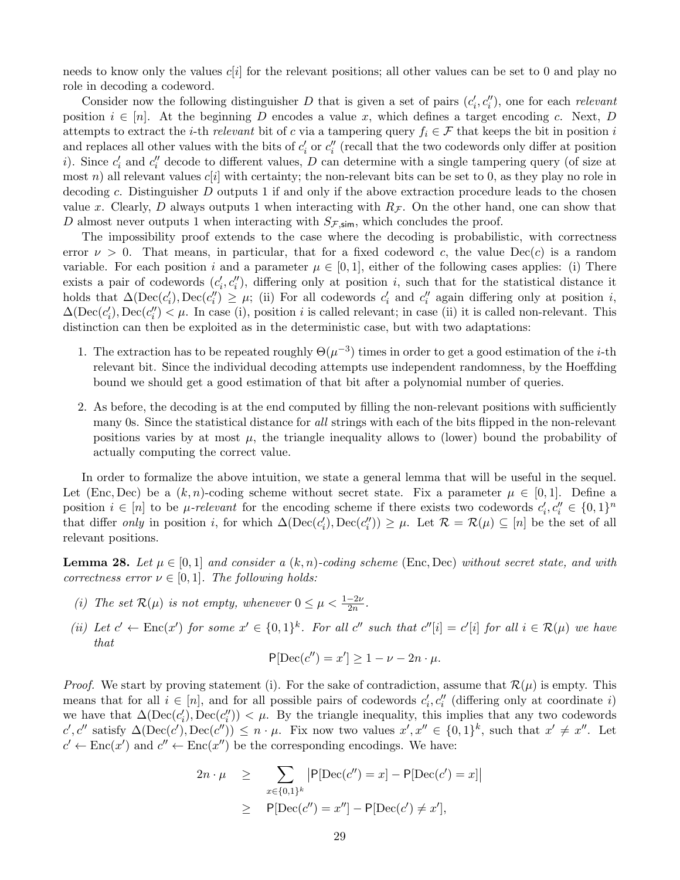needs to know only the values $c[i]$ for the relevant positions; all other values can be set to 0 and play no role in decoding a codeword.

Consider now the following distinguisher $D$ that is given a set of pairs $(c'_i, c''_i)$, one for each *relevant* position $i \in [n]$. At the beginning $D$ encodes a value $x$, which defines a target encoding $c$. Next, $D$ attempts to extract the $i$-th *relevant* bit of $c$ via a tampering query $f_i \in \mathcal{F}$ that keeps the bit in position $i$ and replaces all other values with the bits of $c'_i$ or $c''_i$ (recall that the two codewords only differ at position $i$). Since $c'_i$ and $c''_i$ decode to different values, $D$ can determine with a single tampering query (of size at most $n$) all relevant values $c[i]$ with certainty; the non-relevant bits can be set to 0, as they play no role in decoding $c$. Distinguisher $D$ outputs 1 if and only if the above extraction procedure leads to the chosen value $x$. Clearly, $D$ always outputs 1 when interacting with $R_{\mathcal{F}}$. On the other hand, one can show that $D$ almost never outputs 1 when interacting with $S_{\mathcal{F},\mathsf{sim}}$, which concludes the proof.

The impossibility proof extends to the case where the decoding is probabilistic, with correctness error $\nu > 0$. That means, in particular, that for a fixed codeword $c$, the value $\mathrm{Dec}(c)$ is a random variable. For each position $i$ and a parameter $\mu \in [0,1]$, either of the following cases applies: (i) There exists a pair of codewords $(c'_i, c''_i)$, differing only at position $i$, such that for the statistical distance it holds that $\Delta(\mathrm{Dec}(c'_i), \mathrm{Dec}(c''_i)) \geq \mu$; (ii) For all codewords $c'_i$ and $c''_i$ again differing only at position $i$, $\Delta(\mathrm{Dec}(c'_i), \mathrm{Dec}(c''_i)) < \mu$. In case (i), position $i$ is called relevant; in case (ii) it is called non-relevant. This distinction can then be exploited as in the deterministic case, but with two adaptations:

1. The extraction has to be repeated roughly $\Theta(\mu^{-3})$ times in order to get a good estimation of the $i$-th relevant bit. Since the individual decoding attempts use independent randomness, by the Hoeffding bound we should get a good estimation of that bit after a polynomial number of queries.

2. As before, the decoding is at the end computed by filling the non-relevant positions with sufficiently many 0s. Since the statistical distance for *all* strings with each of the bits flipped in the non-relevant positions varies by at most $\mu$, the triangle inequality allows to (lower) bound the probability of actually computing the correct value.

In order to formalize the above intuition, we state a general lemma that will be useful in the sequel. Let $(\mathrm{Enc}, \mathrm{Dec})$ be a $(k,n)$-coding scheme without secret state. Fix a parameter $\mu \in [0,1]$. Define a position $i \in [n]$ to be *$\mu$-relevant* for the encoding scheme if there exists two codewords $c'_i, c''_i \in \{0,1\}^n$ that differ *only* in position $i$, for which $\Delta(\mathrm{Dec}(c'_i), \mathrm{Dec}(c''_i)) \geq \mu$. Let $\mathcal{R} = \mathcal{R}(\mu) \subseteq [n]$ be the set of all relevant positions.

**Lemma 28.** *Let $\mu \in [0,1]$ and consider a $(k,n)$-coding scheme $(\mathrm{Enc}, \mathrm{Dec})$ without secret state, and with correctness error $\nu \in [0,1]$. The following holds:*

*(i) The set $\mathcal{R}(\mu)$ is not empty, whenever $0 \leq \mu < \frac{1-2\nu}{2n}$.*

*(ii) Let $c' \leftarrow \mathrm{Enc}(x')$ for some $x' \in \{0,1\}^k$. For all $c''$ such that $c''[i] = c'[i]$ for all $i \in \mathcal{R}(\mu)$ we have that*

$$\mathsf{P}[\mathrm{Dec}(c'') = x'] \geq 1 - \nu - 2n \cdot \mu.$$

*Proof.* We start by proving statement (i). For the sake of contradiction, assume that $\mathcal{R}(\mu)$ is empty. This means that for all $i \in [n]$, and for all possible pairs of codewords $c'_i, c''_i$ (differing only at coordinate $i$) we have that $\Delta(\mathrm{Dec}(c'_i), \mathrm{Dec}(c''_i)) < \mu$. By the triangle inequality, this implies that any two codewords $c', c''$ satisfy $\Delta(\mathrm{Dec}(c'), \mathrm{Dec}(c'')) \leq n \cdot \mu$. Fix now two values $x', x'' \in \{0,1\}^k$, such that $x' \neq x''$. Let $c' \leftarrow \mathrm{Enc}(x')$ and $c'' \leftarrow \mathrm{Enc}(x'')$ be the corresponding encodings. We have:

$$\begin{aligned} 2n \cdot \mu \quad &\geq \quad \sum_{x \in \{0,1\}^k} \left| \mathsf{P}[\mathrm{Dec}(c'') = x] - \mathsf{P}[\mathrm{Dec}(c') = x] \right| \\ &\geq \quad \mathsf{P}[\mathrm{Dec}(c'') = x''] - \mathsf{P}[\mathrm{Dec}(c') \neq x'], \end{aligned}$$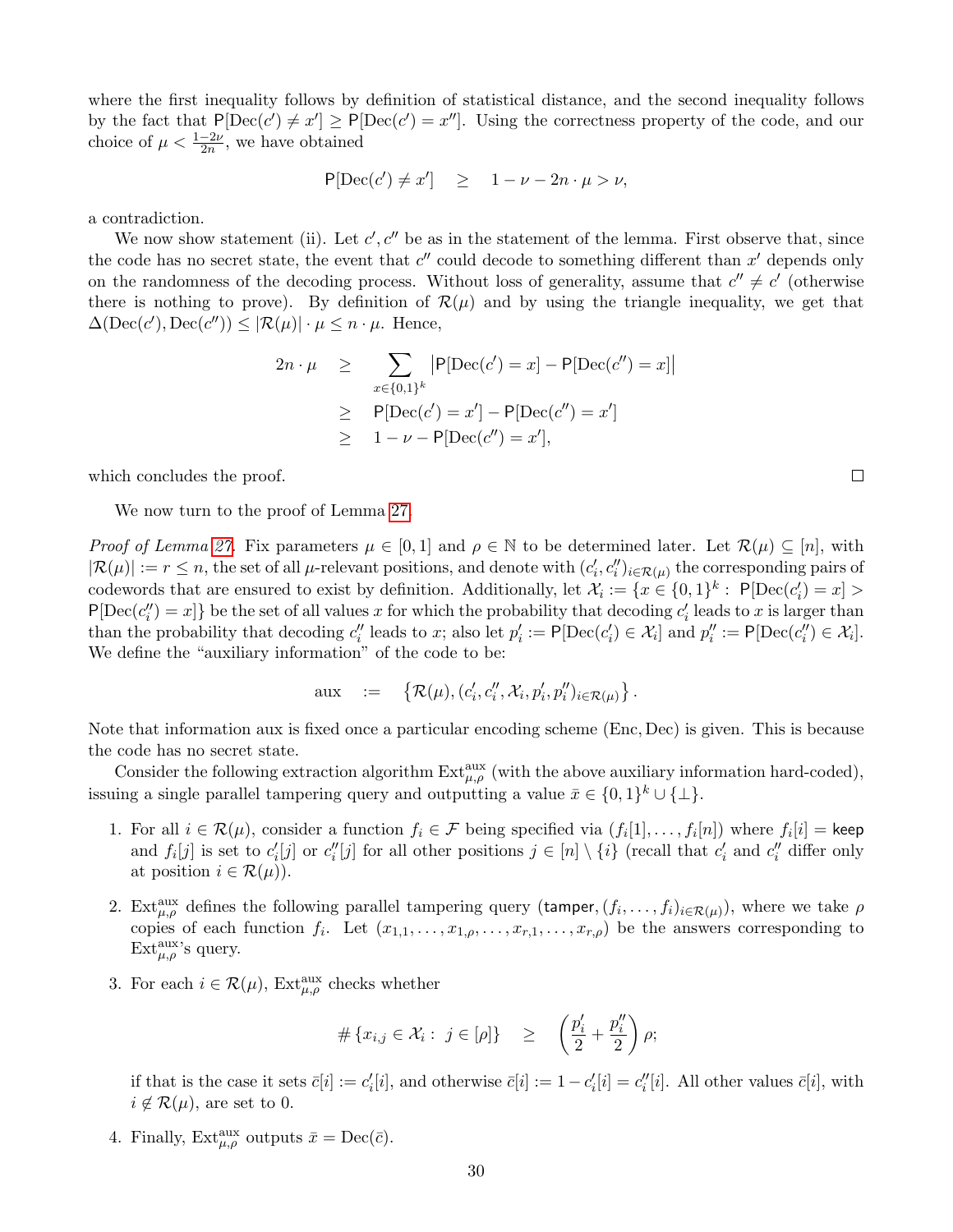where the first inequality follows by definition of statistical distance, and the second inequality follows by the fact that $\mathsf{P}[\text{Dec}(c') \neq x'] \geq \mathsf{P}[\text{Dec}(c') = x'']$. Using the correctness property of the code, and our choice of $\mu < \frac{1-2\nu}{2n}$, we have obtained

$$\mathsf{P}[\text{Dec}(c') \neq x'] \quad \geq \quad 1 - \nu - 2n \cdot \mu > \nu,$$

a contradiction.

We now show statement (ii). Let $c', c''$ be as in the statement of the lemma. First observe that, since the code has no secret state, the event that $c''$ could decode to something different than $x'$ depends only on the randomness of the decoding process. Without loss of generality, assume that $c'' \neq c'$ (otherwise there is nothing to prove). By definition of $\mathcal{R}(\mu)$ and by using the triangle inequality, we get that $\Delta(\text{Dec}(c'), \text{Dec}(c'')) \leq |\mathcal{R}(\mu)| \cdot \mu \leq n \cdot \mu$. Hence,

$$\begin{aligned}
2n \cdot \mu \quad &\geq \quad \sum_{x \in \{0,1\}^k} \left| \mathsf{P}[\text{Dec}(c') = x] - \mathsf{P}[\text{Dec}(c'') = x] \right| \\
&\geq \quad \mathsf{P}[\text{Dec}(c') = x'] - \mathsf{P}[\text{Dec}(c'') = x'] \\
&\geq \quad 1 - \nu - \mathsf{P}[\text{Dec}(c'') = x'],
\end{aligned}$$

which concludes the proof. □

We now turn to the proof of Lemma 27.

*Proof of Lemma 27.* Fix parameters $\mu \in [0, 1]$ and $\rho \in \mathbb{N}$ to be determined later. Let $\mathcal{R}(\mu) \subseteq [n]$, with $|\mathcal{R}(\mu)| := r \leq n$, the set of all $\mu$-relevant positions, and denote with $(c'_i, c''_i)_{i \in \mathcal{R}(\mu)}$ the corresponding pairs of codewords that are ensured to exist by definition. Additionally, let $\mathcal{X}_i := \{x \in \{0,1\}^k : \mathsf{P}[\text{Dec}(c'_i) = x] > \mathsf{P}[\text{Dec}(c''_i) = x]\}$ be the set of all values $x$ for which the probability that decoding $c'_i$ leads to $x$ is larger than than the probability that decoding $c''_i$ leads to $x$; also let $p'_i := \mathsf{P}[\text{Dec}(c'_i) \in \mathcal{X}_i]$ and $p''_i := \mathsf{P}[\text{Dec}(c''_i) \in \mathcal{X}_i]$. We define the "auxiliary information" of the code to be:

$$\text{aux} \quad := \quad \left\{ \mathcal{R}(\mu), (c'_i, c''_i, \mathcal{X}_i, p'_i, p''_i)_{i \in \mathcal{R}(\mu)} \right\}.$$

Note that information aux is fixed once a particular encoding scheme (Enc, Dec) is given. This is because the code has no secret state.

Consider the following extraction algorithm $\text{Ext}^{\text{aux}}_{\mu,\rho}$ (with the above auxiliary information hard-coded), issuing a single parallel tampering query and outputting a value $\bar{x} \in \{0,1\}^k \cup \{\perp\}$.

1. For all $i \in \mathcal{R}(\mu)$, consider a function $f_i \in \mathcal{F}$ being specified via $(f_i[1], \ldots, f_i[n])$ where $f_i[i] = \mathsf{keep}$ and $f_i[j]$ is set to $c'_i[j]$ or $c''_i[j]$ for all other positions $j \in [n] \setminus \{i\}$ (recall that $c'_i$ and $c''_i$ differ only at position $i \in \mathcal{R}(\mu)$).

2. $\text{Ext}^{\text{aux}}_{\mu,\rho}$ defines the following parallel tampering query $(\mathsf{tamper}, (f_i, \ldots, f_i)_{i \in \mathcal{R}(\mu)})$, where we take $\rho$ copies of each function $f_i$. Let $(x_{1,1}, \ldots, x_{1,\rho}, \ldots, x_{r,1}, \ldots, x_{r,\rho})$ be the answers corresponding to $\text{Ext}^{\text{aux}}_{\mu,\rho}$'s query.

3. For each $i \in \mathcal{R}(\mu)$, $\text{Ext}^{\text{aux}}_{\mu,\rho}$ checks whether

$$\# \{x_{i,j} \in \mathcal{X}_i : j \in [\rho]\} \quad \geq \quad \left( \frac{p'_i}{2} + \frac{p''_i}{2} \right) \rho;$$

if that is the case it sets $\bar{c}[i] := c'_i[i]$, and otherwise $\bar{c}[i] := 1 - c'_i[i] = c''_i[i]$. All other values $\bar{c}[i]$, with $i \notin \mathcal{R}(\mu)$, are set to 0.

4. Finally, $\text{Ext}^{\text{aux}}_{\mu,\rho}$ outputs $\bar{x} = \text{Dec}(\bar{c})$.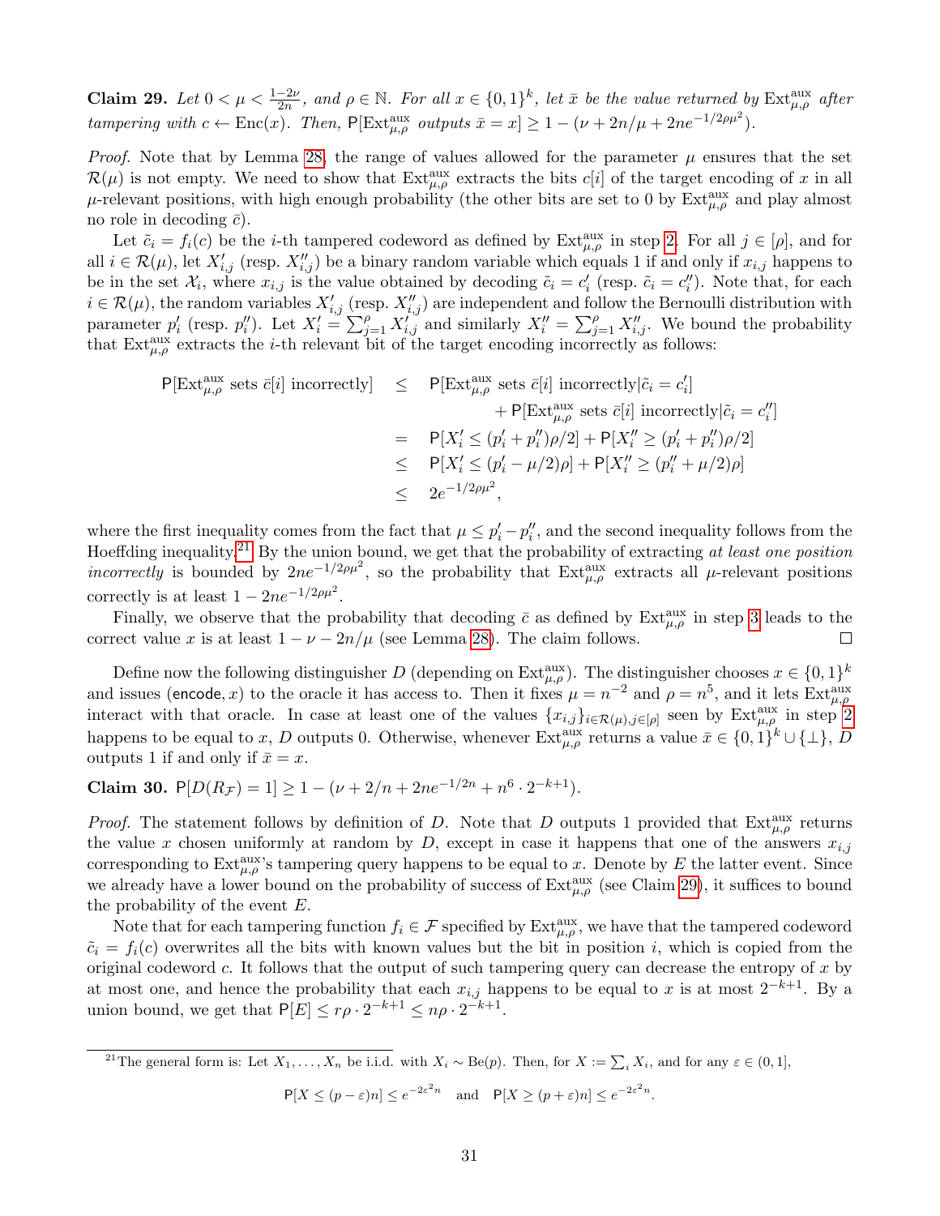**Claim 29.** *Let $0 < \mu < \frac{1-2\nu}{2n}$, and $\rho \in \mathbb{N}$. For all $x \in \{0,1\}^k$, let $\bar{x}$ be the value returned by $\text{Ext}^{\text{aux}}_{\mu,\rho}$ after tampering with $c \leftarrow \text{Enc}(x)$. Then, $\mathsf{P}[\text{Ext}^{\text{aux}}_{\mu,\rho}$ outputs $\bar{x} = x] \geq 1 - (\nu + 2n/\mu + 2ne^{-1/2\rho\mu^2})$.*

*Proof.* Note that by Lemma 28, the range of values allowed for the parameter $\mu$ ensures that the set $\mathcal{R}(\mu)$ is not empty. We need to show that $\text{Ext}^{\text{aux}}_{\mu,\rho}$ extracts the bits $c[i]$ of the target encoding of $x$ in all $\mu$-relevant positions, with high enough probability (the other bits are set to 0 by $\text{Ext}^{\text{aux}}_{\mu,\rho}$ and play almost no role in decoding $\bar{c}$).

Let $\tilde{c}_i = f_i(c)$ be the $i$-th tampered codeword as defined by $\text{Ext}^{\text{aux}}_{\mu,\rho}$ in step 2. For all $j \in [\rho]$, and for all $i \in \mathcal{R}(\mu)$, let $X'_{i,j}$ (resp. $X''_{i,j}$) be a binary random variable which equals 1 if and only if $x_{i,j}$ happens to be in the set $\mathcal{X}_i$, where $x_{i,j}$ is the value obtained by decoding $\tilde{c}_i = c'_i$ (resp. $\tilde{c}_i = c''_i$). Note that, for each $i \in \mathcal{R}(\mu)$, the random variables $X'_{i,j}$ (resp. $X''_{i,j}$) are independent and follow the Bernoulli distribution with parameter $p'_i$ (resp. $p''_i$). Let $X'_i = \sum_{j=1}^{\rho} X'_{i,j}$ and similarly $X''_i = \sum_{j=1}^{\rho} X''_{i,j}$. We bound the probability that $\text{Ext}^{\text{aux}}_{\mu,\rho}$ extracts the $i$-th relevant bit of the target encoding incorrectly as follows:

$$
\begin{aligned}
\mathsf{P}[\text{Ext}^{\text{aux}}_{\mu,\rho} \text{ sets } \bar{c}[i] \text{ incorrectly}] &\leq \mathsf{P}[\text{Ext}^{\text{aux}}_{\mu,\rho} \text{ sets } \bar{c}[i] \text{ incorrectly} | \tilde{c}_i = c'_i] \\
&\quad + \mathsf{P}[\text{Ext}^{\text{aux}}_{\mu,\rho} \text{ sets } \bar{c}[i] \text{ incorrectly} | \tilde{c}_i = c''_i] \\
&= \mathsf{P}[X'_i \leq (p'_i + p''_i)\rho/2] + \mathsf{P}[X''_i \geq (p'_i + p''_i)\rho/2] \\
&\leq \mathsf{P}[X'_i \leq (p'_i - \mu/2)\rho] + \mathsf{P}[X''_i \geq (p''_i + \mu/2)\rho] \\
&\leq 2e^{-1/2\rho\mu^2},
\end{aligned}
$$

where the first inequality comes from the fact that $\mu \leq p'_i - p''_i$, and the second inequality follows from the Hoeffding inequality.[21] By the union bound, we get that the probability of extracting *at least one position incorrectly* is bounded by $2ne^{-1/2\rho\mu^2}$, so the probability that $\text{Ext}^{\text{aux}}_{\mu,\rho}$ extracts all $\mu$-relevant positions correctly is at least $1 - 2ne^{-1/2\rho\mu^2}$.

Finally, we observe that the probability that decoding $\bar{c}$ as defined by $\text{Ext}^{\text{aux}}_{\mu,\rho}$ in step 3 leads to the correct value $x$ is at least $1 - \nu - 2n/\mu$ (see Lemma 28). The claim follows. □

Define now the following distinguisher $D$ (depending on $\text{Ext}^{\text{aux}}_{\mu,\rho}$). The distinguisher chooses $x \in \{0,1\}^k$ and issues $(\mathsf{encode}, x)$ to the oracle it has access to. Then it fixes $\mu = n^{-2}$ and $\rho = n^5$, and it lets $\text{Ext}^{\text{aux}}_{\mu,\rho}$ interact with that oracle. In case at least one of the values $\{x_{i,j}\}_{i \in \mathcal{R}(\mu), j \in [\rho]}$ seen by $\text{Ext}^{\text{aux}}_{\mu,\rho}$ in step 2 happens to be equal to $x$, $D$ outputs 0. Otherwise, whenever $\text{Ext}^{\text{aux}}_{\mu,\rho}$ returns a value $\bar{x} \in \{0,1\}^k \cup \{\perp\}$, $D$ outputs 1 if and only if $\bar{x} = x$.

**Claim 30.** $\mathsf{P}[D(R_{\mathcal{F}}) = 1] \geq 1 - (\nu + 2/n + 2ne^{-1/2n} + n^6 \cdot 2^{-k+1})$.

*Proof.* The statement follows by definition of $D$. Note that $D$ outputs 1 provided that $\text{Ext}^{\text{aux}}_{\mu,\rho}$ returns the value $x$ chosen uniformly at random by $D$, except in case it happens that one of the answers $x_{i,j}$ corresponding to $\text{Ext}^{\text{aux}}_{\mu,\rho}$'s tampering query happens to be equal to $x$. Denote by $E$ the latter event. Since we already have a lower bound on the probability of success of $\text{Ext}^{\text{aux}}_{\mu,\rho}$ (see Claim 29), it suffices to bound the probability of the event $E$.

Note that for each tampering function $f_i \in \mathcal{F}$ specified by $\text{Ext}^{\text{aux}}_{\mu,\rho}$, we have that the tampered codeword $\tilde{c}_i = f_i(c)$ overwrites all the bits with known values but the bit in position $i$, which is copied from the original codeword $c$. It follows that the output of such tampering query can decrease the entropy of $x$ by at most one, and hence the probability that each $x_{i,j}$ happens to be equal to $x$ is at most $2^{-k+1}$. By a union bound, we get that $\mathsf{P}[E] \leq r\rho \cdot 2^{-k+1} \leq n\rho \cdot 2^{-k+1}$.

---

[21] The general form is: Let $X_1, \ldots, X_n$ be i.i.d. with $X_i \sim \text{Be}(p)$. Then, for $X := \sum_i X_i$, and for any $\varepsilon \in (0,1]$,

$$\mathsf{P}[X \leq (p - \varepsilon)n] \leq e^{-2\varepsilon^2 n} \quad \text{and} \quad \mathsf{P}[X \geq (p + \varepsilon)n] \leq e^{-2\varepsilon^2 n}.$$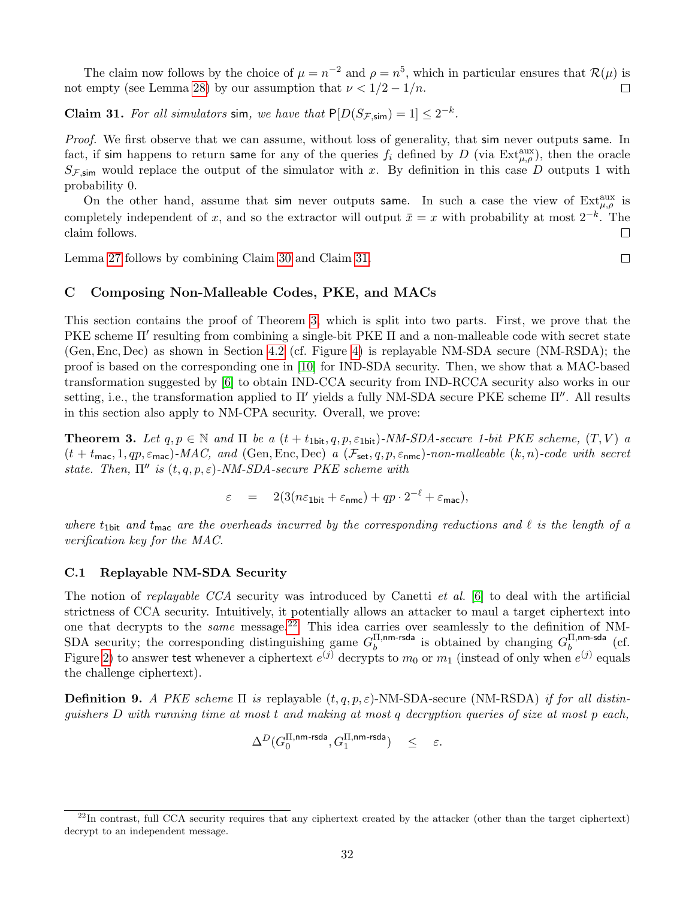The claim now follows by the choice of $\mu = n^{-2}$ and $\rho = n^5$, which in particular ensures that $\mathcal{R}(\mu)$ is not empty (see Lemma 28) by our assumption that $\nu < 1/2 - 1/n$. $\square$

**Claim 31.** *For all simulators* $\mathsf{sim}$*, we have that* $\mathsf{P}[D(S_{\mathcal{F},\mathsf{sim}}) = 1] \leq 2^{-k}$.

*Proof.* We first observe that we can assume, without loss of generality, that $\mathsf{sim}$ never outputs $\mathsf{same}$. In fact, if $\mathsf{sim}$ happens to return $\mathsf{same}$ for any of the queries $f_i$ defined by $D$ (via $\mathrm{Ext}^{\mathrm{aux}}_{\mu,\rho}$), then the oracle $S_{\mathcal{F},\mathsf{sim}}$ would replace the output of the simulator with $x$. By definition in this case $D$ outputs 1 with probability 0.

On the other hand, assume that $\mathsf{sim}$ never outputs $\mathsf{same}$. In such a case the view of $\mathrm{Ext}^{\mathrm{aux}}_{\mu,\rho}$ is completely independent of $x$, and so the extractor will output $\bar{x} = x$ with probability at most $2^{-k}$. The claim follows. $\square$

Lemma 27 follows by combining Claim 30 and Claim 31. $\square$

## C Composing Non-Malleable Codes, PKE, and MACs

This section contains the proof of Theorem 3, which is split into two parts. First, we prove that the PKE scheme $\Pi'$ resulting from combining a single-bit PKE $\Pi$ and a non-malleable code with secret state $(\mathrm{Gen}, \mathrm{Enc}, \mathrm{Dec})$ as shown in Section 4.2 (cf. Figure 4) is replayable NM-SDA secure (NM-RSDA); the proof is based on the corresponding one in [10] for IND-SDA security. Then, we show that a MAC-based transformation suggested by [6] to obtain IND-CCA security from IND-RCCA security also works in our setting, i.e., the transformation applied to $\Pi'$ yields a fully NM-SDA secure PKE scheme $\Pi''$. All results in this section also apply to NM-CPA security. Overall, we prove:

**Theorem 3.** *Let* $q, p \in \mathbb{N}$ *and* $\Pi$ *be a* $(t + t_{\mathsf{1bit}}, q, p, \varepsilon_{\mathsf{1bit}})$*-NM-SDA-secure 1-bit PKE scheme,* $(T, V)$ *a* $(t + t_{\mathsf{mac}}, 1, qp, \varepsilon_{\mathsf{mac}})$*-MAC, and* $(\mathrm{Gen}, \mathrm{Enc}, \mathrm{Dec})$ *a* $(\mathcal{F}_{\mathsf{set}}, q, p, \varepsilon_{\mathsf{nmc}})$*-non-malleable* $(k, n)$*-code with secret state. Then,* $\Pi''$ *is* $(t, q, p, \varepsilon)$*-NM-SDA-secure PKE scheme with*

$$\varepsilon \quad = \quad 2(3(n\varepsilon_{\mathsf{1bit}} + \varepsilon_{\mathsf{nmc}}) + qp \cdot 2^{-\ell} + \varepsilon_{\mathsf{mac}}),$$

*where* $t_{\mathsf{1bit}}$ *and* $t_{\mathsf{mac}}$ *are the overheads incurred by the corresponding reductions and* $\ell$ *is the length of a verification key for the MAC.*

### C.1 Replayable NM-SDA Security

The notion of *replayable CCA* security was introduced by Canetti *et al.* [6] to deal with the artificial strictness of CCA security. Intuitively, it potentially allows an attacker to maul a target ciphertext into one that decrypts to the *same* message.[22] This idea carries over seamlessly to the definition of NM-SDA security; the corresponding distinguishing game $G_b^{\Pi,\mathsf{nm\text{-}rsda}}$ is obtained by changing $G_b^{\Pi,\mathsf{nm\text{-}sda}}$ (cf. Figure 2) to answer $\mathsf{test}$ whenever a ciphertext $e^{(j)}$ decrypts to $m_0$ or $m_1$ (instead of only when $e^{(j)}$ equals the challenge ciphertext).

**Definition 9.** *A PKE scheme* $\Pi$ *is* replayable $(t, q, p, \varepsilon)$-NM-SDA-secure (NM-RSDA) *if for all distinguishers* $D$ *with running time at most* $t$ *and making at most* $q$ *decryption queries of size at most* $p$ *each,*

$$\Delta^D(G_0^{\Pi,\mathsf{nm\text{-}rsda}}, G_1^{\Pi,\mathsf{nm\text{-}rsda}}) \quad \leq \quad \varepsilon.$$

[22] In contrast, full CCA security requires that any ciphertext created by the attacker (other than the target ciphertext) decrypt to an independent message.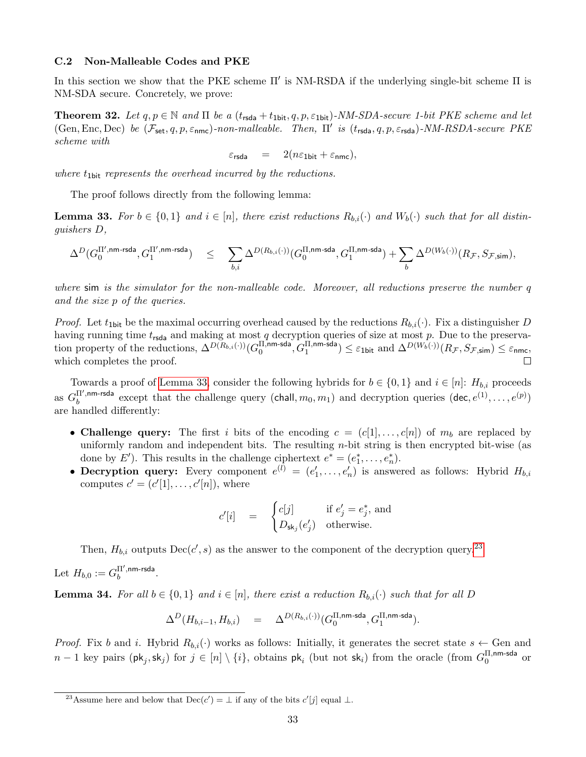### C.2 Non-Malleable Codes and PKE

In this section we show that the PKE scheme $\Pi'$ is NM-RSDA if the underlying single-bit scheme $\Pi$ is NM-SDA secure. Concretely, we prove:

**Theorem 32.** *Let $q, p \in \mathbb{N}$ and $\Pi$ be a $(t_{\mathsf{rsda}} + t_{\mathsf{1bit}}, q, p, \varepsilon_{\mathsf{1bit}})$-NM-SDA-secure 1-bit PKE scheme and let $(\mathrm{Gen}, \mathrm{Enc}, \mathrm{Dec})$ be $(\mathcal{F}_{\mathsf{set}}, q, p, \varepsilon_{\mathsf{nmc}})$-non-malleable. Then, $\Pi'$ is $(t_{\mathsf{rsda}}, q, p, \varepsilon_{\mathsf{rsda}})$-NM-RSDA-secure PKE scheme with*

$$\varepsilon_{\mathsf{rsda}} \quad = \quad 2(n\varepsilon_{\mathsf{1bit}} + \varepsilon_{\mathsf{nmc}}),$$

*where $t_{\mathsf{1bit}}$ represents the overhead incurred by the reductions.*

The proof follows directly from the following lemma:

**Lemma 33.** *For $b \in \{0,1\}$ and $i \in [n]$, there exist reductions $R_{b,i}(\cdot)$ and $W_b(\cdot)$ such that for all distinguishers $D$,*

$$\Delta^{D}(G_0^{\Pi',\mathsf{nm\text{-}rsda}}, G_1^{\Pi',\mathsf{nm\text{-}rsda}}) \quad \leq \quad \sum_{b,i} \Delta^{D(R_{b,i}(\cdot))}(G_0^{\Pi,\mathsf{nm\text{-}sda}}, G_1^{\Pi,\mathsf{nm\text{-}sda}}) + \sum_{b} \Delta^{D(W_b(\cdot))}(R_{\mathcal{F}}, S_{\mathcal{F},\mathsf{sim}}),$$

*where $\mathsf{sim}$ is the simulator for the non-malleable code. Moreover, all reductions preserve the number $q$ and the size $p$ of the queries.*

*Proof.* Let $t_{\mathsf{1bit}}$ be the maximal occurring overhead caused by the reductions $R_{b,i}(\cdot)$. Fix a distinguisher $D$ having running time $t_{\mathsf{rsda}}$ and making at most $q$ decryption queries of size at most $p$. Due to the preservation property of the reductions, $\Delta^{D(R_{b,i}(\cdot))}(G_0^{\Pi,\mathsf{nm\text{-}sda}}, G_1^{\Pi,\mathsf{nm\text{-}sda}}) \leq \varepsilon_{\mathsf{1bit}}$ and $\Delta^{D(W_b(\cdot))}(R_{\mathcal{F}}, S_{\mathcal{F},\mathsf{sim}}) \leq \varepsilon_{\mathsf{nmc}}$, which completes the proof. □

Towards a proof of Lemma 33, consider the following hybrids for $b \in \{0,1\}$ and $i \in [n]$: $H_{b,i}$ proceeds as $G_b^{\Pi',\mathsf{nm\text{-}rsda}}$ except that the challenge query $(\mathsf{chall}, m_0, m_1)$ and decryption queries $(\mathsf{dec}, e^{(1)}, \ldots, e^{(p)})$ are handled differently:

- **Challenge query:** The first $i$ bits of the encoding $c = (c[1], \ldots, c[n])$ of $m_b$ are replaced by uniformly random and independent bits. The resulting $n$-bit string is then encrypted bit-wise (as done by $E'$). This results in the challenge ciphertext $e^* = (e_1^*, \ldots, e_n^*)$.
- **Decryption query:** Every component $e^{(l)} = (e'_1, \ldots, e'_n)$ is answered as follows: Hybrid $H_{b,i}$ computes $c' = (c'[1], \ldots, c'[n])$, where

$$c'[i] \quad = \quad \begin{cases} c[j] & \text{if } e'_j = e^*_j \text{, and} \\ D_{\mathsf{sk}_j}(e'_j) & \text{otherwise.} \end{cases}$$

  Then, $H_{b,i}$ outputs $\mathrm{Dec}(c', s)$ as the answer to the component of the decryption query.[23]

Let $H_{b,0} := G_b^{\Pi',\mathsf{nm\text{-}rsda}}$.

**Lemma 34.** *For all $b \in \{0,1\}$ and $i \in [n]$, there exist a reduction $R_{b,i}(\cdot)$ such that for all $D$*

$$\Delta^{D}(H_{b,i-1}, H_{b,i}) \quad = \quad \Delta^{D(R_{b,i}(\cdot))}(G_0^{\Pi,\mathsf{nm\text{-}sda}}, G_1^{\Pi,\mathsf{nm\text{-}sda}}).$$

*Proof.* Fix $b$ and $i$. Hybrid $R_{b,i}(\cdot)$ works as follows: Initially, it generates the secret state $s \leftarrow \mathrm{Gen}$ and $n-1$ key pairs $(\mathsf{pk}_j, \mathsf{sk}_j)$ for $j \in [n] \setminus \{i\}$, obtains $\mathsf{pk}_i$ (but not $\mathsf{sk}_i$) from the oracle (from $G_0^{\Pi,\mathsf{nm\text{-}sda}}$ or

[23] Assume here and below that $\mathrm{Dec}(c') = \perp$ if any of the bits $c'[j]$ equal $\perp$.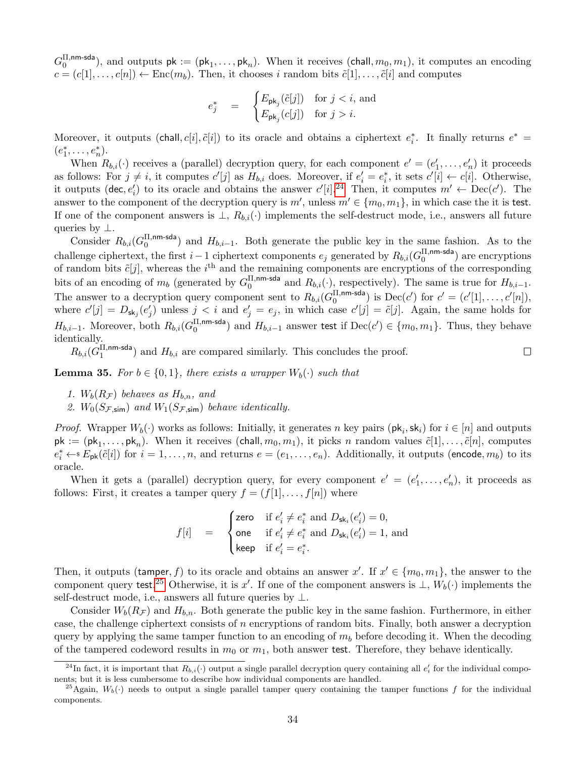$G_0^{\Pi,\mathsf{nm\text{-}sda}}$), and outputs $\mathsf{pk} := (\mathsf{pk}_1, \ldots, \mathsf{pk}_n)$. When it receives $(\mathsf{chall}, m_0, m_1)$, it computes an encoding $c = (c[1], \ldots, c[n]) \leftarrow \mathrm{Enc}(m_b)$. Then, it chooses $i$ random bits $\tilde{c}[1], \ldots, \tilde{c}[i]$ and computes

$$e_j^* \quad = \quad \begin{cases} E_{\mathsf{pk}_j}(\tilde{c}[j]) & \text{for } j < i, \text{ and} \\ E_{\mathsf{pk}_j}(c[j]) & \text{for } j > i. \end{cases}$$

Moreover, it outputs $(\mathsf{chall}, c[i], \tilde{c}[i])$ to its oracle and obtains a ciphertext $e_i^*$. It finally returns $e^* = (e_1^*, \ldots, e_n^*)$.

When $R_{b,i}(\cdot)$ receives a (parallel) decryption query, for each component $e' = (e'_1, \ldots, e'_n)$ it proceeds as follows: For $j \neq i$, it computes $c'[j]$ as $H_{b,i}$ does. Moreover, if $e'_i = e^*_i$, it sets $c'[i] \leftarrow c[i]$. Otherwise, it outputs $(\mathsf{dec}, e'_i)$ to its oracle and obtains the answer $c'[i]$.[24] Then, it computes $m' \leftarrow \mathrm{Dec}(c')$. The answer to the component of the decryption query is $m'$, unless $m' \in \{m_0, m_1\}$, in which case the it is $\mathsf{test}$. If one of the component answers is $\bot$, $R_{b,i}(\cdot)$ implements the self-destruct mode, i.e., answers all future queries by $\bot$.

Consider $R_{b,i}(G_0^{\Pi,\mathsf{nm\text{-}sda}})$ and $H_{b,i-1}$. Both generate the public key in the same fashion. As to the challenge ciphertext, the first $i-1$ ciphertext components $e_j$ generated by $R_{b,i}(G_0^{\Pi,\mathsf{nm\text{-}sda}})$ are encryptions of random bits $\tilde{c}[j]$, whereas the $i^{\text{th}}$ and the remaining components are encryptions of the corresponding bits of an encoding of $m_b$ (generated by $G_0^{\Pi,\mathsf{nm\text{-}sda}}$ and $R_{b,i}(\cdot)$, respectively). The same is true for $H_{b,i-1}$. The answer to a decryption query component sent to $R_{b,i}(G_0^{\Pi,\mathsf{nm\text{-}sda}})$ is $\mathrm{Dec}(c')$ for $c' = (c'[1], \ldots, c'[n])$, where $c'[j] = D_{\mathsf{sk}_j}(e'_j)$ unless $j < i$ and $e'_j = e_j$, in which case $c'[j] = \tilde{c}[j]$. Again, the same holds for $H_{b,i-1}$. Moreover, both $R_{b,i}(G_0^{\Pi,\mathsf{nm\text{-}sda}})$ and $H_{b,i-1}$ answer $\mathsf{test}$ if $\mathrm{Dec}(c') \in \{m_0, m_1\}$. Thus, they behave identically.

$R_{b,i}(G_1^{\Pi,\mathsf{nm\text{-}sda}})$ and $H_{b,i}$ are compared similarly. This concludes the proof. □

**Lemma 35.** *For $b \in \{0,1\}$, there exists a wrapper $W_b(\cdot)$ such that*

1. *$W_b(R_{\mathcal{F}})$ behaves as $H_{b,n}$, and*
2. *$W_0(S_{\mathcal{F},\mathsf{sim}})$ and $W_1(S_{\mathcal{F},\mathsf{sim}})$ behave identically.*

*Proof.* Wrapper $W_b(\cdot)$ works as follows: Initially, it generates $n$ key pairs $(\mathsf{pk}_i, \mathsf{sk}_i)$ for $i \in [n]$ and outputs $\mathsf{pk} := (\mathsf{pk}_1, \ldots, \mathsf{pk}_n)$. When it receives $(\mathsf{chall}, m_0, m_1)$, it picks $n$ random values $\tilde{c}[1], \ldots, \tilde{c}[n]$, computes $e_i^* \leftarrow\!\!\$\; E_{\mathsf{pk}}(\tilde{c}[i])$ for $i = 1, \ldots, n$, and returns $e = (e_1, \ldots, e_n)$. Additionally, it outputs $(\mathsf{encode}, m_b)$ to its oracle.

When it gets a (parallel) decryption query, for every component $e' = (e'_1, \ldots, e'_n)$, it proceeds as follows: First, it creates a tamper query $f = (f[1], \ldots, f[n])$ where

$$f[i] \quad = \quad \begin{cases} \mathsf{zero} & \text{if } e'_i \neq e^*_i \text{ and } D_{\mathsf{sk}_i}(e'_i) = 0, \\ \mathsf{one} & \text{if } e'_i \neq e^*_i \text{ and } D_{\mathsf{sk}_i}(e'_i) = 1, \text{ and} \\ \mathsf{keep} & \text{if } e'_i = e^*_i. \end{cases}$$

Then, it outputs $(\mathsf{tamper}, f)$ to its oracle and obtains an answer $x'$. If $x' \in \{m_0, m_1\}$, the answer to the component query $\mathsf{test}$.[25] Otherwise, it is $x'$. If one of the component answers is $\bot$, $W_b(\cdot)$ implements the self-destruct mode, i.e., answers all future queries by $\bot$.

Consider $W_b(R_{\mathcal{F}})$ and $H_{b,n}$. Both generate the public key in the same fashion. Furthermore, in either case, the challenge ciphertext consists of $n$ encryptions of random bits. Finally, both answer a decryption query by applying the same tamper function to an encoding of $m_b$ before decoding it. When the decoding of the tampered codeword results in $m_0$ or $m_1$, both answer $\mathsf{test}$. Therefore, they behave identically.

---

[24] In fact, it is important that $R_{b,i}(\cdot)$ output a single parallel decryption query containing all $e'_i$ for the individual components; but it is less cumbersome to describe how individual components are handled.

[25] Again, $W_b(\cdot)$ needs to output a single parallel tamper query containing the tamper functions $f$ for the individual components.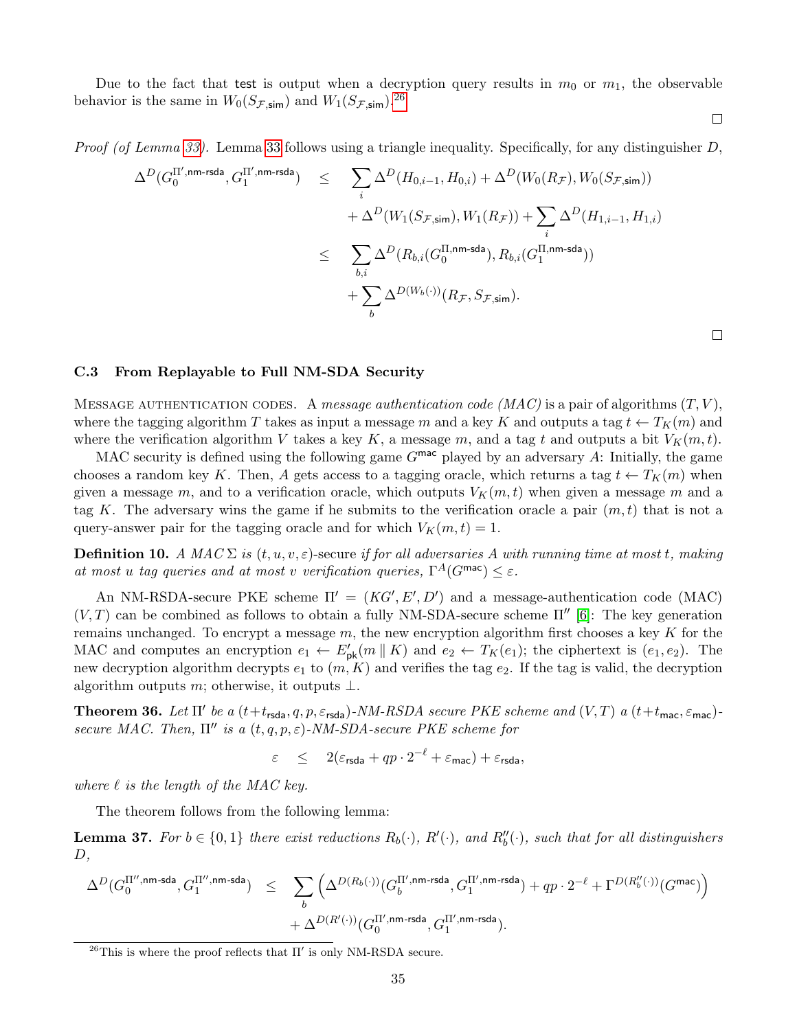Due to the fact that test is output when a decryption query results in $m_0$ or $m_1$, the observable behavior is the same in $W_0(S_{\mathcal{F},\mathsf{sim}})$ and $W_1(S_{\mathcal{F},\mathsf{sim}})$.[26]

□

*Proof (of Lemma 33).* Lemma 33 follows using a triangle inequality. Specifically, for any distinguisher $D$,

$$
\begin{aligned}
\Delta^D(G_0^{\Pi',\mathsf{nm\text{-}rsda}}, G_1^{\Pi',\mathsf{nm\text{-}rsda}}) \quad &\leq \quad \sum_i \Delta^D(H_{0,i-1}, H_{0,i}) + \Delta^D(W_0(R_{\mathcal{F}}), W_0(S_{\mathcal{F},\mathsf{sim}})) \\
&\quad + \Delta^D(W_1(S_{\mathcal{F},\mathsf{sim}}), W_1(R_{\mathcal{F}})) + \sum_i \Delta^D(H_{1,i-1}, H_{1,i}) \\
&\leq \quad \sum_{b,i} \Delta^D(R_{b,i}(G_0^{\Pi,\mathsf{nm\text{-}sda}}), R_{b,i}(G_1^{\Pi,\mathsf{nm\text{-}sda}})) \\
&\quad + \sum_b \Delta^{D(W_b(\cdot))}(R_{\mathcal{F}}, S_{\mathcal{F},\mathsf{sim}}).
\end{aligned}
$$

□

### C.3 From Replayable to Full NM-SDA Security

Message authentication codes. A *message authentication code (MAC)* is a pair of algorithms $(T, V)$, where the tagging algorithm $T$ takes as input a message $m$ and a key $K$ and outputs a tag $t \leftarrow T_K(m)$ and where the verification algorithm $V$ takes a key $K$, a message $m$, and a tag $t$ and outputs a bit $V_K(m,t)$.

MAC security is defined using the following game $G^{\mathsf{mac}}$ played by an adversary $A$: Initially, the game chooses a random key $K$. Then, $A$ gets access to a tagging oracle, which returns a tag $t \leftarrow T_K(m)$ when given a message $m$, and to a verification oracle, which outputs $V_K(m,t)$ when given a message $m$ and a tag $K$. The adversary wins the game if he submits to the verification oracle a pair $(m,t)$ that is not a query-answer pair for the tagging oracle and for which $V_K(m,t) = 1$.

**Definition 10.** *A MAC $\Sigma$ is $(t,u,v,\varepsilon)$-secure if for all adversaries $A$ with running time at most $t$, making at most $u$ tag queries and at most $v$ verification queries, $\Gamma^A(G^{\mathsf{mac}}) \leq \varepsilon$.*

An NM-RSDA-secure PKE scheme $\Pi' = (KG', E', D')$ and a message-authentication code (MAC) $(V,T)$ can be combined as follows to obtain a fully NM-SDA-secure scheme $\Pi''$ [6]: The key generation remains unchanged. To encrypt a message $m$, the new encryption algorithm first chooses a key $K$ for the MAC and computes an encryption $e_1 \leftarrow E'_{\mathsf{pk}}(m \parallel K)$ and $e_2 \leftarrow T_K(e_1)$; the ciphertext is $(e_1, e_2)$. The new decryption algorithm decrypts $e_1$ to $(m,K)$ and verifies the tag $e_2$. If the tag is valid, the decryption algorithm outputs $m$; otherwise, it outputs $\perp$.

**Theorem 36.** *Let $\Pi'$ be a $(t+t_{\mathsf{rsda}}, q, p, \varepsilon_{\mathsf{rsda}})$-NM-RSDA secure PKE scheme and $(V,T)$ a $(t+t_{\mathsf{mac}}, \varepsilon_{\mathsf{mac}})$-secure MAC. Then, $\Pi''$ is a $(t,q,p,\varepsilon)$-NM-SDA-secure PKE scheme for*

$$\varepsilon \quad \leq \quad 2(\varepsilon_{\mathsf{rsda}} + qp \cdot 2^{-\ell} + \varepsilon_{\mathsf{mac}}) + \varepsilon_{\mathsf{rsda}},$$

*where $\ell$ is the length of the MAC key.*

The theorem follows from the following lemma:

**Lemma 37.** *For $b \in \{0,1\}$ there exist reductions $R_b(\cdot)$, $R'(\cdot)$, and $R''_b(\cdot)$, such that for all distinguishers $D$,*

$$
\begin{aligned}
\Delta^D(G_0^{\Pi'',\mathsf{nm\text{-}sda}}, G_1^{\Pi'',\mathsf{nm\text{-}sda}}) \quad &\leq \quad \sum_b \left( \Delta^{D(R_b(\cdot))}(G_b^{\Pi',\mathsf{nm\text{-}rsda}}, G_1^{\Pi',\mathsf{nm\text{-}rsda}}) + qp \cdot 2^{-\ell} + \Gamma^{D(R''_b(\cdot))}(G^{\mathsf{mac}}) \right) \\
&\quad + \Delta^{D(R'(\cdot))}(G_0^{\Pi',\mathsf{nm\text{-}rsda}}, G_1^{\Pi',\mathsf{nm\text{-}rsda}}).
\end{aligned}
$$

[26] This is where the proof reflects that $\Pi'$ is only NM-RSDA secure.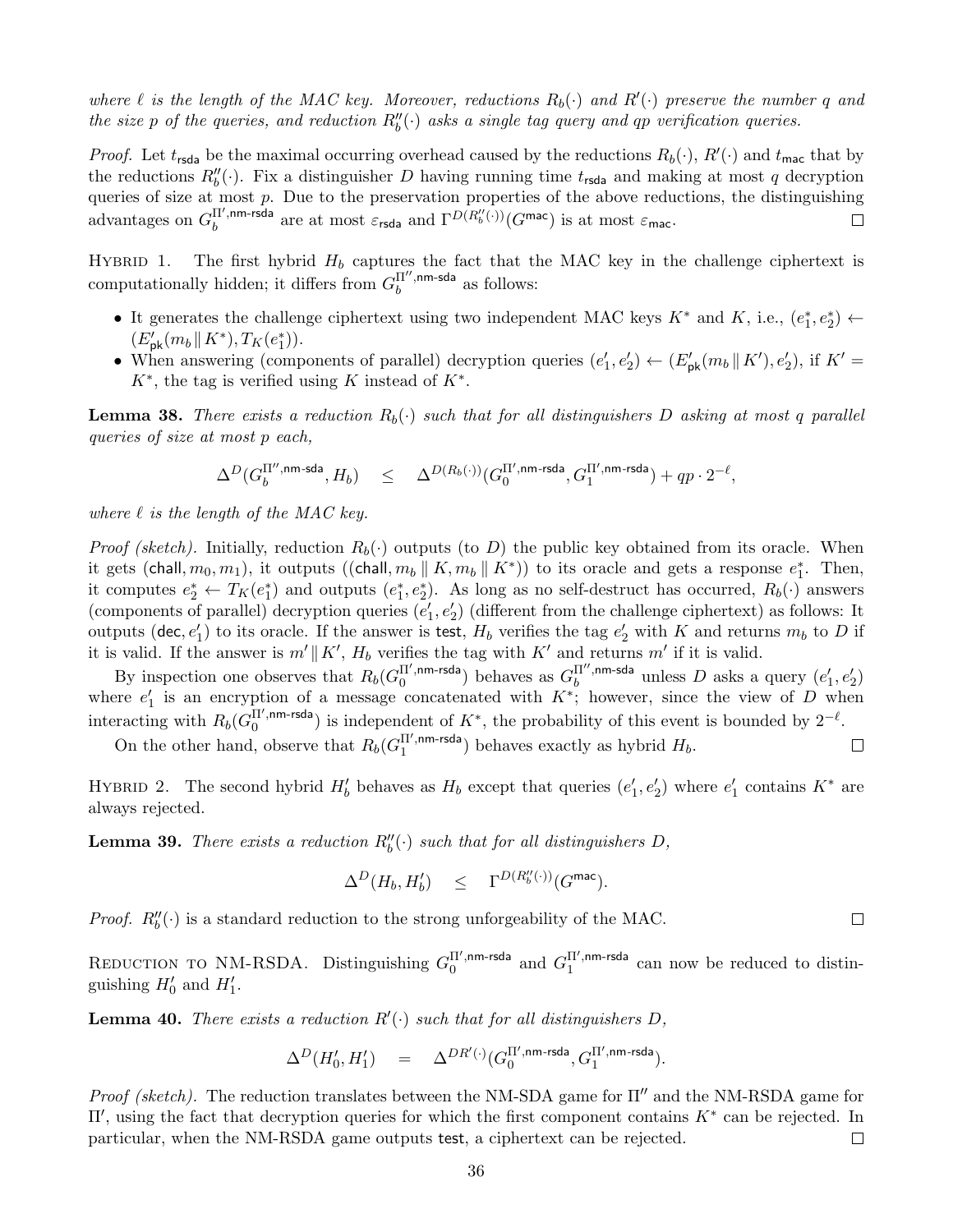*where $\ell$ is the length of the MAC key. Moreover, reductions $R_b(\cdot)$ and $R'(\cdot)$ preserve the number $q$ and the size $p$ of the queries, and reduction $R''_b(\cdot)$ asks a single tag query and $qp$ verification queries.*

*Proof.* Let $t_{\mathsf{rsda}}$ be the maximal occurring overhead caused by the reductions $R_b(\cdot)$, $R'(\cdot)$ and $t_{\mathsf{mac}}$ that by the reductions $R''_b(\cdot)$. Fix a distinguisher $D$ having running time $t_{\mathsf{rsda}}$ and making at most $q$ decryption queries of size at most $p$. Due to the preservation properties of the above reductions, the distinguishing advantages on $G_b^{\Pi',\mathsf{nm\text{-}rsda}}$ are at most $\varepsilon_{\mathsf{rsda}}$ and $\Gamma^{D(R''_b(\cdot))}(G^{\mathsf{mac}})$ is at most $\varepsilon_{\mathsf{mac}}$. □

Hybrid 1. The first hybrid $H_b$ captures the fact that the MAC key in the challenge ciphertext is computationally hidden; it differs from $G_b^{\Pi'',\mathsf{nm\text{-}sda}}$ as follows:

- It generates the challenge ciphertext using two independent MAC keys $K^*$ and $K$, i.e., $(e_1^*, e_2^*) \leftarrow (E'_{\mathsf{pk}}(m_b \,\|\, K^*), T_K(e_1^*))$.
- When answering (components of parallel) decryption queries $(e'_1, e'_2) \leftarrow (E'_{\mathsf{pk}}(m_b \,\|\, K'), e'_2)$, if $K' = K^*$, the tag is verified using $K$ instead of $K^*$.

**Lemma 38.** *There exists a reduction $R_b(\cdot)$ such that for all distinguishers $D$ asking at most $q$ parallel queries of size at most $p$ each,*

$$\Delta^D(G_b^{\Pi'',\mathsf{nm\text{-}sda}}, H_b) \quad \leq \quad \Delta^{D(R_b(\cdot))}(G_0^{\Pi',\mathsf{nm\text{-}rsda}}, G_1^{\Pi',\mathsf{nm\text{-}rsda}}) + qp \cdot 2^{-\ell},$$

*where $\ell$ is the length of the MAC key.*

*Proof (sketch).* Initially, reduction $R_b(\cdot)$ outputs (to $D$) the public key obtained from its oracle. When it gets $(\mathsf{chall}, m_0, m_1)$, it outputs $((\mathsf{chall}, m_b \,\|\, K, m_b \,\|\, K^*))$ to its oracle and gets a response $e_1^*$. Then, it computes $e_2^* \leftarrow T_K(e_1^*)$ and outputs $(e_1^*, e_2^*)$. As long as no self-destruct has occurred, $R_b(\cdot)$ answers (components of parallel) decryption queries $(e'_1, e'_2)$ (different from the challenge ciphertext) as follows: It outputs $(\mathsf{dec}, e'_1)$ to its oracle. If the answer is $\mathsf{test}$, $H_b$ verifies the tag $e'_2$ with $K$ and returns $m_b$ to $D$ if it is valid. If the answer is $m' \,\|\, K'$, $H_b$ verifies the tag with $K'$ and returns $m'$ if it is valid.

By inspection one observes that $R_b(G_0^{\Pi',\mathsf{nm\text{-}rsda}})$ behaves as $G_b^{\Pi'',\mathsf{nm\text{-}sda}}$ unless $D$ asks a query $(e'_1, e'_2)$ where $e'_1$ is an encryption of a message concatenated with $K^*$; however, since the view of $D$ when interacting with $R_b(G_0^{\Pi',\mathsf{nm\text{-}rsda}})$ is independent of $K^*$, the probability of this event is bounded by $2^{-\ell}$.

On the other hand, observe that $R_b(G_1^{\Pi',\mathsf{nm\text{-}rsda}})$ behaves exactly as hybrid $H_b$. □

Hybrid 2. The second hybrid $H'_b$ behaves as $H_b$ except that queries $(e'_1, e'_2)$ where $e'_1$ contains $K^*$ are always rejected.

**Lemma 39.** *There exists a reduction $R''_b(\cdot)$ such that for all distinguishers $D$,*

$$\Delta^D(H_b, H'_b) \quad \leq \quad \Gamma^{D(R''_b(\cdot))}(G^{\mathsf{mac}}).$$

*Proof.* $R''_b(\cdot)$ is a standard reduction to the strong unforgeability of the MAC. □

Reduction to NM-RSDA. Distinguishing $G_0^{\Pi',\mathsf{nm\text{-}rsda}}$ and $G_1^{\Pi',\mathsf{nm\text{-}rsda}}$ can now be reduced to distinguishing $H'_0$ and $H'_1$.

**Lemma 40.** *There exists a reduction $R'(\cdot)$ such that for all distinguishers $D$,*

$$\Delta^D(H'_0, H'_1) \quad = \quad \Delta^{DR'(\cdot)}(G_0^{\Pi',\mathsf{nm\text{-}rsda}}, G_1^{\Pi',\mathsf{nm\text{-}rsda}}).$$

*Proof (sketch).* The reduction translates between the NM-SDA game for $\Pi''$ and the NM-RSDA game for $\Pi'$, using the fact that decryption queries for which the first component contains $K^*$ can be rejected. In particular, when the NM-RSDA game outputs $\mathsf{test}$, a ciphertext can be rejected. □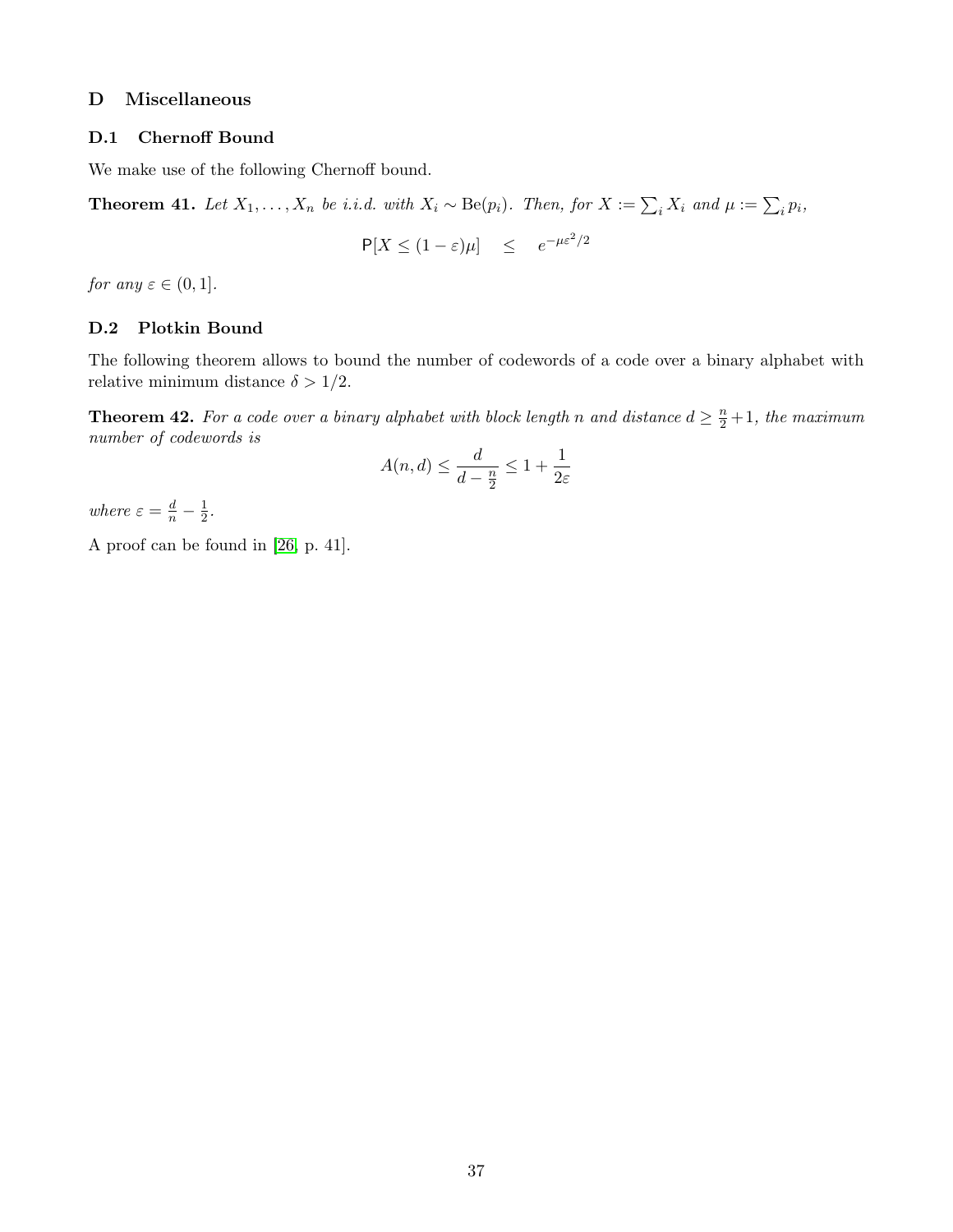## D Miscellaneous

### D.1 Chernoff Bound

We make use of the following Chernoff bound.

**Theorem 41.** *Let $X_1, \ldots, X_n$ be i.i.d. with $X_i \sim \mathrm{Be}(p_i)$. Then, for $X := \sum_i X_i$ and $\mu := \sum_i p_i$,*

$$\mathsf{P}[X \leq (1-\varepsilon)\mu] \quad \leq \quad e^{-\mu\varepsilon^2/2}$$

*for any $\varepsilon \in (0, 1]$.*

### D.2 Plotkin Bound

The following theorem allows to bound the number of codewords of a code over a binary alphabet with relative minimum distance $\delta > 1/2$.

**Theorem 42.** *For a code over a binary alphabet with block length $n$ and distance $d \geq \frac{n}{2} + 1$, the maximum number of codewords is*

$$A(n, d) \leq \frac{d}{d - \frac{n}{2}} \leq 1 + \frac{1}{2\varepsilon}$$

*where $\varepsilon = \frac{d}{n} - \frac{1}{2}$.*

A proof can be found in [26, p. 41].